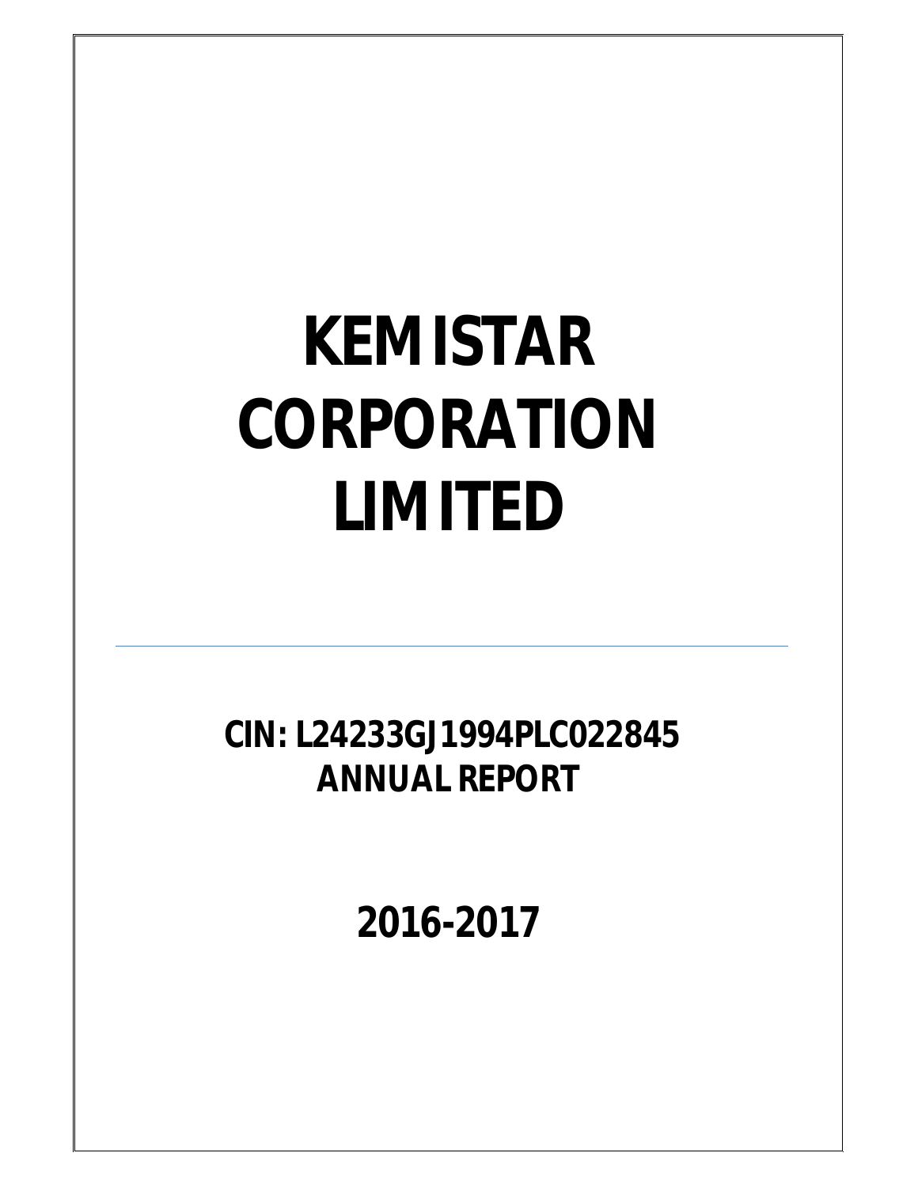# KEMISTAR CORPORATION LIMITED

---

**CIN: L24233GJ1994PLC022845**
**ANNUAL REPORT**

**2016-2017**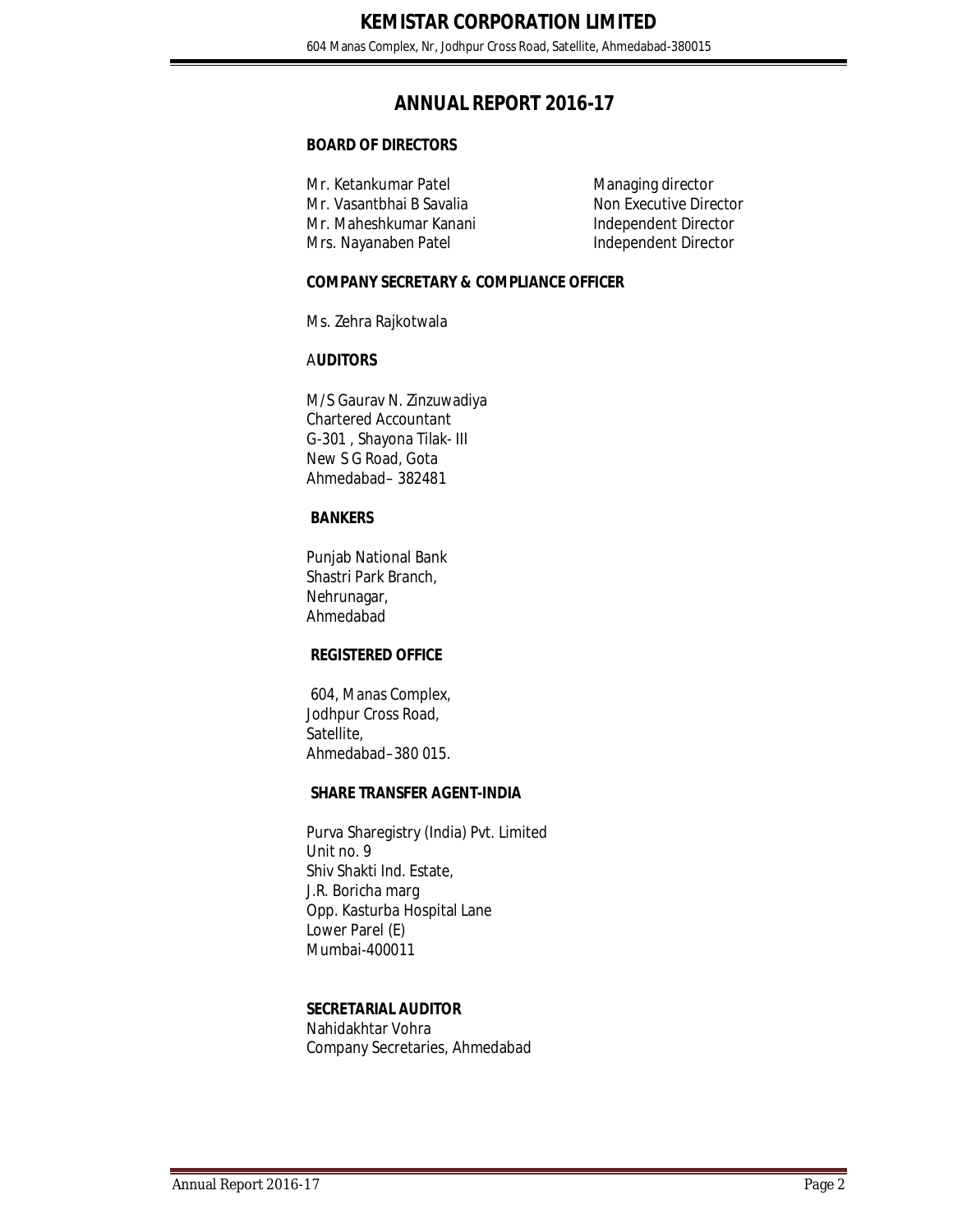# ANNUAL REPORT 2016-17

**BOARD OF DIRECTORS**

| | |
|---|---|
| Mr. Ketankumar Patel | Managing director |
| Mr. Vasantbhai B Savalia | Non Executive Director |
| Mr. Maheshkumar Kanani | Independent Director |
| Mrs. Nayanaben Patel | Independent Director |

**COMPANY SECRETARY & COMPLIANCE OFFICER**

Ms. Zehra Rajkotwala

**AUDITORS**

M/S Gaurav N. Zinzuwadiya
Chartered Accountant
G-301 , Shayona Tilak- III
New S G Road, Gota
Ahmedabad– 382481

**BANKERS**

Punjab National Bank
Shastri Park Branch,
Nehrunagar,
Ahmedabad

**REGISTERED OFFICE**

604, Manas Complex,
Jodhpur Cross Road,
Satellite,
Ahmedabad–380 015.

**SHARE TRANSFER AGENT-INDIA**

Purva Sharegistry (India) Pvt. Limited
Unit no. 9
Shiv Shakti Ind. Estate,
J.R. Boricha marg
Opp. Kasturba Hospital Lane
Lower Parel (E)
Mumbai-400011

**SECRETARIAL AUDITOR**
Nahidakhtar Vohra
Company Secretaries, Ahmedabad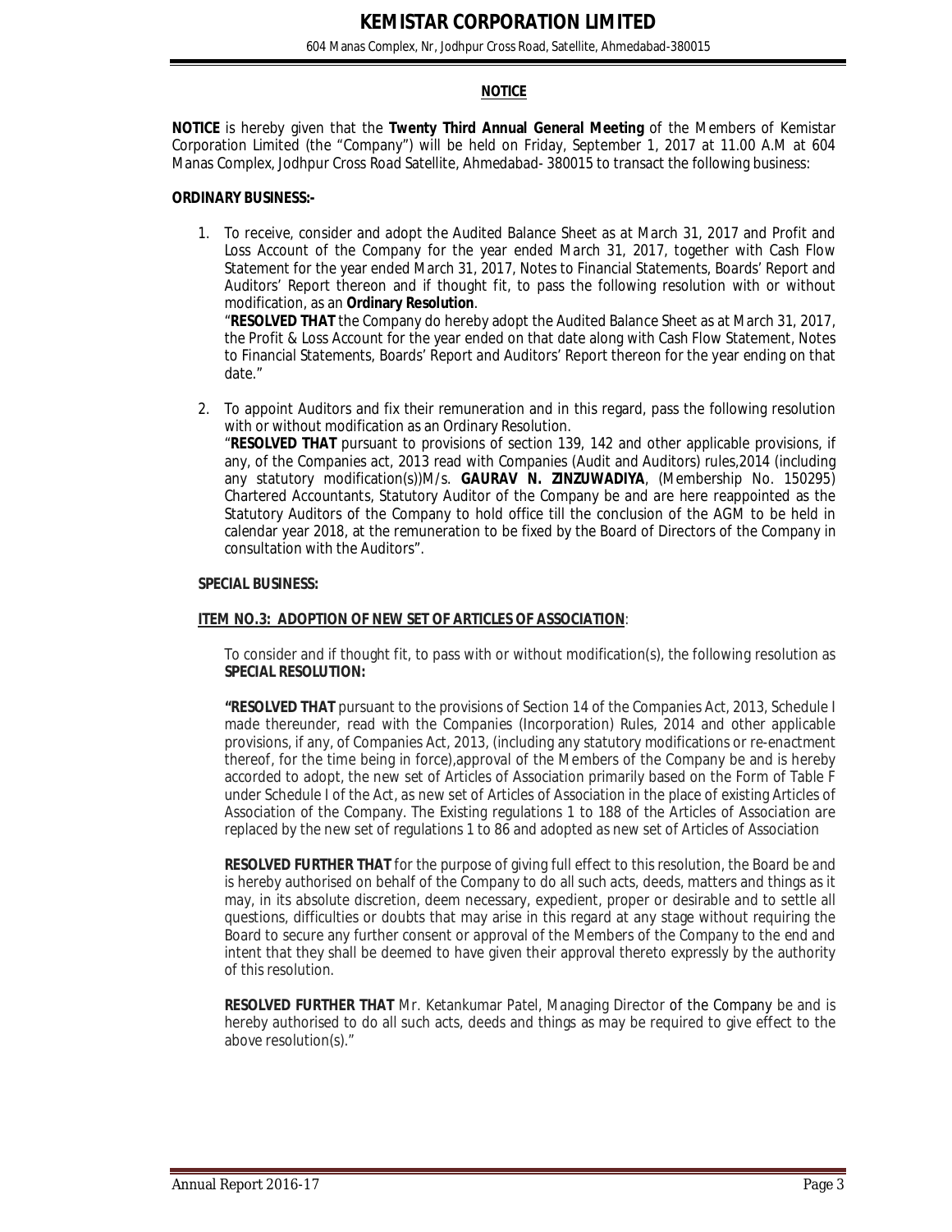## NOTICE

**NOTICE** is hereby given that the **Twenty Third Annual General Meeting** of the Members of Kemistar Corporation Limited (the "Company") will be held on Friday, September 1, 2017 at 11.00 A.M at 604 Manas Complex, Jodhpur Cross Road Satellite, Ahmedabad- 380015 to transact the following business:

**ORDINARY BUSINESS:-**

1. To receive, consider and adopt the Audited Balance Sheet as at March 31, 2017 and Profit and Loss Account of the Company for the year ended March 31, 2017, together with Cash Flow Statement for the year ended March 31, 2017, Notes to Financial Statements, Boards' Report and Auditors' Report thereon and if thought fit, to pass the following resolution with or without modification, as an **Ordinary Resolution**.
   "**RESOLVED THAT** the Company do hereby adopt the Audited Balance Sheet as at March 31, 2017, the Profit & Loss Account for the year ended on that date along with Cash Flow Statement, Notes to Financial Statements, Boards' Report and Auditors' Report thereon for the year ending on that date."

2. To appoint Auditors and fix their remuneration and in this regard, pass the following resolution with or without modification as an Ordinary Resolution.
   "**RESOLVED THAT** pursuant to provisions of section 139, 142 and other applicable provisions, if any, of the Companies act, 2013 read with Companies (Audit and Auditors) rules,2014 (including any statutory modification(s))M/s. **GAURAV N. ZINZUWADIYA**, (Membership No. 150295) Chartered Accountants, Statutory Auditor of the Company be and are here reappointed as the Statutory Auditors of the Company to hold office till the conclusion of the AGM to be held in calendar year 2018, at the remuneration to be fixed by the Board of Directors of the Company in consultation with the Auditors".

**SPECIAL BUSINESS:**

**ITEM NO.3: ADOPTION OF NEW SET OF ARTICLES OF ASSOCIATION**:

To consider and if thought fit, to pass with or without modification(s), the following resolution as **SPECIAL RESOLUTION:**

**"RESOLVED THAT** pursuant to the provisions of Section 14 of the Companies Act, 2013, Schedule I made thereunder, read with the Companies (Incorporation) Rules, 2014 and other applicable provisions, if any, of Companies Act, 2013, (including any statutory modifications or re-enactment thereof, for the time being in force),approval of the Members of the Company be and is hereby accorded to adopt, the new set of Articles of Association primarily based on the Form of Table F under Schedule I of the Act, as new set of Articles of Association in the place of existing Articles of Association of the Company. The Existing regulations 1 to 188 of the Articles of Association are replaced by the new set of regulations 1 to 86 and adopted as new set of Articles of Association

**RESOLVED FURTHER THAT** for the purpose of giving full effect to this resolution, the Board be and is hereby authorised on behalf of the Company to do all such acts, deeds, matters and things as it may, in its absolute discretion, deem necessary, expedient, proper or desirable and to settle all questions, difficulties or doubts that may arise in this regard at any stage without requiring the Board to secure any further consent or approval of the Members of the Company to the end and intent that they shall be deemed to have given their approval thereto expressly by the authority of this resolution.

**RESOLVED FURTHER THAT** Mr. Ketankumar Patel, Managing Director of the Company be and is hereby authorised to do all such acts, deeds and things as may be required to give effect to the above resolution(s)."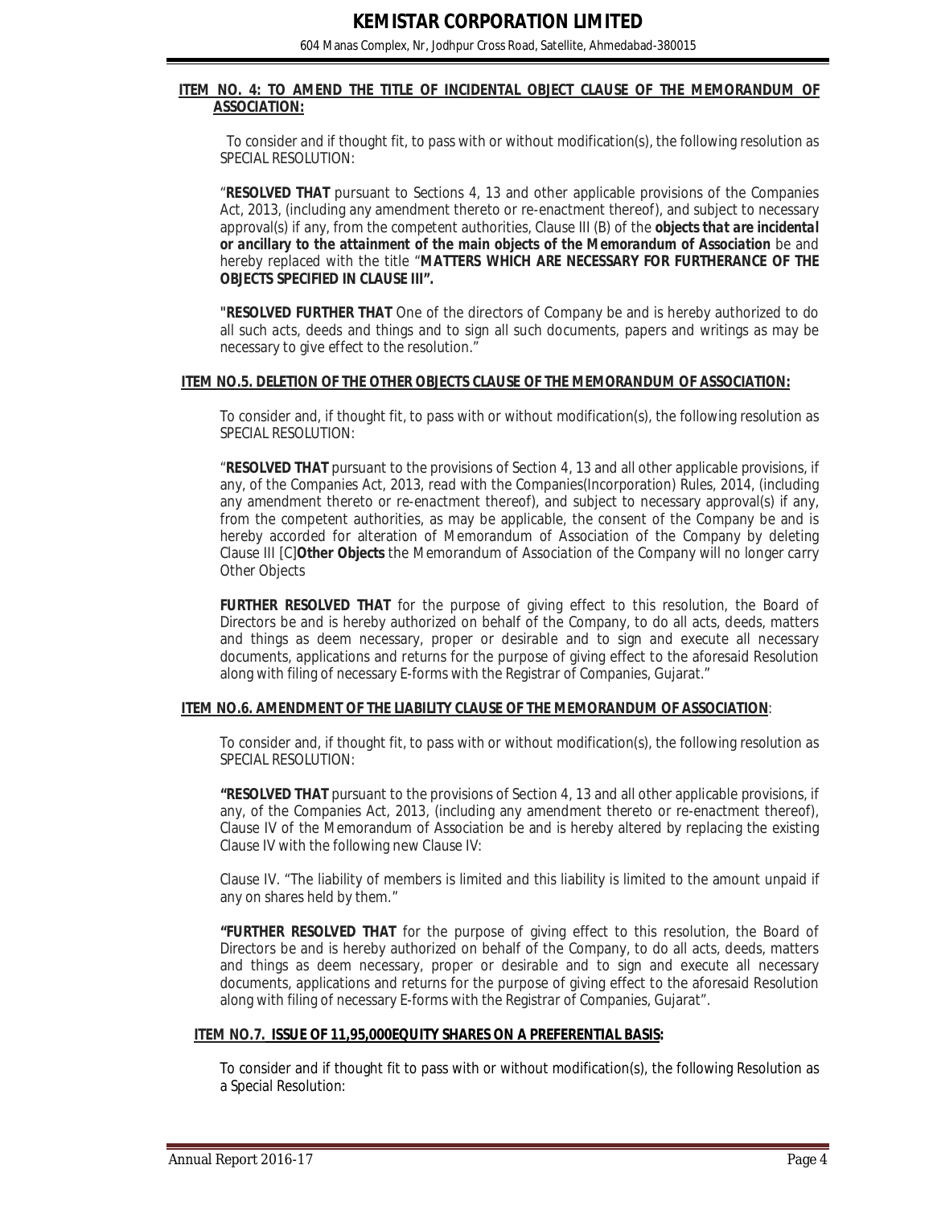**ITEM NO. 4: TO AMEND THE TITLE OF INCIDENTAL OBJECT CLAUSE OF THE MEMORANDUM OF ASSOCIATION:**

To consider and if thought fit, to pass with or without modification(s), the following resolution as SPECIAL RESOLUTION:

"**RESOLVED THAT** pursuant to Sections 4, 13 and other applicable provisions of the Companies Act, 2013, (including any amendment thereto or re-enactment thereof), and subject to necessary approval(s) if any, from the competent authorities, Clause III (B) of the ***objects that are incidental or ancillary to the attainment of the main objects of the Memorandum of Association*** be and hereby replaced with the title "**MATTERS WHICH ARE NECESSARY FOR FURTHERANCE OF THE OBJECTS SPECIFIED IN CLAUSE III".**

"**RESOLVED FURTHER THAT** One of the directors of Company be and is hereby authorized to do all such acts, deeds and things and to sign all such documents, papers and writings as may be necessary to give effect to the resolution."

**ITEM NO.5. DELETION OF THE OTHER OBJECTS CLAUSE OF THE MEMORANDUM OF ASSOCIATION:**

To consider and, if thought fit, to pass with or without modification(s), the following resolution as SPECIAL RESOLUTION:

"**RESOLVED THAT** pursuant to the provisions of Section 4, 13 and all other applicable provisions, if any, of the Companies Act, 2013, read with the Companies(Incorporation) Rules, 2014, (including any amendment thereto or re-enactment thereof), and subject to necessary approval(s) if any, from the competent authorities, as may be applicable, the consent of the Company be and is hereby accorded for alteration of Memorandum of Association of the Company by deleting Clause III [C]**Other Objects** the Memorandum of Association of the Company will no longer carry Other Objects

**FURTHER RESOLVED THAT** for the purpose of giving effect to this resolution, the Board of Directors be and is hereby authorized on behalf of the Company, to do all acts, deeds, matters and things as deem necessary, proper or desirable and to sign and execute all necessary documents, applications and returns for the purpose of giving effect to the aforesaid Resolution along with filing of necessary E-forms with the Registrar of Companies, Gujarat."

**ITEM NO.6. AMENDMENT OF THE LIABILITY CLAUSE OF THE MEMORANDUM OF ASSOCIATION**:

To consider and, if thought fit, to pass with or without modification(s), the following resolution as SPECIAL RESOLUTION:

**"RESOLVED THAT** pursuant to the provisions of Section 4, 13 and all other applicable provisions, if any, of the Companies Act, 2013, (including any amendment thereto or re-enactment thereof), Clause IV of the Memorandum of Association be and is hereby altered by replacing the existing Clause IV with the following new Clause IV:

Clause IV. "The liability of members is limited and this liability is limited to the amount unpaid if any on shares held by them."

**"FURTHER RESOLVED THAT** for the purpose of giving effect to this resolution, the Board of Directors be and is hereby authorized on behalf of the Company, to do all acts, deeds, matters and things as deem necessary, proper or desirable and to sign and execute all necessary documents, applications and returns for the purpose of giving effect to the aforesaid Resolution along with filing of necessary E-forms with the Registrar of Companies, Gujarat".

**ITEM NO.7. ISSUE OF 11,95,000EQUITY SHARES ON A PREFERENTIAL BASIS:**

To consider and if thought fit to pass with or without modification(s), the following Resolution as a Special Resolution: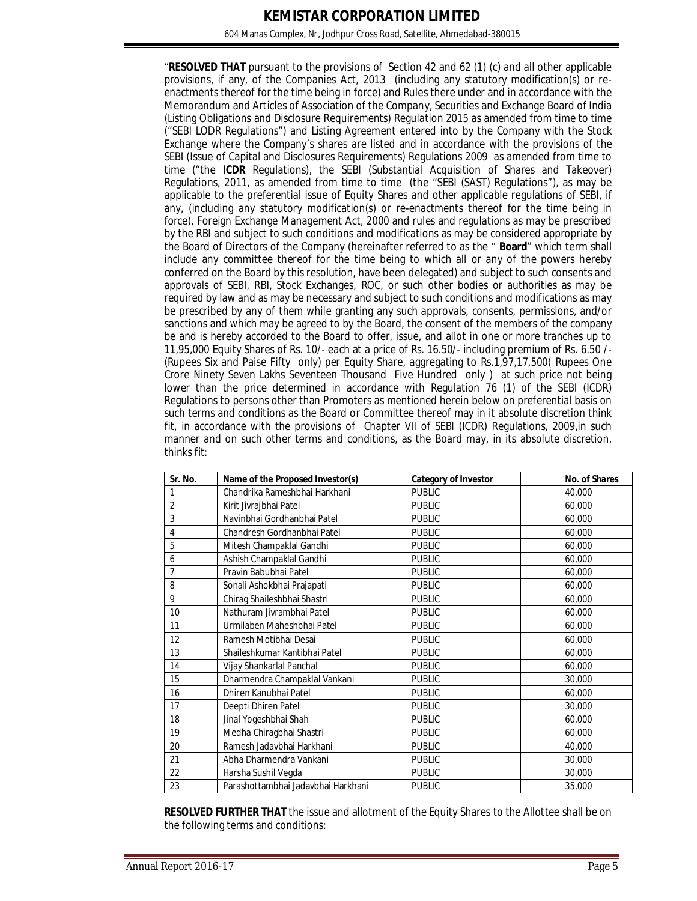"**RESOLVED THAT** pursuant to the provisions of Section 42 and 62 (1) (c) and all other applicable provisions, if any, of the Companies Act, 2013 (including any statutory modification(s) or re-enactments thereof for the time being in force) and Rules there under and in accordance with the Memorandum and Articles of Association of the Company, Securities and Exchange Board of India (Listing Obligations and Disclosure Requirements) Regulation 2015 as amended from time to time ("SEBI LODR Regulations") and Listing Agreement entered into by the Company with the Stock Exchange where the Company's shares are listed and in accordance with the provisions of the SEBI (Issue of Capital and Disclosures Requirements) Regulations 2009 as amended from time to time ("the **ICDR** Regulations), the SEBI (Substantial Acquisition of Shares and Takeover) Regulations, 2011, as amended from time to time (the "SEBI (SAST) Regulations"), as may be applicable to the preferential issue of Equity Shares and other applicable regulations of SEBI, if any, (including any statutory modification(s) or re-enactments thereof for the time being in force), Foreign Exchange Management Act, 2000 and rules and regulations as may be prescribed by the RBI and subject to such conditions and modifications as may be considered appropriate by the Board of Directors of the Company (hereinafter referred to as the " **Board**" which term shall include any committee thereof for the time being to which all or any of the powers hereby conferred on the Board by this resolution, have been delegated) and subject to such consents and approvals of SEBI, RBI, Stock Exchanges, ROC, or such other bodies or authorities as may be required by law and as may be necessary and subject to such conditions and modifications as may be prescribed by any of them while granting any such approvals, consents, permissions, and/or sanctions and which may be agreed to by the Board, the consent of the members of the company be and is hereby accorded to the Board to offer, issue, and allot in one or more tranches up to 11,95,000 Equity Shares of Rs. 10/- each at a price of Rs. 16.50/- including premium of Rs. 6.50 /- (Rupees Six and Paise Fifty only) per Equity Share, aggregating to Rs.1,97,17,500( Rupees One Crore Ninety Seven Lakhs Seventeen Thousand Five Hundred only ) at such price not being lower than the price determined in accordance with Regulation 76 (1) of the SEBI (ICDR) Regulations to persons other than Promoters as mentioned herein below on preferential basis on such terms and conditions as the Board or Committee thereof may in it absolute discretion think fit, in accordance with the provisions of Chapter VII of SEBI (ICDR) Regulations, 2009,in such manner and on such other terms and conditions, as the Board may, in its absolute discretion, thinks fit:

| Sr. No. | Name of the Proposed Investor(s) | Category of Investor | No. of Shares |
|---|---|---|---|
| 1 | Chandrika Rameshbhai Harkhani | PUBLIC | 40,000 |
| 2 | Kirit Jivrajbhai Patel | PUBLIC | 60,000 |
| 3 | Navinbhai Gordhanbhai Patel | PUBLIC | 60,000 |
| 4 | Chandresh Gordhanbhai Patel | PUBLIC | 60,000 |
| 5 | Mitesh Champaklal Gandhi | PUBLIC | 60,000 |
| 6 | Ashish Champaklal Gandhi | PUBLIC | 60,000 |
| 7 | Pravin Babubhai Patel | PUBLIC | 60,000 |
| 8 | Sonali Ashokbhai Prajapati | PUBLIC | 60,000 |
| 9 | Chirag Shaileshbhai Shastri | PUBLIC | 60,000 |
| 10 | Nathuram Jivrambhai Patel | PUBLIC | 60,000 |
| 11 | Urmilaben Maheshbhai Patel | PUBLIC | 60,000 |
| 12 | Ramesh Motibhai Desai | PUBLIC | 60,000 |
| 13 | Shaileshkumar Kantibhai Patel | PUBLIC | 60,000 |
| 14 | Vijay Shankarlal Panchal | PUBLIC | 60,000 |
| 15 | Dharmendra Champaklal Vankani | PUBLIC | 30,000 |
| 16 | Dhiren Kanubhai Patel | PUBLIC | 60,000 |
| 17 | Deepti Dhiren Patel | PUBLIC | 30,000 |
| 18 | Jinal Yogeshbhai Shah | PUBLIC | 60,000 |
| 19 | Medha Chiragbhai Shastri | PUBLIC | 60,000 |
| 20 | Ramesh Jadavbhai Harkhani | PUBLIC | 40,000 |
| 21 | Abha Dharmendra Vankani | PUBLIC | 30,000 |
| 22 | Harsha Sushil Vegda | PUBLIC | 30,000 |
| 23 | Parashottambhai Jadavbhai Harkhani | PUBLIC | 35,000 |

**RESOLVED FURTHER THAT** the issue and allotment of the Equity Shares to the Allottee shall be on the following terms and conditions: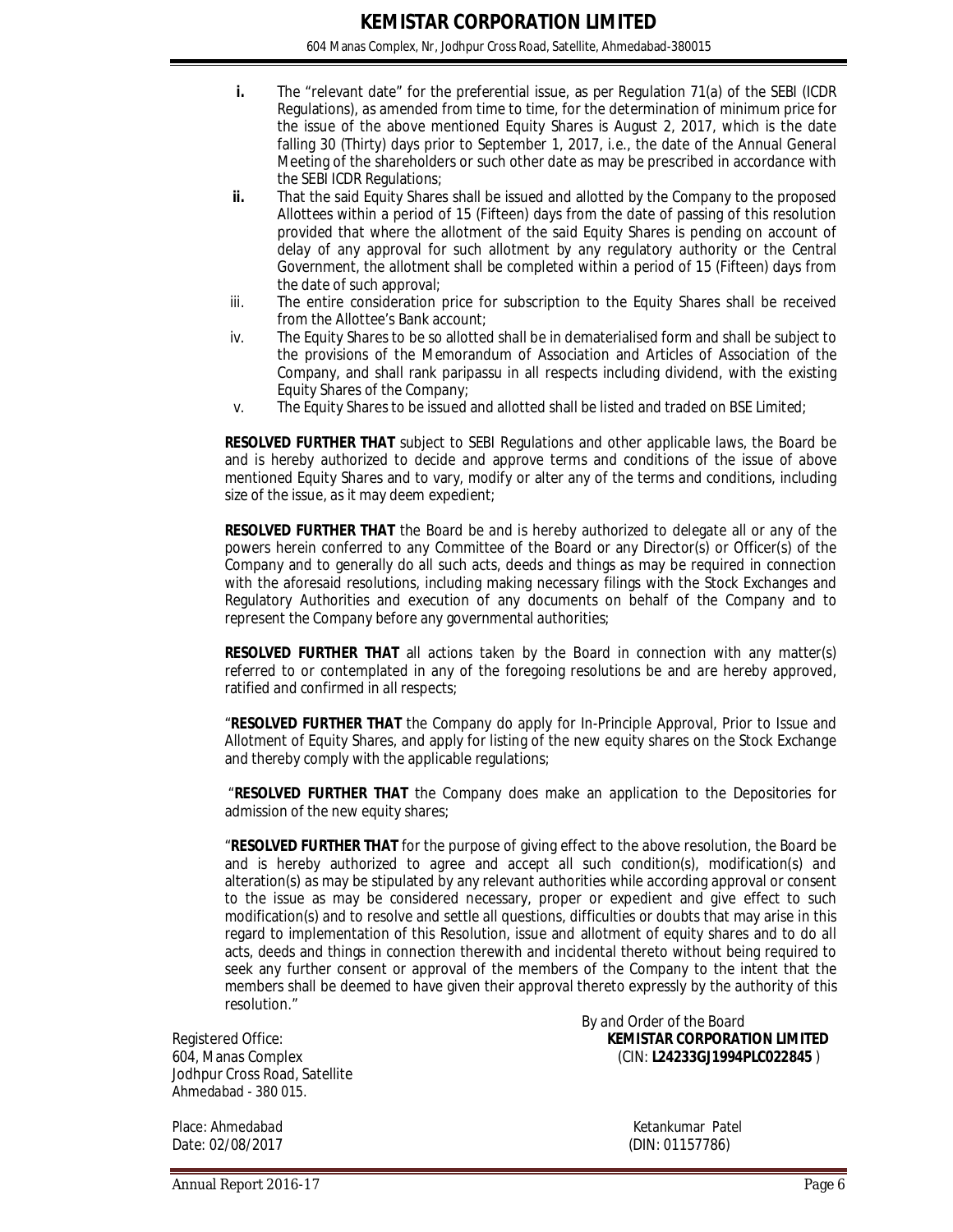i. The "relevant date" for the preferential issue, as per Regulation 71(a) of the SEBI (ICDR Regulations), as amended from time to time, for the determination of minimum price for the issue of the above mentioned Equity Shares is August 2, 2017, which is the date falling 30 (Thirty) days prior to September 1, 2017, i.e., the date of the Annual General Meeting of the shareholders or such other date as may be prescribed in accordance with the SEBI ICDR Regulations;

ii. That the said Equity Shares shall be issued and allotted by the Company to the proposed Allottees within a period of 15 (Fifteen) days from the date of passing of this resolution provided that where the allotment of the said Equity Shares is pending on account of delay of any approval for such allotment by any regulatory authority or the Central Government, the allotment shall be completed within a period of 15 (Fifteen) days from the date of such approval;

iii. The entire consideration price for subscription to the Equity Shares shall be received from the Allottee's Bank account;

iv. The Equity Shares to be so allotted shall be in dematerialised form and shall be subject to the provisions of the Memorandum of Association and Articles of Association of the Company, and shall rank paripassu in all respects including dividend, with the existing Equity Shares of the Company;

v. The Equity Shares to be issued and allotted shall be listed and traded on BSE Limited;

**RESOLVED FURTHER THAT** subject to SEBI Regulations and other applicable laws, the Board be and is hereby authorized to decide and approve terms and conditions of the issue of above mentioned Equity Shares and to vary, modify or alter any of the terms and conditions, including size of the issue, as it may deem expedient;

**RESOLVED FURTHER THAT** the Board be and is hereby authorized to delegate all or any of the powers herein conferred to any Committee of the Board or any Director(s) or Officer(s) of the Company and to generally do all such acts, deeds and things as may be required in connection with the aforesaid resolutions, including making necessary filings with the Stock Exchanges and Regulatory Authorities and execution of any documents on behalf of the Company and to represent the Company before any governmental authorities;

**RESOLVED FURTHER THAT** all actions taken by the Board in connection with any matter(s) referred to or contemplated in any of the foregoing resolutions be and are hereby approved, ratified and confirmed in all respects;

"**RESOLVED FURTHER THAT** the Company do apply for In-Principle Approval, Prior to Issue and Allotment of Equity Shares, and apply for listing of the new equity shares on the Stock Exchange and thereby comply with the applicable regulations;

"**RESOLVED FURTHER THAT** the Company does make an application to the Depositories for admission of the new equity shares;

"**RESOLVED FURTHER THAT** for the purpose of giving effect to the above resolution, the Board be and is hereby authorized to agree and accept all such condition(s), modification(s) and alteration(s) as may be stipulated by any relevant authorities while according approval or consent to the issue as may be considered necessary, proper or expedient and give effect to such modification(s) and to resolve and settle all questions, difficulties or doubts that may arise in this regard to implementation of this Resolution, issue and allotment of equity shares and to do all acts, deeds and things in connection therewith and incidental thereto without being required to seek any further consent or approval of the members of the Company to the intent that the members shall be deemed to have given their approval thereto expressly by the authority of this resolution."

By and Order of the Board
**KEMISTAR CORPORATION LIMITED**
(CIN: **L24233GJ1994PLC022845** )

Registered Office:
604, Manas Complex
Jodhpur Cross Road, Satellite
Ahmedabad - 380 015.

Place: Ahmedabad
Date: 02/08/2017

Ketankumar Patel
(DIN: 01157786)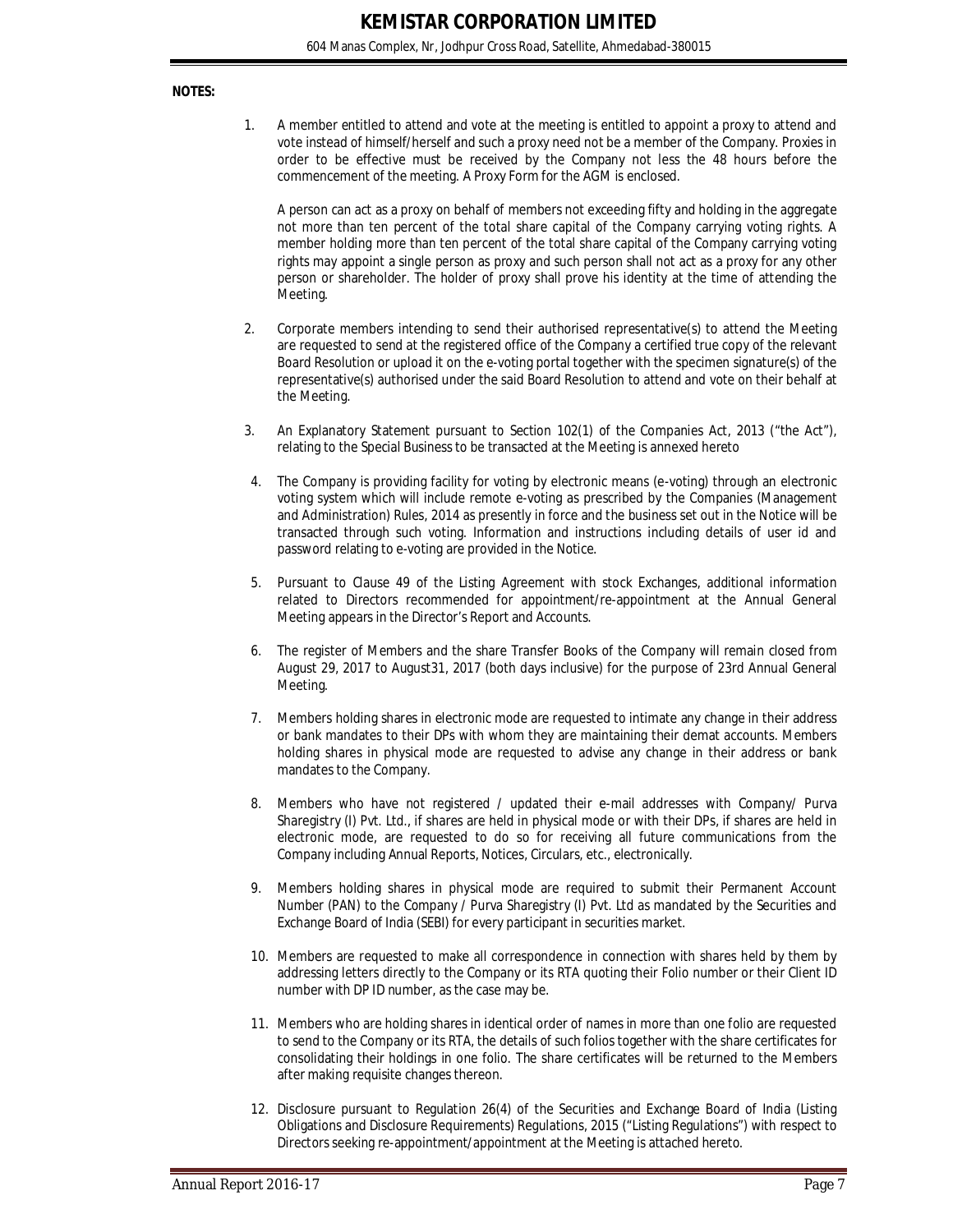**NOTES:**

1. A member entitled to attend and vote at the meeting is entitled to appoint a proxy to attend and vote instead of himself/herself and such a proxy need not be a member of the Company. Proxies in order to be effective must be received by the Company not less the 48 hours before the commencement of the meeting. A Proxy Form for the AGM is enclosed.

   A person can act as a proxy on behalf of members not exceeding fifty and holding in the aggregate not more than ten percent of the total share capital of the Company carrying voting rights. A member holding more than ten percent of the total share capital of the Company carrying voting rights may appoint a single person as proxy and such person shall not act as a proxy for any other person or shareholder. The holder of proxy shall prove his identity at the time of attending the Meeting.

2. Corporate members intending to send their authorised representative(s) to attend the Meeting are requested to send at the registered office of the Company a certified true copy of the relevant Board Resolution or upload it on the e-voting portal together with the specimen signature(s) of the representative(s) authorised under the said Board Resolution to attend and vote on their behalf at the Meeting.

3. An Explanatory Statement pursuant to Section 102(1) of the Companies Act, 2013 ("the Act"), relating to the Special Business to be transacted at the Meeting is annexed hereto

4. The Company is providing facility for voting by electronic means (e-voting) through an electronic voting system which will include remote e-voting as prescribed by the Companies (Management and Administration) Rules, 2014 as presently in force and the business set out in the Notice will be transacted through such voting. Information and instructions including details of user id and password relating to e-voting are provided in the Notice.

5. Pursuant to Clause 49 of the Listing Agreement with stock Exchanges, additional information related to Directors recommended for appointment/re-appointment at the Annual General Meeting appears in the Director's Report and Accounts.

6. The register of Members and the share Transfer Books of the Company will remain closed from August 29, 2017 to August31, 2017 (both days inclusive) for the purpose of 23rd Annual General Meeting.

7. Members holding shares in electronic mode are requested to intimate any change in their address or bank mandates to their DPs with whom they are maintaining their demat accounts. Members holding shares in physical mode are requested to advise any change in their address or bank mandates to the Company.

8. Members who have not registered / updated their e-mail addresses with Company/ Purva Sharegistry (I) Pvt. Ltd., if shares are held in physical mode or with their DPs, if shares are held in electronic mode, are requested to do so for receiving all future communications from the Company including Annual Reports, Notices, Circulars, etc., electronically.

9. Members holding shares in physical mode are required to submit their Permanent Account Number (PAN) to the Company / Purva Sharegistry (I) Pvt. Ltd as mandated by the Securities and Exchange Board of India (SEBI) for every participant in securities market.

10. Members are requested to make all correspondence in connection with shares held by them by addressing letters directly to the Company or its RTA quoting their Folio number or their Client ID number with DP ID number, as the case may be.

11. Members who are holding shares in identical order of names in more than one folio are requested to send to the Company or its RTA, the details of such folios together with the share certificates for consolidating their holdings in one folio. The share certificates will be returned to the Members after making requisite changes thereon.

12. Disclosure pursuant to Regulation 26(4) of the Securities and Exchange Board of India (Listing Obligations and Disclosure Requirements) Regulations, 2015 ("Listing Regulations") with respect to Directors seeking re-appointment/appointment at the Meeting is attached hereto.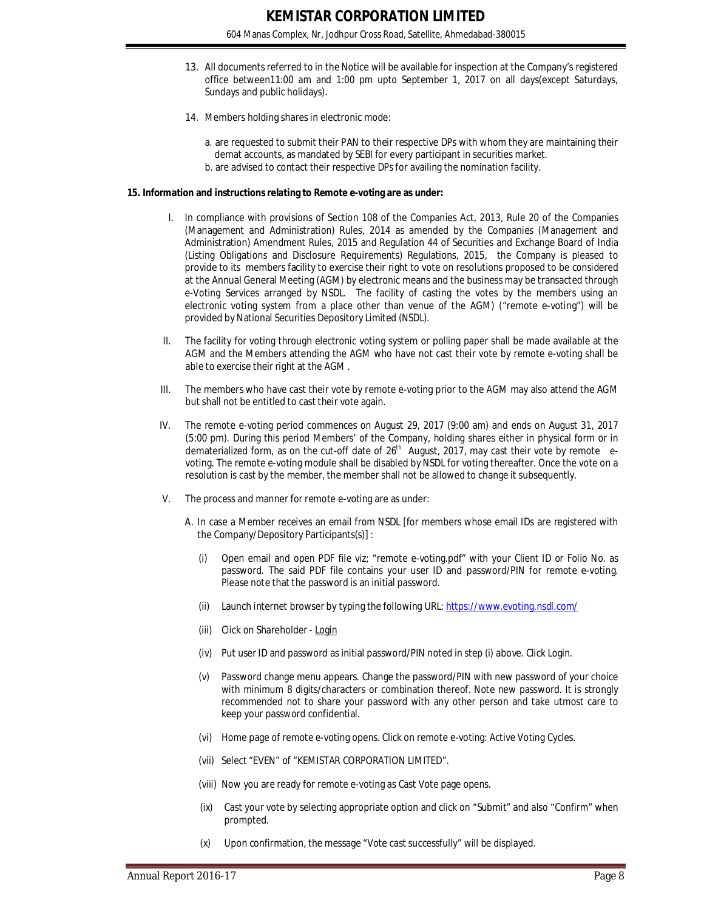13. All documents referred to in the Notice will be available for inspection at the Company's registered office between11:00 am and 1:00 pm upto September 1, 2017 on all days(except Saturdays, Sundays and public holidays).

14. Members holding shares in electronic mode:

    a. are requested to submit their PAN to their respective DPs with whom they are maintaining their demat accounts, as mandated by SEBI for every participant in securities market.
    b. are advised to contact their respective DPs for availing the nomination facility.

**15. Information and instructions relating to Remote e-voting are as under:**

I. In compliance with provisions of Section 108 of the Companies Act, 2013, Rule 20 of the Companies (Management and Administration) Rules, 2014 as amended by the Companies (Management and Administration) Amendment Rules, 2015 and Regulation 44 of Securities and Exchange Board of India (Listing Obligations and Disclosure Requirements) Regulations, 2015, the Company is pleased to provide to its members facility to exercise their right to vote on resolutions proposed to be considered at the Annual General Meeting (AGM) by electronic means and the business may be transacted through e-Voting Services arranged by NSDL. The facility of casting the votes by the members using an electronic voting system from a place other than venue of the AGM) ("remote e-voting") will be provided by National Securities Depository Limited (NSDL).

II. The facility for voting through electronic voting system or polling paper shall be made available at the AGM and the Members attending the AGM who have not cast their vote by remote e-voting shall be able to exercise their right at the AGM .

III. The members who have cast their vote by remote e-voting prior to the AGM may also attend the AGM but shall not be entitled to cast their vote again.

IV. The remote e-voting period commences on August 29, 2017 (9:00 am) and ends on August 31, 2017 (5:00 pm). During this period Members' of the Company, holding shares either in physical form or in dematerialized form, as on the cut-off date of 26th August, 2017, may cast their vote by remote e-voting. The remote e-voting module shall be disabled by NSDL for voting thereafter. Once the vote on a resolution is cast by the member, the member shall not be allowed to change it subsequently.

V. The process and manner for remote e-voting are as under:

   A. In case a Member receives an email from NSDL [for members whose email IDs are registered with the Company/Depository Participants(s)] :

   (i) Open email and open PDF file viz; "remote e-voting.pdf" with your Client ID or Folio No. as password. The said PDF file contains your user ID and password/PIN for remote e-voting. Please note that the password is an initial password.

   (ii) Launch internet browser by typing the following URL: https://www.evoting.nsdl.com/

   (iii) Click on Shareholder - Login

   (iv) Put user ID and password as initial password/PIN noted in step (i) above. Click Login.

   (v) Password change menu appears. Change the password/PIN with new password of your choice with minimum 8 digits/characters or combination thereof. Note new password. It is strongly recommended not to share your password with any other person and take utmost care to keep your password confidential.

   (vi) Home page of remote e-voting opens. Click on remote e-voting: Active Voting Cycles.

   (vii) Select "EVEN" of "KEMISTAR CORPORATION LIMITED".

   (viii) Now you are ready for remote e-voting as Cast Vote page opens.

   (ix) Cast your vote by selecting appropriate option and click on "Submit" and also "Confirm" when prompted.

   (x) Upon confirmation, the message "Vote cast successfully" will be displayed.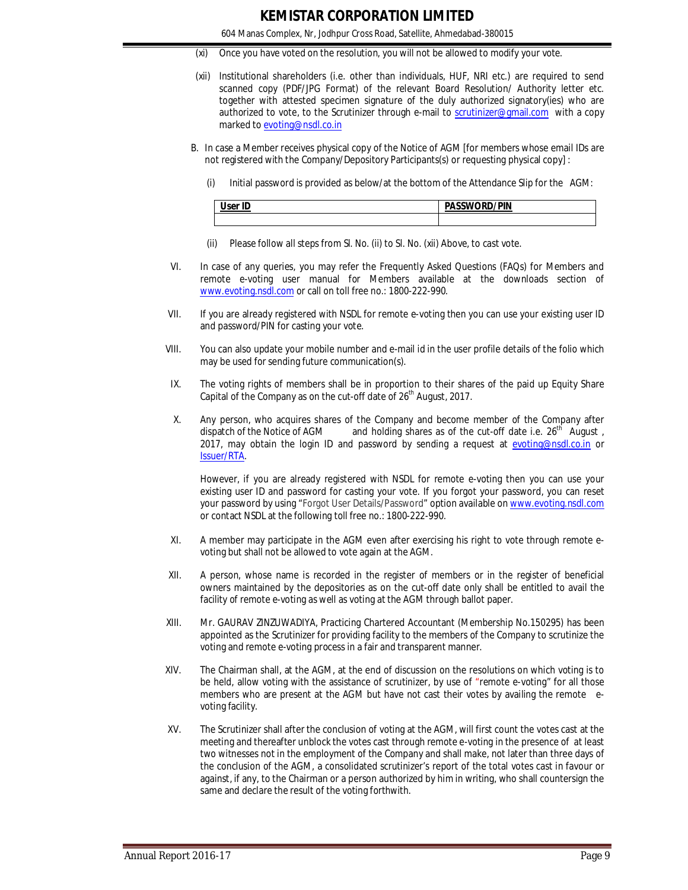(xi) Once you have voted on the resolution, you will not be allowed to modify your vote.

(xii) Institutional shareholders (i.e. other than individuals, HUF, NRI etc.) are required to send scanned copy (PDF/JPG Format) of the relevant Board Resolution/ Authority letter etc. together with attested specimen signature of the duly authorized signatory(ies) who are authorized to vote, to the Scrutinizer through e-mail to scrutinizer@gmail.com with a copy marked to evoting@nsdl.co.in

B. In case a Member receives physical copy of the Notice of AGM [for members whose email IDs are not registered with the Company/Depository Participants(s) or requesting physical copy] :

(i) Initial password is provided as below/at the bottom of the Attendance Slip for the AGM:

| User ID | PASSWORD/PIN |
|---|---|
| | |

(ii) Please follow all steps from Sl. No. (ii) to Sl. No. (xii) Above, to cast vote.

VI. In case of any queries, you may refer the Frequently Asked Questions (FAQs) for Members and remote e-voting user manual for Members available at the downloads section of www.evoting.nsdl.com or call on toll free no.: 1800-222-990.

VII. If you are already registered with NSDL for remote e-voting then you can use your existing user ID and password/PIN for casting your vote.

VIII. You can also update your mobile number and e-mail id in the user profile details of the folio which may be used for sending future communication(s).

IX. The voting rights of members shall be in proportion to their shares of the paid up Equity Share Capital of the Company as on the cut-off date of 26th August, 2017.

X. Any person, who acquires shares of the Company and become member of the Company after dispatch of the Notice of AGM and holding shares as of the cut-off date i.e. 26th August , 2017, may obtain the login ID and password by sending a request at evoting@nsdl.co.in or Issuer/RTA.

However, if you are already registered with NSDL for remote e-voting then you can use your existing user ID and password for casting your vote. If you forgot your password, you can reset your password by using "Forgot User Details/Password" option available on www.evoting.nsdl.com or contact NSDL at the following toll free no.: 1800-222-990.

XI. A member may participate in the AGM even after exercising his right to vote through remote e-voting but shall not be allowed to vote again at the AGM.

XII. A person, whose name is recorded in the register of members or in the register of beneficial owners maintained by the depositories as on the cut-off date only shall be entitled to avail the facility of remote e-voting as well as voting at the AGM through ballot paper.

XIII. Mr. GAURAV ZINZUWADIYA, Practicing Chartered Accountant (Membership No.150295) has been appointed as the Scrutinizer for providing facility to the members of the Company to scrutinize the voting and remote e-voting process in a fair and transparent manner.

XIV. The Chairman shall, at the AGM, at the end of discussion on the resolutions on which voting is to be held, allow voting with the assistance of scrutinizer, by use of "remote e-voting" for all those members who are present at the AGM but have not cast their votes by availing the remote e-voting facility.

XV. The Scrutinizer shall after the conclusion of voting at the AGM, will first count the votes cast at the meeting and thereafter unblock the votes cast through remote e-voting in the presence of at least two witnesses not in the employment of the Company and shall make, not later than three days of the conclusion of the AGM, a consolidated scrutinizer's report of the total votes cast in favour or against, if any, to the Chairman or a person authorized by him in writing, who shall countersign the same and declare the result of the voting forthwith.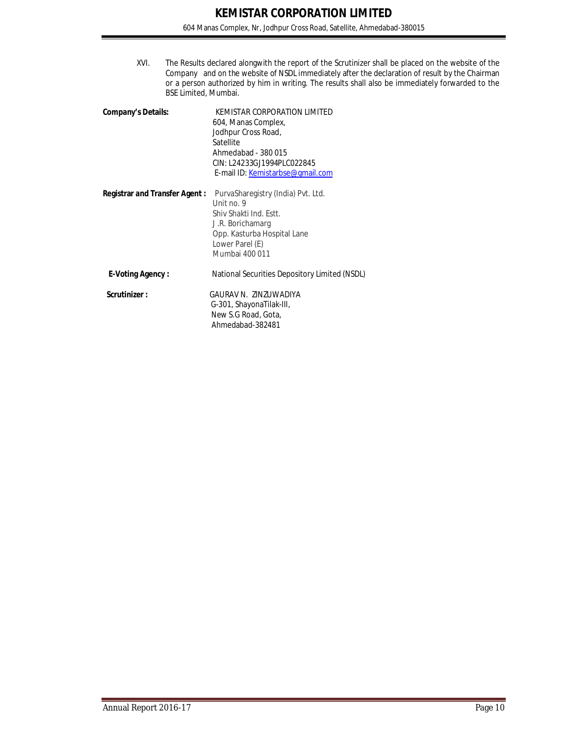XVI. The Results declared alongwith the report of the Scrutinizer shall be placed on the website of the Company and on the website of NSDL immediately after the declaration of result by the Chairman or a person authorized by him in writing. The results shall also be immediately forwarded to the BSE Limited, Mumbai.

**Company's Details:**
KEMISTAR CORPORATION LIMITED
604, Manas Complex,
Jodhpur Cross Road,
Satellite
Ahmedabad - 380 015
CIN: L24233GJ1994PLC022845
E-mail ID: Kemistarbse@gmail.com

**Registrar and Transfer Agent :**
PurvaSharegistry (India) Pvt. Ltd.
Unit no. 9
Shiv Shakti Ind. Estt.
J .R. Borichamarg
Opp. Kasturba Hospital Lane
Lower Parel (E)
Mumbai 400 011

**E-Voting Agency :**
National Securities Depository Limited (NSDL)

**Scrutinizer :**
GAURAV N. ZINZUWADIYA
G-301, ShayonaTilak-III,
New S.G Road, Gota,
Ahmedabad-382481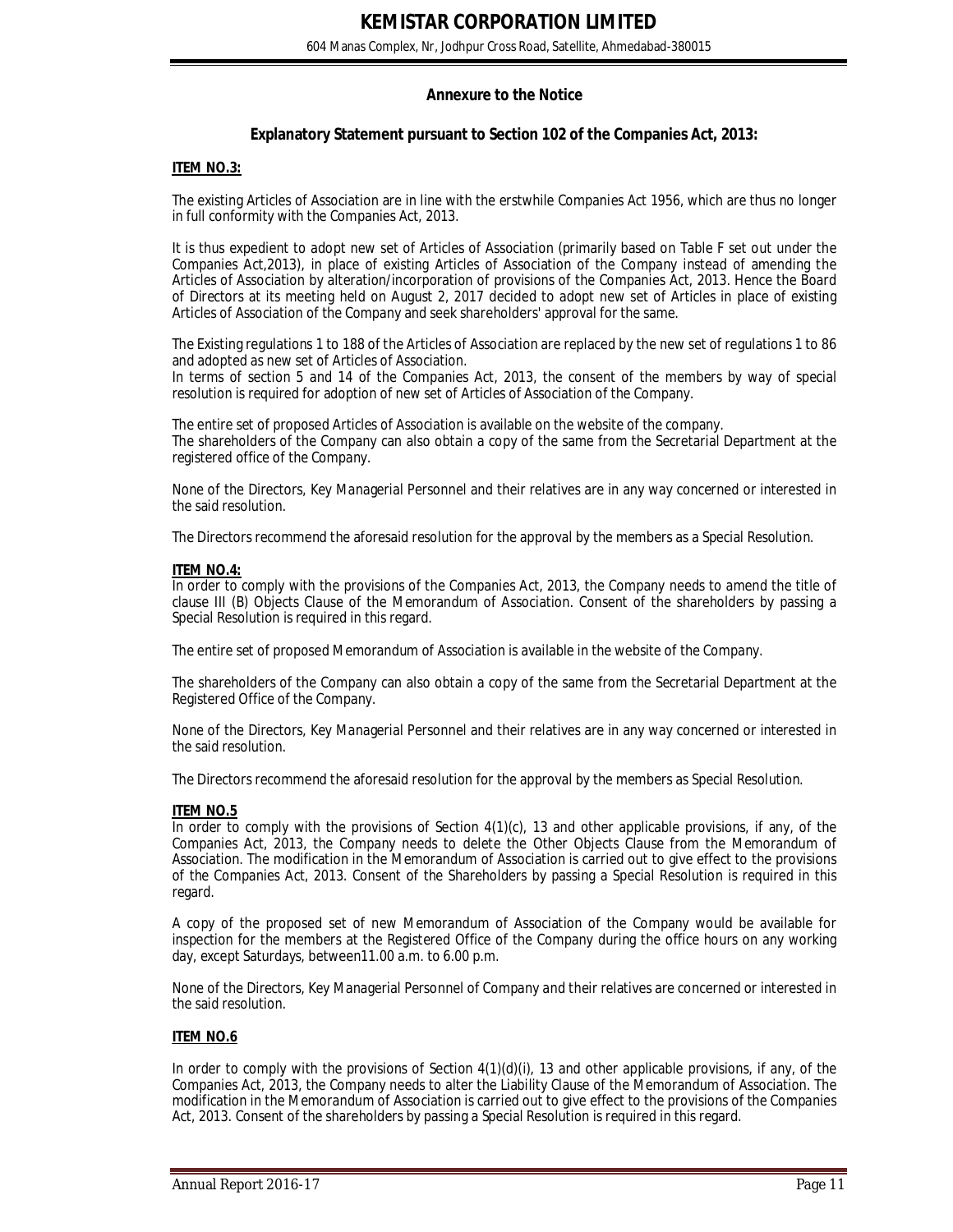## Annexure to the Notice

### Explanatory Statement pursuant to Section 102 of the Companies Act, 2013:

**ITEM NO.3:**

The existing Articles of Association are in line with the erstwhile Companies Act 1956, which are thus no longer in full conformity with the Companies Act, 2013.

It is thus expedient to adopt new set of Articles of Association (primarily based on Table F set out under the Companies Act,2013), in place of existing Articles of Association of the Company instead of amending the Articles of Association by alteration/incorporation of provisions of the Companies Act, 2013. Hence the Board of Directors at its meeting held on August 2, 2017 decided to adopt new set of Articles in place of existing Articles of Association of the Company and seek shareholders' approval for the same.

The Existing regulations 1 to 188 of the Articles of Association are replaced by the new set of regulations 1 to 86 and adopted as new set of Articles of Association.

In terms of section 5 and 14 of the Companies Act, 2013, the consent of the members by way of special resolution is required for adoption of new set of Articles of Association of the Company.

The entire set of proposed Articles of Association is available on the website of the company.

The shareholders of the Company can also obtain a copy of the same from the Secretarial Department at the registered office of the Company.

None of the Directors, Key Managerial Personnel and their relatives are in any way concerned or interested in the said resolution.

The Directors recommend the aforesaid resolution for the approval by the members as a Special Resolution.

**ITEM NO.4:**

In order to comply with the provisions of the Companies Act, 2013, the Company needs to amend the title of clause III (B) Objects Clause of the Memorandum of Association. Consent of the shareholders by passing a Special Resolution is required in this regard.

The entire set of proposed Memorandum of Association is available in the website of the Company.

The shareholders of the Company can also obtain a copy of the same from the Secretarial Department at the Registered Office of the Company.

None of the Directors, Key Managerial Personnel and their relatives are in any way concerned or interested in the said resolution.

The Directors recommend the aforesaid resolution for the approval by the members as Special Resolution.

**ITEM NO.5**

In order to comply with the provisions of Section 4(1)(c), 13 and other applicable provisions, if any, of the Companies Act, 2013, the Company needs to delete the Other Objects Clause from the Memorandum of Association. The modification in the Memorandum of Association is carried out to give effect to the provisions of the Companies Act, 2013. Consent of the Shareholders by passing a Special Resolution is required in this regard.

A copy of the proposed set of new Memorandum of Association of the Company would be available for inspection for the members at the Registered Office of the Company during the office hours on any working day, except Saturdays, between11.00 a.m. to 6.00 p.m.

None of the Directors, Key Managerial Personnel of Company and their relatives are concerned or interested in the said resolution.

**ITEM NO.6**

In order to comply with the provisions of Section 4(1)(d)(i), 13 and other applicable provisions, if any, of the Companies Act, 2013, the Company needs to alter the Liability Clause of the Memorandum of Association. The modification in the Memorandum of Association is carried out to give effect to the provisions of the Companies Act, 2013. Consent of the shareholders by passing a Special Resolution is required in this regard.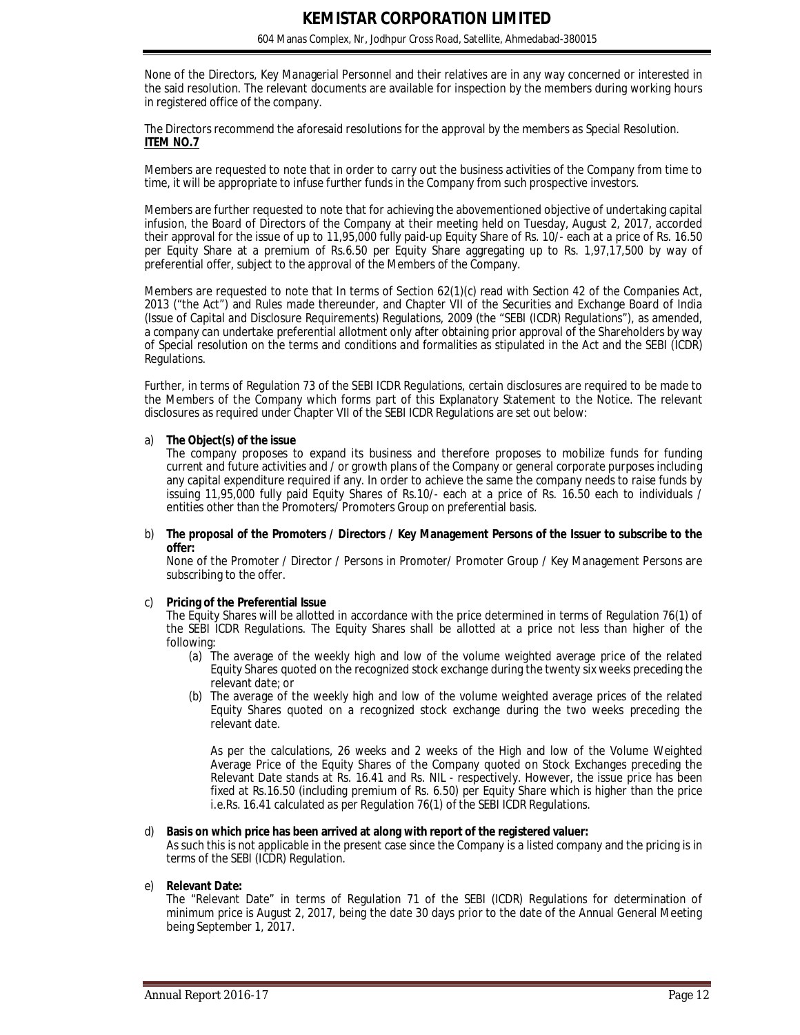None of the Directors, Key Managerial Personnel and their relatives are in any way concerned or interested in the said resolution. The relevant documents are available for inspection by the members during working hours in registered office of the company.

The Directors recommend the aforesaid resolutions for the approval by the members as Special Resolution.

**ITEM NO.7**

Members are requested to note that in order to carry out the business activities of the Company from time to time, it will be appropriate to infuse further funds in the Company from such prospective investors.

Members are further requested to note that for achieving the abovementioned objective of undertaking capital infusion, the Board of Directors of the Company at their meeting held on Tuesday, August 2, 2017, accorded their approval for the issue of up to 11,95,000 fully paid-up Equity Share of Rs. 10/- each at a price of Rs. 16.50 per Equity Share at a premium of Rs.6.50 per Equity Share aggregating up to Rs. 1,97,17,500 by way of preferential offer, subject to the approval of the Members of the Company.

Members are requested to note that In terms of Section 62(1)(c) read with Section 42 of the Companies Act, 2013 ("the Act") and Rules made thereunder, and Chapter VII of the Securities and Exchange Board of India (Issue of Capital and Disclosure Requirements) Regulations, 2009 (the "SEBI (ICDR) Regulations"), as amended, a company can undertake preferential allotment only after obtaining prior approval of the Shareholders by way of Special resolution on the terms and conditions and formalities as stipulated in the Act and the SEBI (ICDR) Regulations.

Further, in terms of Regulation 73 of the SEBI ICDR Regulations, certain disclosures are required to be made to the Members of the Company which forms part of this Explanatory Statement to the Notice. The relevant disclosures as required under Chapter VII of the SEBI ICDR Regulations are set out below:

a) **The Object(s) of the issue**
   The company proposes to expand its business and therefore proposes to mobilize funds for funding current and future activities and / or growth plans of the Company or general corporate purposes including any capital expenditure required if any. In order to achieve the same the company needs to raise funds by issuing 11,95,000 fully paid Equity Shares of Rs.10/- each at a price of Rs. 16.50 each to individuals / entities other than the Promoters/ Promoters Group on preferential basis.

b) **The proposal of the Promoters / Directors / Key Management Persons of the Issuer to subscribe to the offer:**
   None of the Promoter / Director / Persons in Promoter/ Promoter Group / Key Management Persons are subscribing to the offer.

c) **Pricing of the Preferential Issue**
   The Equity Shares will be allotted in accordance with the price determined in terms of Regulation 76(1) of the SEBI ICDR Regulations. The Equity Shares shall be allotted at a price not less than higher of the following:
   (a) The average of the weekly high and low of the volume weighted average price of the related Equity Shares quoted on the recognized stock exchange during the twenty six weeks preceding the relevant date; or
   (b) The average of the weekly high and low of the volume weighted average prices of the related Equity Shares quoted on a recognized stock exchange during the two weeks preceding the relevant date.

   As per the calculations, 26 weeks and 2 weeks of the High and low of the Volume Weighted Average Price of the Equity Shares of the Company quoted on Stock Exchanges preceding the Relevant Date stands at Rs. 16.41 and Rs. NIL - respectively. However, the issue price has been fixed at Rs.16.50 (including premium of Rs. 6.50) per Equity Share which is higher than the price i.e.Rs. 16.41 calculated as per Regulation 76(1) of the SEBI ICDR Regulations.

d) **Basis on which price has been arrived at along with report of the registered valuer:**
   As such this is not applicable in the present case since the Company is a listed company and the pricing is in terms of the SEBI (ICDR) Regulation.

e) **Relevant Date:**
   The "Relevant Date" in terms of Regulation 71 of the SEBI (ICDR) Regulations for determination of minimum price is August 2, 2017, being the date 30 days prior to the date of the Annual General Meeting being September 1, 2017.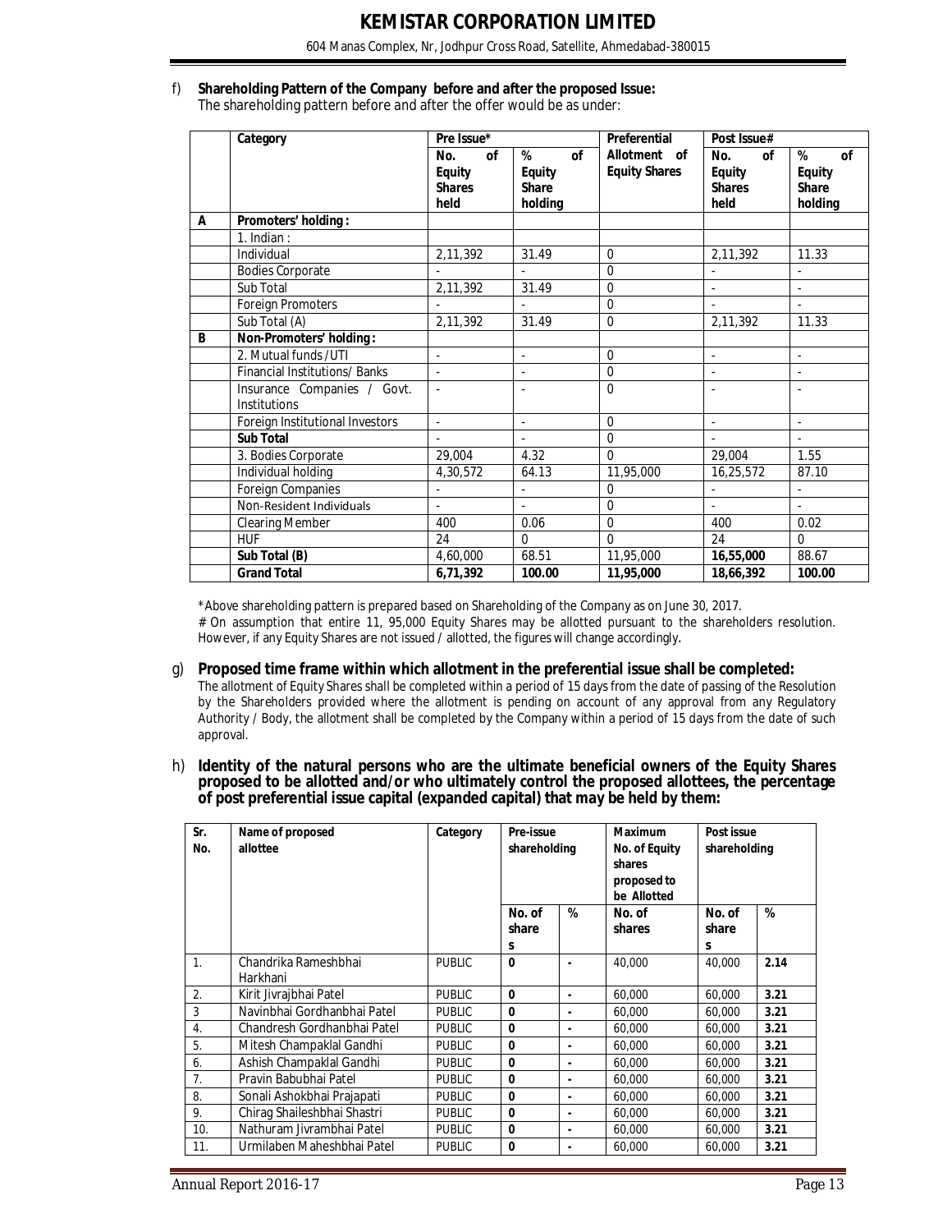f) **Shareholding Pattern of the Company before and after the proposed Issue:**
The shareholding pattern before and after the offer would be as under:

| | Category | Pre Issue* | | Preferential Allotment of Equity Shares | Post Issue# | |
|---|---|---|---|---|---|---|
| | | No. of Equity Shares held | % of Equity Share holding | | No. of Equity Shares held | % of Equity Share holding |
| **A** | **Promoters' holding :** | | | | | |
| | 1. Indian : | | | | | |
| | Individual | 2,11,392 | 31.49 | 0 | 2,11,392 | 11.33 |
| | Bodies Corporate | - | - | 0 | - | - |
| | Sub Total | 2,11,392 | 31.49 | 0 | - | - |
| | Foreign Promoters | - | - | 0 | - | - |
| | Sub Total (A) | 2,11,392 | 31.49 | 0 | 2,11,392 | 11.33 |
| **B** | **Non-Promoters' holding :** | | | | | |
| | 2. Mutual funds /UTI | - | - | 0 | - | - |
| | Financial Institutions/ Banks | - | - | 0 | - | - |
| | Insurance Companies / Govt. Institutions | - | - | 0 | - | - |
| | Foreign Institutional Investors | - | - | 0 | - | - |
| | **Sub Total** | - | - | 0 | - | - |
| | 3. Bodies Corporate | 29,004 | 4.32 | 0 | 29,004 | 1.55 |
| | Individual holding | 4,30,572 | 64.13 | 11,95,000 | 16,25,572 | 87.10 |
| | Foreign Companies | - | - | 0 | - | - |
| | Non-Resident Individuals | - | - | 0 | - | - |
| | Clearing Member | 400 | 0.06 | 0 | 400 | 0.02 |
| | HUF | 24 | 0 | 0 | 24 | 0 |
| | **Sub Total (B)** | 4,60,000 | 68.51 | 11,95,000 | **16,55,000** | 88.67 |
| | **Grand Total** | **6,71,392** | **100.00** | **11,95,000** | **18,66,392** | **100.00** |

*Above shareholding pattern is prepared based on Shareholding of the Company as on June 30, 2017.
# On assumption that entire 11, 95,000 Equity Shares may be allotted pursuant to the shareholders resolution. However, if any Equity Shares are not issued / allotted, the figures will change accordingly.

g) **Proposed time frame within which allotment in the preferential issue shall be completed:**
The allotment of Equity Shares shall be completed within a period of 15 days from the date of passing of the Resolution by the Shareholders provided where the allotment is pending on account of any approval from any Regulatory Authority / Body, the allotment shall be completed by the Company within a period of 15 days from the date of such approval.

h) **Identity of the natural persons who are the ultimate beneficial owners of the Equity Shares proposed to be allotted and/or who ultimately control the proposed allottees, the percentage of post preferential issue capital (expanded capital) that may be held by them:**

| Sr. No. | Name of proposed allottee | Category | Pre-issue shareholding | | Maximum No. of Equity shares proposed to be Allotted | Post issue shareholding | |
|---|---|---|---|---|---|---|---|
| | | | No. of shares | % | No. of shares | No. of shares | % |
| 1. | Chandrika Rameshbhai Harkhani | PUBLIC | **0** | - | 40,000 | 40,000 | **2.14** |
| 2. | Kirit Jivrajbhai Patel | PUBLIC | **0** | - | 60,000 | 60,000 | **3.21** |
| 3 | Navinbhai Gordhanbhai Patel | PUBLIC | **0** | - | 60,000 | 60,000 | **3.21** |
| 4. | Chandresh Gordhanbhai Patel | PUBLIC | **0** | - | 60,000 | 60,000 | **3.21** |
| 5. | Mitesh Champaklal Gandhi | PUBLIC | **0** | - | 60,000 | 60,000 | **3.21** |
| 6. | Ashish Champaklal Gandhi | PUBLIC | **0** | - | 60,000 | 60,000 | **3.21** |
| 7. | Pravin Babubhai Patel | PUBLIC | **0** | - | 60,000 | 60,000 | **3.21** |
| 8. | Sonali Ashokbhai Prajapati | PUBLIC | **0** | - | 60,000 | 60,000 | **3.21** |
| 9. | Chirag Shaileshbhai Shastri | PUBLIC | **0** | - | 60,000 | 60,000 | **3.21** |
| 10. | Nathuram Jivrambhai Patel | PUBLIC | **0** | - | 60,000 | 60,000 | **3.21** |
| 11. | Urmilaben Maheshbhai Patel | PUBLIC | **0** | - | 60,000 | 60,000 | **3.21** |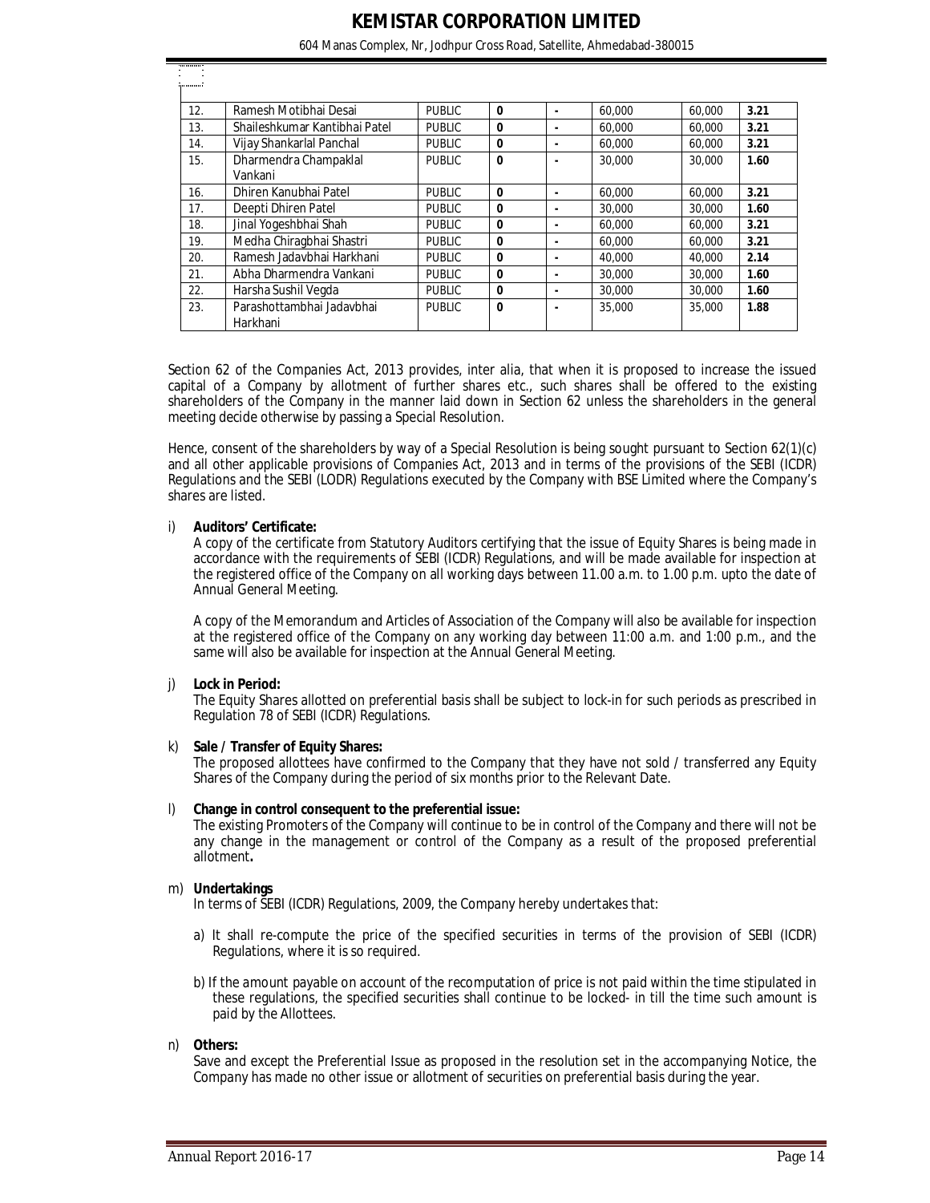| | | | | | | | |
|---|---|---|---|---|---|---|---|
| 12. | Ramesh Motibhai Desai | PUBLIC | **0** | - | 60,000 | 60,000 | **3.21** |
| 13. | Shaileshkumar Kantibhai Patel | PUBLIC | **0** | - | 60,000 | 60,000 | **3.21** |
| 14. | Vijay Shankarlal Panchal | PUBLIC | **0** | - | 60,000 | 60,000 | **3.21** |
| 15. | Dharmendra Champaklal Vankani | PUBLIC | **0** | - | 30,000 | 30,000 | **1.60** |
| 16. | Dhiren Kanubhai Patel | PUBLIC | **0** | - | 60,000 | 60,000 | **3.21** |
| 17. | Deepti Dhiren Patel | PUBLIC | **0** | - | 30,000 | 30,000 | **1.60** |
| 18. | Jinal Yogeshbhai Shah | PUBLIC | **0** | - | 60,000 | 60,000 | **3.21** |
| 19. | Medha Chiragbhai Shastri | PUBLIC | **0** | - | 60,000 | 60,000 | **3.21** |
| 20. | Ramesh Jadavbhai Harkhani | PUBLIC | **0** | - | 40,000 | 40,000 | **2.14** |
| 21. | Abha Dharmendra Vankani | PUBLIC | **0** | - | 30,000 | 30,000 | **1.60** |
| 22. | Harsha Sushil Vegda | PUBLIC | **0** | - | 30,000 | 30,000 | **1.60** |
| 23. | Parashottambhai Jadavbhai Harkhani | PUBLIC | **0** | - | 35,000 | 35,000 | **1.88** |

Section 62 of the Companies Act, 2013 provides, inter alia, that when it is proposed to increase the issued capital of a Company by allotment of further shares etc., such shares shall be offered to the existing shareholders of the Company in the manner laid down in Section 62 unless the shareholders in the general meeting decide otherwise by passing a Special Resolution.

Hence, consent of the shareholders by way of a Special Resolution is being sought pursuant to Section 62(1)(c) and all other applicable provisions of Companies Act, 2013 and in terms of the provisions of the SEBI (ICDR) Regulations and the SEBI (LODR) Regulations executed by the Company with BSE Limited where the Company's shares are listed.

i) **Auditors' Certificate:**

A copy of the certificate from Statutory Auditors certifying that the issue of Equity Shares is being made in accordance with the requirements of SEBI (ICDR) Regulations, and will be made available for inspection at the registered office of the Company on all working days between 11.00 a.m. to 1.00 p.m. upto the date of Annual General Meeting.

A copy of the Memorandum and Articles of Association of the Company will also be available for inspection at the registered office of the Company on any working day between 11:00 a.m. and 1:00 p.m., and the same will also be available for inspection at the Annual General Meeting.

j) **Lock in Period:**

The Equity Shares allotted on preferential basis shall be subject to lock-in for such periods as prescribed in Regulation 78 of SEBI (ICDR) Regulations.

k) **Sale / Transfer of Equity Shares:**

The proposed allottees have confirmed to the Company that they have not sold / transferred any Equity Shares of the Company during the period of six months prior to the Relevant Date.

l) **Change in control consequent to the preferential issue:**

The existing Promoters of the Company will continue to be in control of the Company and there will not be any change in the management or control of the Company as a result of the proposed preferential allotment**.**

m) **Undertakings**

In terms of SEBI (ICDR) Regulations, 2009, the Company hereby undertakes that:

a) It shall re-compute the price of the specified securities in terms of the provision of SEBI (ICDR) Regulations, where it is so required.

b) If the amount payable on account of the recomputation of price is not paid within the time stipulated in these regulations, the specified securities shall continue to be locked- in till the time such amount is paid by the Allottees.

n) **Others:**

Save and except the Preferential Issue as proposed in the resolution set in the accompanying Notice, the Company has made no other issue or allotment of securities on preferential basis during the year.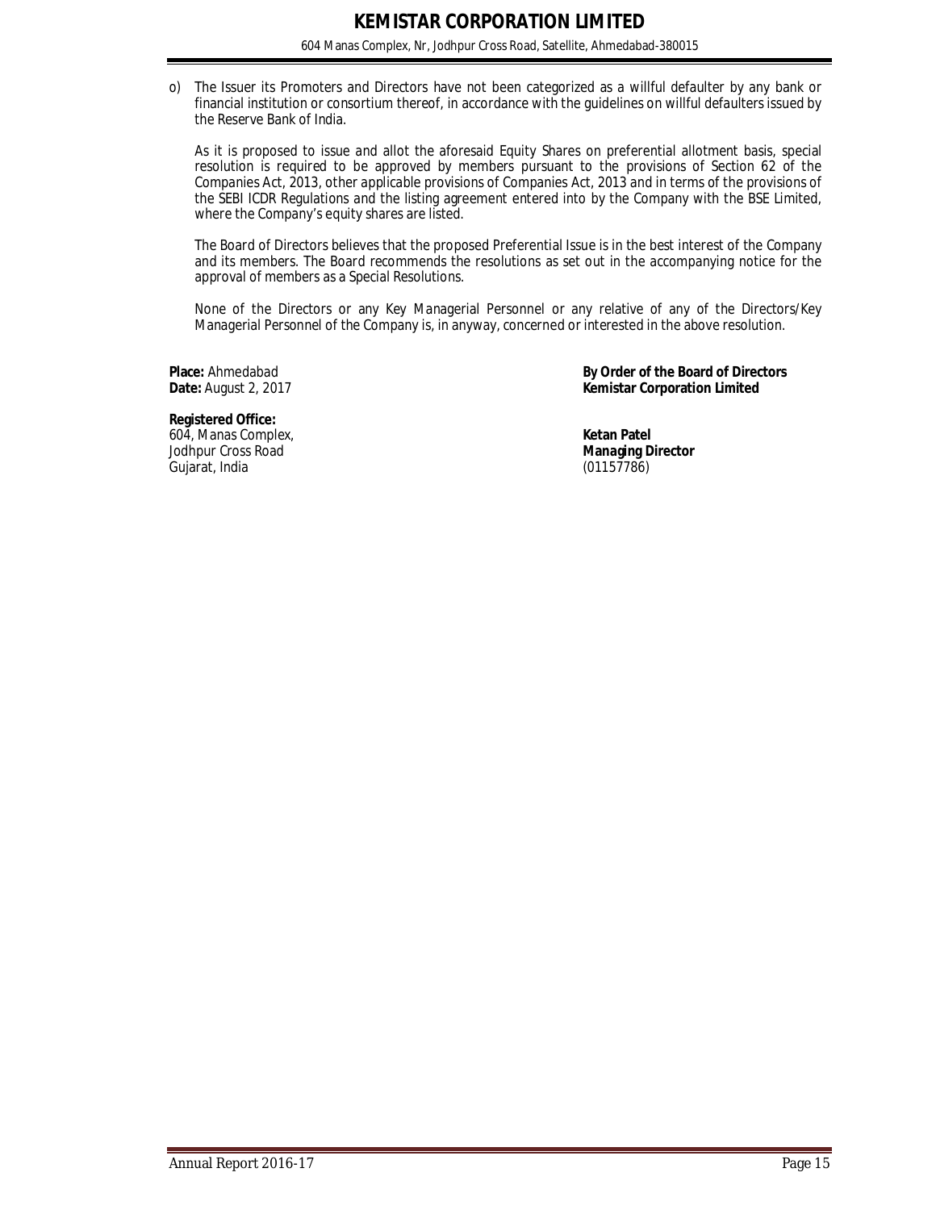o) The Issuer its Promoters and Directors have not been categorized as a willful defaulter by any bank or financial institution or consortium thereof, in accordance with the guidelines on willful defaulters issued by the Reserve Bank of India.

As it is proposed to issue and allot the aforesaid Equity Shares on preferential allotment basis, special resolution is required to be approved by members pursuant to the provisions of Section 62 of the Companies Act, 2013, other applicable provisions of Companies Act, 2013 and in terms of the provisions of the SEBI ICDR Regulations and the listing agreement entered into by the Company with the BSE Limited, where the Company's equity shares are listed.

The Board of Directors believes that the proposed Preferential Issue is in the best interest of the Company and its members. The Board recommends the resolutions as set out in the accompanying notice for the approval of members as a Special Resolutions.

None of the Directors or any Key Managerial Personnel or any relative of any of the Directors/Key Managerial Personnel of the Company is, in anyway, concerned or interested in the above resolution.

**Place:** Ahmedabad
**Date:** August 2, 2017

**Registered Office:**
604, Manas Complex,
Jodhpur Cross Road
Gujarat, India

**By Order of the Board of Directors**
**Kemistar Corporation Limited**

**Ketan Patel**
**Managing Director**
(01157786)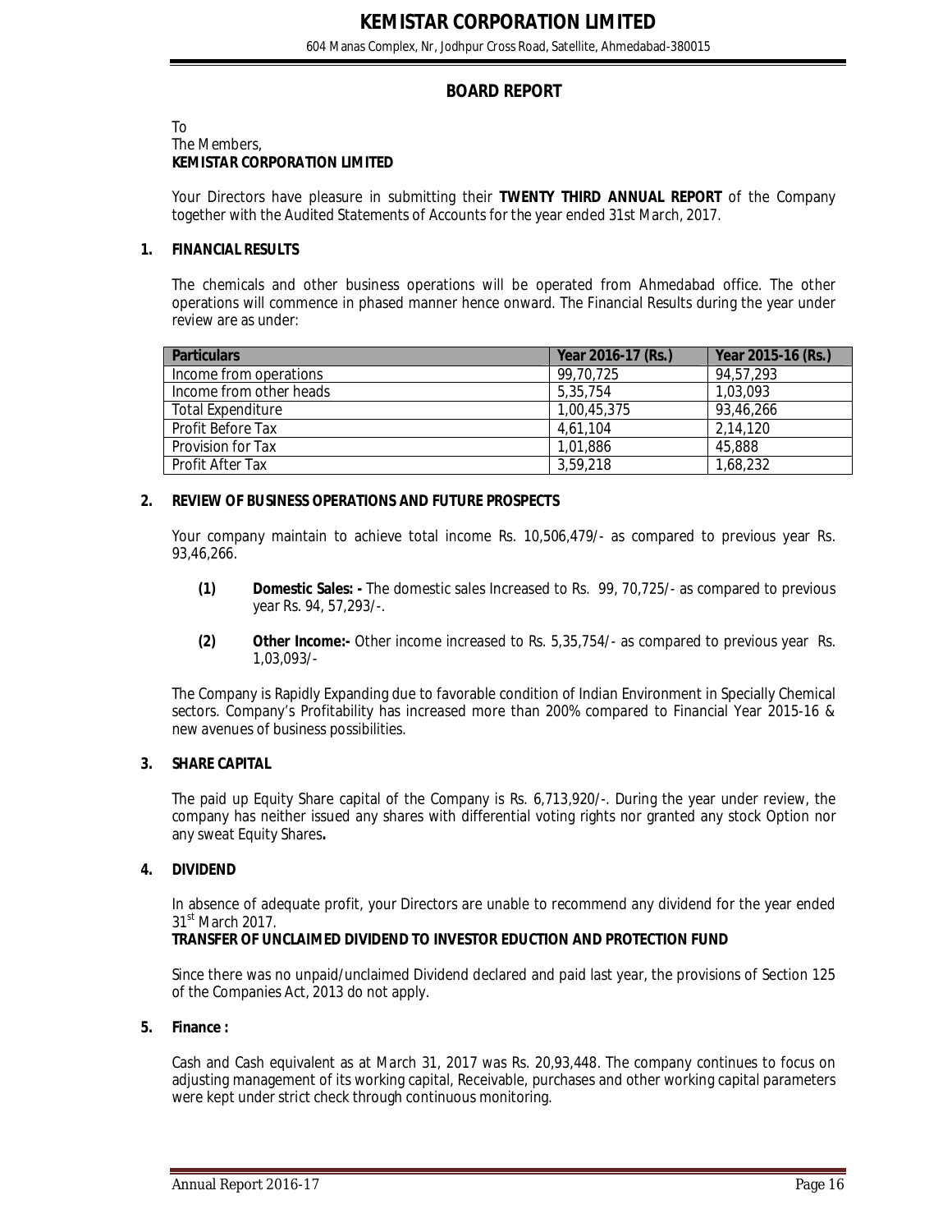# KEMISTAR CORPORATION LIMITED

604 Manas Complex, Nr, Jodhpur Cross Road, Satellite, Ahmedabad-380015

## BOARD REPORT

To
The Members,
**KEMISTAR CORPORATION LIMITED**

Your Directors have pleasure in submitting their **TWENTY THIRD ANNUAL REPORT** of the Company together with the Audited Statements of Accounts for the year ended 31st March, 2017.

### 1. FINANCIAL RESULTS

The chemicals and other business operations will be operated from Ahmedabad office. The other operations will commence in phased manner hence onward. The Financial Results during the year under review are as under:

| Particulars | Year 2016-17 (Rs.) | Year 2015-16 (Rs.) |
|---|---|---|
| Income from operations | 99,70,725 | 94,57,293 |
| Income from other heads | 5,35,754 | 1,03,093 |
| Total Expenditure | 1,00,45,375 | 93,46,266 |
| Profit Before Tax | 4,61,104 | 2,14,120 |
| Provision for Tax | 1,01,886 | 45,888 |
| Profit After Tax | 3,59,218 | 1,68,232 |

### 2. REVIEW OF BUSINESS OPERATIONS AND FUTURE PROSPECTS

Your company maintain to achieve total income Rs. 10,506,479/- as compared to previous year Rs. 93,46,266.

**(1) Domestic Sales: -** The domestic sales Increased to Rs. 99, 70,725/- as compared to previous year Rs. 94, 57,293/-.

**(2) Other Income:-** Other income increased to Rs. 5,35,754/- as compared to previous year Rs. 1,03,093/-

The Company is Rapidly Expanding due to favorable condition of Indian Environment in Specially Chemical sectors. Company's Profitability has increased more than 200% compared to Financial Year 2015-16 & new avenues of business possibilities.

### 3. SHARE CAPITAL

The paid up Equity Share capital of the Company is Rs. 6,713,920/-. During the year under review, the company has neither issued any shares with differential voting rights nor granted any stock Option nor any sweat Equity Shares**.**

### 4. DIVIDEND

In absence of adequate profit, your Directors are unable to recommend any dividend for the year ended 31st March 2017.

**TRANSFER OF UNCLAIMED DIVIDEND TO INVESTOR EDUCTION AND PROTECTION FUND**

Since there was no unpaid/unclaimed Dividend declared and paid last year, the provisions of Section 125 of the Companies Act, 2013 do not apply.

### 5. Finance :

Cash and Cash equivalent as at March 31, 2017 was Rs. 20,93,448. The company continues to focus on adjusting management of its working capital, Receivable, purchases and other working capital parameters were kept under strict check through continuous monitoring.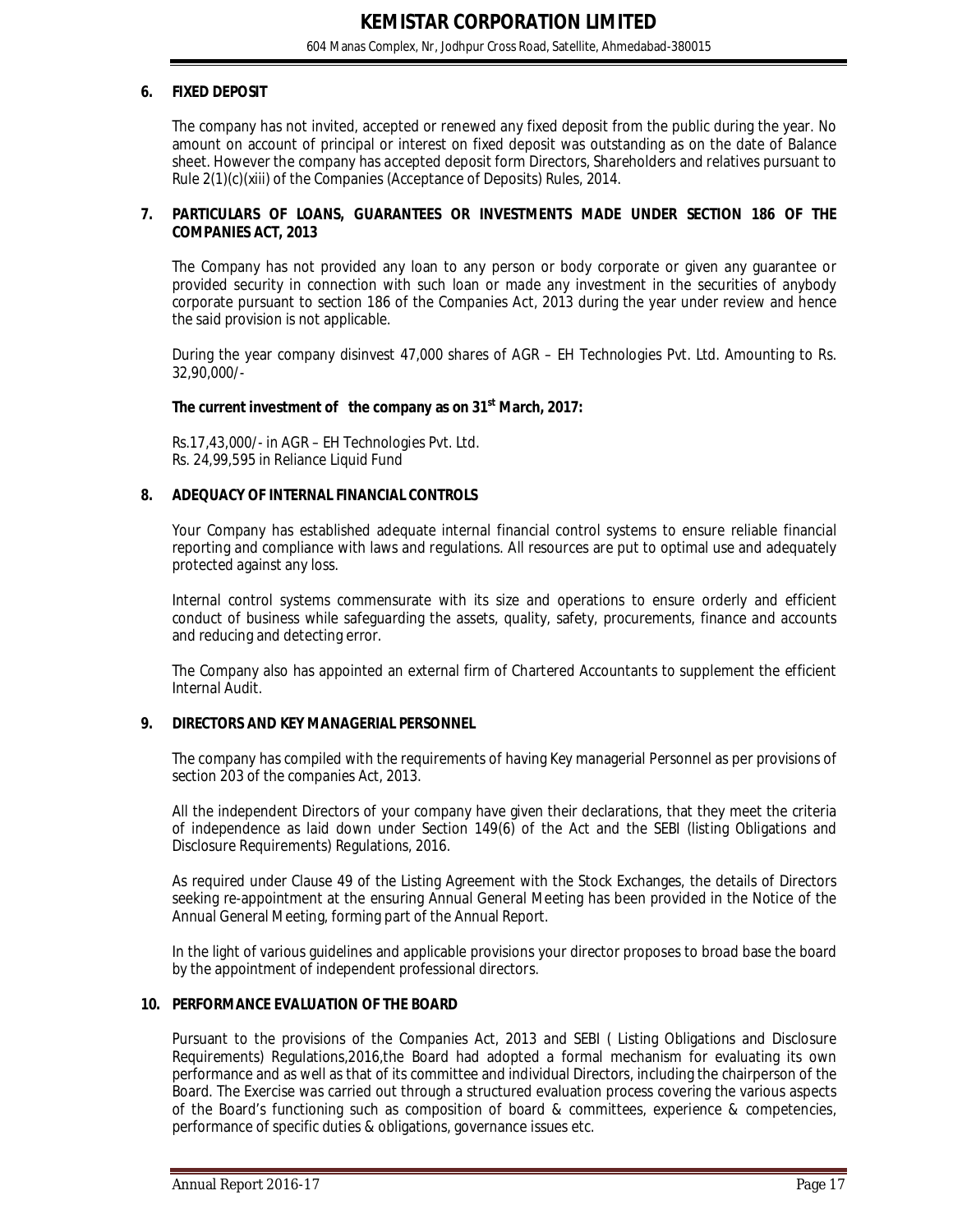## 6. FIXED DEPOSIT

The company has not invited, accepted or renewed any fixed deposit from the public during the year. No amount on account of principal or interest on fixed deposit was outstanding as on the date of Balance sheet. However the company has accepted deposit form Directors, Shareholders and relatives pursuant to Rule 2(1)(c)(xiii) of the Companies (Acceptance of Deposits) Rules, 2014.

## 7. PARTICULARS OF LOANS, GUARANTEES OR INVESTMENTS MADE UNDER SECTION 186 OF THE COMPANIES ACT, 2013

The Company has not provided any loan to any person or body corporate or given any guarantee or provided security in connection with such loan or made any investment in the securities of anybody corporate pursuant to section 186 of the Companies Act, 2013 during the year under review and hence the said provision is not applicable.

During the year company disinvest 47,000 shares of AGR – EH Technologies Pvt. Ltd. Amounting to Rs. 32,90,000/-

**The current investment of the company as on 31st March, 2017:**

Rs.17,43,000/- in AGR – EH Technologies Pvt. Ltd.
Rs. 24,99,595 in Reliance Liquid Fund

## 8. ADEQUACY OF INTERNAL FINANCIAL CONTROLS

Your Company has established adequate internal financial control systems to ensure reliable financial reporting and compliance with laws and regulations. All resources are put to optimal use and adequately protected against any loss.

Internal control systems commensurate with its size and operations to ensure orderly and efficient conduct of business while safeguarding the assets, quality, safety, procurements, finance and accounts and reducing and detecting error.

The Company also has appointed an external firm of Chartered Accountants to supplement the efficient Internal Audit.

## 9. DIRECTORS AND KEY MANAGERIAL PERSONNEL

The company has compiled with the requirements of having Key managerial Personnel as per provisions of section 203 of the companies Act, 2013.

All the independent Directors of your company have given their declarations, that they meet the criteria of independence as laid down under Section 149(6) of the Act and the SEBI (listing Obligations and Disclosure Requirements) Regulations, 2016.

As required under Clause 49 of the Listing Agreement with the Stock Exchanges, the details of Directors seeking re-appointment at the ensuring Annual General Meeting has been provided in the Notice of the Annual General Meeting, forming part of the Annual Report.

In the light of various guidelines and applicable provisions your director proposes to broad base the board by the appointment of independent professional directors.

## 10. PERFORMANCE EVALUATION OF THE BOARD

Pursuant to the provisions of the Companies Act, 2013 and SEBI ( Listing Obligations and Disclosure Requirements) Regulations,2016,the Board had adopted a formal mechanism for evaluating its own performance and as well as that of its committee and individual Directors, including the chairperson of the Board. The Exercise was carried out through a structured evaluation process covering the various aspects of the Board's functioning such as composition of board & committees, experience & competencies, performance of specific duties & obligations, governance issues etc.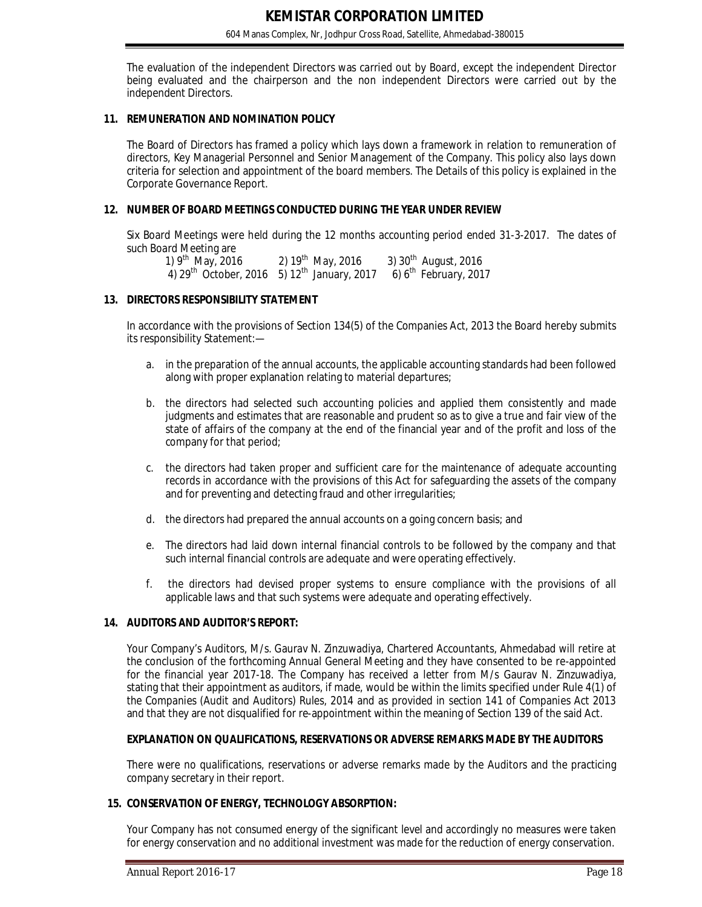The evaluation of the independent Directors was carried out by Board, except the independent Director being evaluated and the chairperson and the non independent Directors were carried out by the independent Directors.

## 11. REMUNERATION AND NOMINATION POLICY

The Board of Directors has framed a policy which lays down a framework in relation to remuneration of directors, Key Managerial Personnel and Senior Management of the Company. This policy also lays down criteria for selection and appointment of the board members. The Details of this policy is explained in the Corporate Governance Report.

## 12. NUMBER OF BOARD MEETINGS CONDUCTED DURING THE YEAR UNDER REVIEW

Six Board Meetings were held during the 12 months accounting period ended 31-3-2017. The dates of such Board Meeting are

1) 9th May, 2016 2) 19th May, 2016 3) 30th August, 2016
4) 29th October, 2016 5) 12th January, 2017 6) 6th February, 2017

## 13. DIRECTORS RESPONSIBILITY STATEMENT

In accordance with the provisions of Section 134(5) of the Companies Act, 2013 the Board hereby submits its responsibility Statement:—

a. in the preparation of the annual accounts, the applicable accounting standards had been followed along with proper explanation relating to material departures;

b. the directors had selected such accounting policies and applied them consistently and made judgments and estimates that are reasonable and prudent so as to give a true and fair view of the state of affairs of the company at the end of the financial year and of the profit and loss of the company for that period;

c. the directors had taken proper and sufficient care for the maintenance of adequate accounting records in accordance with the provisions of this Act for safeguarding the assets of the company and for preventing and detecting fraud and other irregularities;

d. the directors had prepared the annual accounts on a going concern basis; and

e. The directors had laid down internal financial controls to be followed by the company and that such internal financial controls are adequate and were operating effectively.

f. the directors had devised proper systems to ensure compliance with the provisions of all applicable laws and that such systems were adequate and operating effectively.

## 14. AUDITORS AND AUDITOR'S REPORT:

Your Company's Auditors, M/s. Gaurav N. Zinzuwadiya, Chartered Accountants, Ahmedabad will retire at the conclusion of the forthcoming Annual General Meeting and they have consented to be re-appointed for the financial year 2017-18. The Company has received a letter from M/s Gaurav N. Zinzuwadiya, stating that their appointment as auditors, if made, would be within the limits specified under Rule 4(1) of the Companies (Audit and Auditors) Rules, 2014 and as provided in section 141 of Companies Act 2013 and that they are not disqualified for re-appointment within the meaning of Section 139 of the said Act.

### EXPLANATION ON QUALIFICATIONS, RESERVATIONS OR ADVERSE REMARKS MADE BY THE AUDITORS

There were no qualifications, reservations or adverse remarks made by the Auditors and the practicing company secretary in their report.

## 15. CONSERVATION OF ENERGY, TECHNOLOGY ABSORPTION:

Your Company has not consumed energy of the significant level and accordingly no measures were taken for energy conservation and no additional investment was made for the reduction of energy conservation.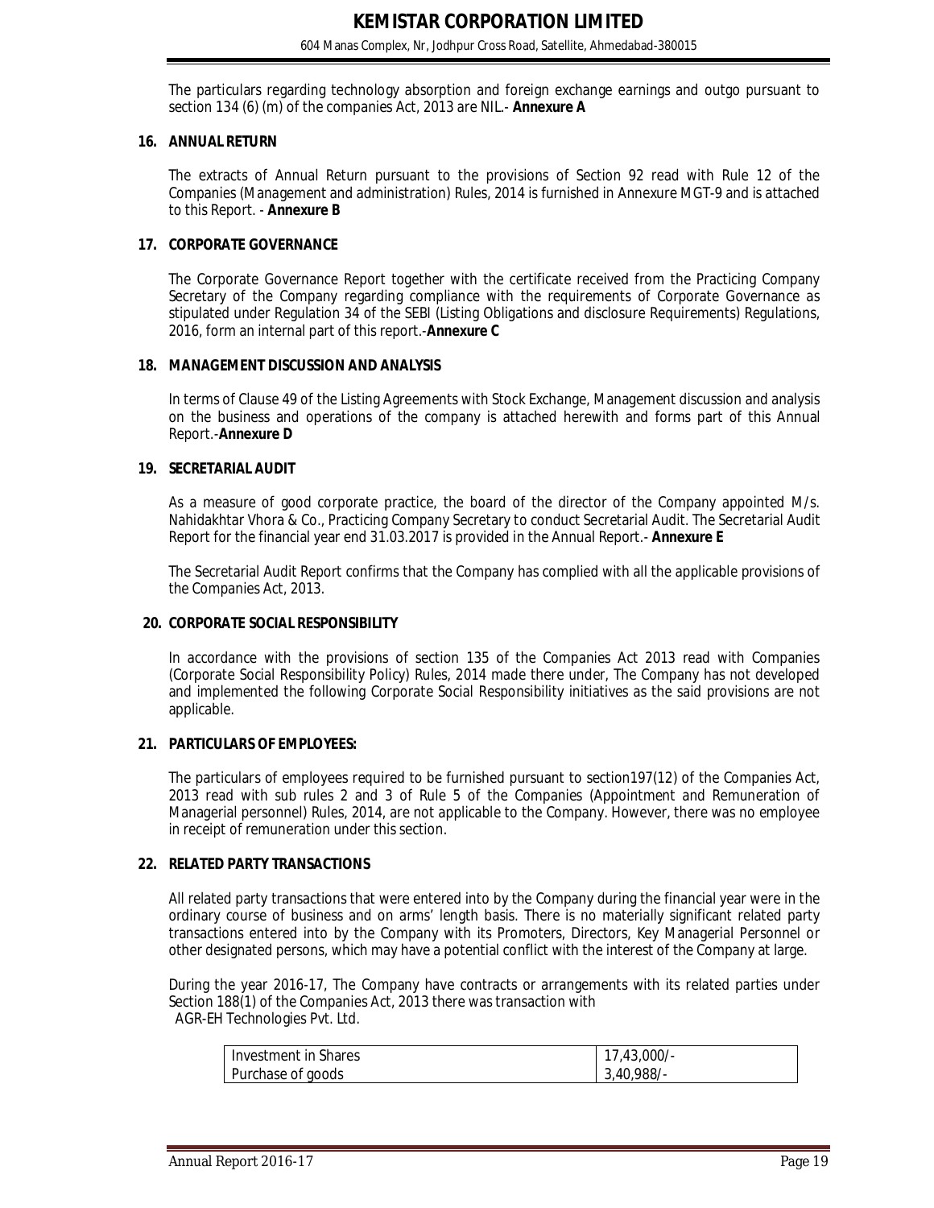The particulars regarding technology absorption and foreign exchange earnings and outgo pursuant to section 134 (6) (m) of the companies Act, 2013 are NIL.- **Annexure A**

## 16. ANNUAL RETURN

The extracts of Annual Return pursuant to the provisions of Section 92 read with Rule 12 of the Companies (Management and administration) Rules, 2014 is furnished in Annexure MGT-9 and is attached to this Report. - **Annexure B**

## 17. CORPORATE GOVERNANCE

The Corporate Governance Report together with the certificate received from the Practicing Company Secretary of the Company regarding compliance with the requirements of Corporate Governance as stipulated under Regulation 34 of the SEBI (Listing Obligations and disclosure Requirements) Regulations, 2016, form an internal part of this report.-**Annexure C**

## 18. MANAGEMENT DISCUSSION AND ANALYSIS

In terms of Clause 49 of the Listing Agreements with Stock Exchange, Management discussion and analysis on the business and operations of the company is attached herewith and forms part of this Annual Report.-**Annexure D**

## 19. SECRETARIAL AUDIT

As a measure of good corporate practice, the board of the director of the Company appointed M/s. Nahidakhtar Vhora & Co., Practicing Company Secretary to conduct Secretarial Audit. The Secretarial Audit Report for the financial year end 31.03.2017 is provided in the Annual Report.- **Annexure E**

The Secretarial Audit Report confirms that the Company has complied with all the applicable provisions of the Companies Act, 2013.

## 20. CORPORATE SOCIAL RESPONSIBILITY

In accordance with the provisions of section 135 of the Companies Act 2013 read with Companies (Corporate Social Responsibility Policy) Rules, 2014 made there under, The Company has not developed and implemented the following Corporate Social Responsibility initiatives as the said provisions are not applicable.

## 21. PARTICULARS OF EMPLOYEES:

The particulars of employees required to be furnished pursuant to section197(12) of the Companies Act, 2013 read with sub rules 2 and 3 of Rule 5 of the Companies (Appointment and Remuneration of Managerial personnel) Rules, 2014, are not applicable to the Company. However, there was no employee in receipt of remuneration under this section.

## 22. RELATED PARTY TRANSACTIONS

All related party transactions that were entered into by the Company during the financial year were in the ordinary course of business and on arms' length basis. There is no materially significant related party transactions entered into by the Company with its Promoters, Directors, Key Managerial Personnel or other designated persons, which may have a potential conflict with the interest of the Company at large.

During the year 2016-17, The Company have contracts or arrangements with its related parties under Section 188(1) of the Companies Act, 2013 there was transaction with AGR-EH Technologies Pvt. Ltd.

| Investment in Shares | 17,43,000/- |
|---|---|
| Purchase of goods | 3,40,988/- |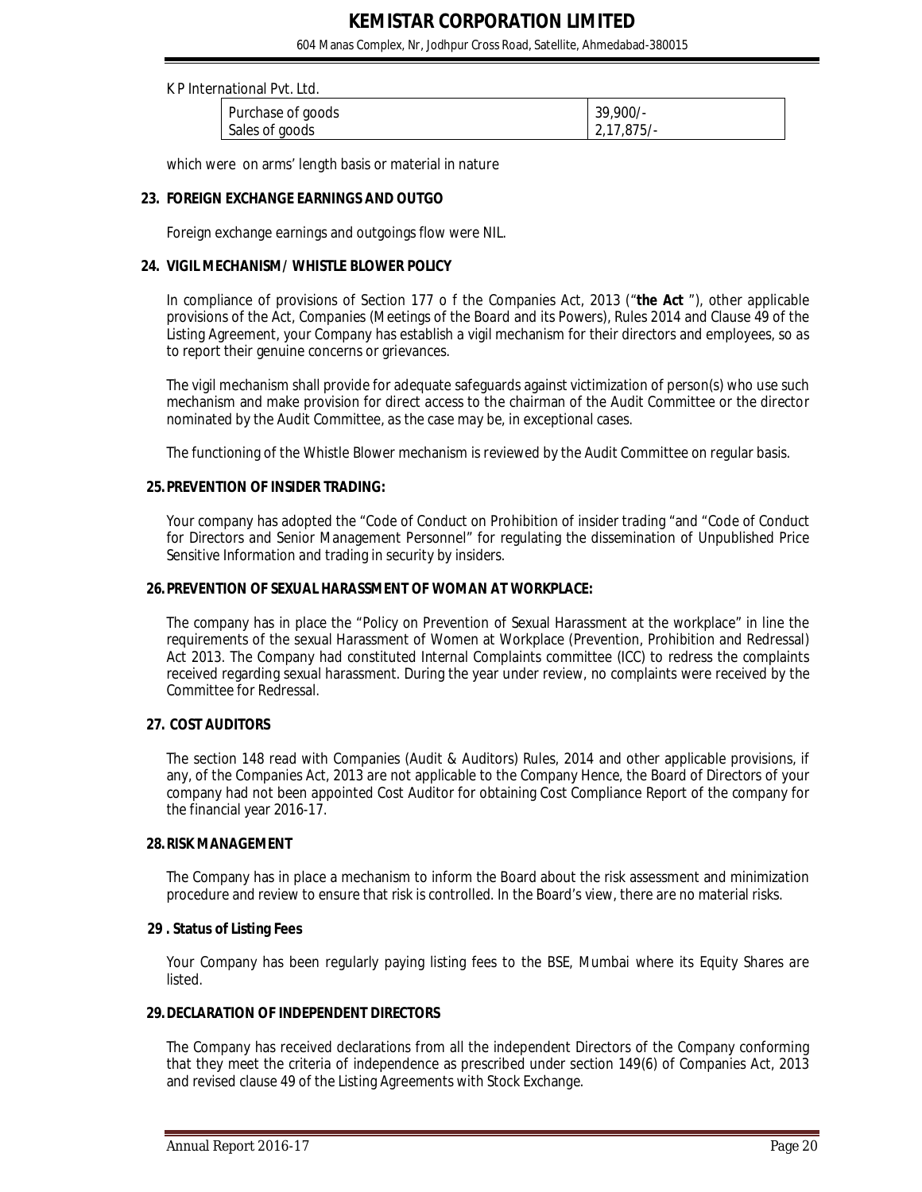K P International Pvt. Ltd.

| Purchase of goods | 39,900/- |
|---|---|
| Sales of goods | 2,17,875/- |

which were on arms' length basis or material in nature

**23. FOREIGN EXCHANGE EARNINGS AND OUTGO**

Foreign exchange earnings and outgoings flow were NIL.

**24. VIGIL MECHANISM/ WHISTLE BLOWER POLICY**

In compliance of provisions of Section 177 o f the Companies Act, 2013 ("**the Act** "), other applicable provisions of the Act, Companies (Meetings of the Board and its Powers), Rules 2014 and Clause 49 of the Listing Agreement, your Company has establish a vigil mechanism for their directors and employees, so as to report their genuine concerns or grievances.

The vigil mechanism shall provide for adequate safeguards against victimization of person(s) who use such mechanism and make provision for direct access to the chairman of the Audit Committee or the director nominated by the Audit Committee, as the case may be, in exceptional cases.

The functioning of the Whistle Blower mechanism is reviewed by the Audit Committee on regular basis.

**25. PREVENTION OF INSIDER TRADING:**

Your company has adopted the "Code of Conduct on Prohibition of insider trading "and "Code of Conduct for Directors and Senior Management Personnel" for regulating the dissemination of Unpublished Price Sensitive Information and trading in security by insiders.

**26. PREVENTION OF SEXUAL HARASSMENT OF WOMAN AT WORKPLACE:**

The company has in place the "Policy on Prevention of Sexual Harassment at the workplace" in line the requirements of the sexual Harassment of Women at Workplace (Prevention, Prohibition and Redressal) Act 2013. The Company had constituted Internal Complaints committee (ICC) to redress the complaints received regarding sexual harassment. During the year under review, no complaints were received by the Committee for Redressal.

**27. COST AUDITORS**

The section 148 read with Companies (Audit & Auditors) Rules, 2014 and other applicable provisions, if any, of the Companies Act, 2013 are not applicable to the Company Hence, the Board of Directors of your company had not been appointed Cost Auditor for obtaining Cost Compliance Report of the company for the financial year 2016-17.

**28. RISK MANAGEMENT**

The Company has in place a mechanism to inform the Board about the risk assessment and minimization procedure and review to ensure that risk is controlled. In the Board's view, there are no material risks.

**29 . Status of Listing Fees**

Your Company has been regularly paying listing fees to the BSE, Mumbai where its Equity Shares are listed.

**29. DECLARATION OF INDEPENDENT DIRECTORS**

The Company has received declarations from all the independent Directors of the Company conforming that they meet the criteria of independence as prescribed under section 149(6) of Companies Act, 2013 and revised clause 49 of the Listing Agreements with Stock Exchange.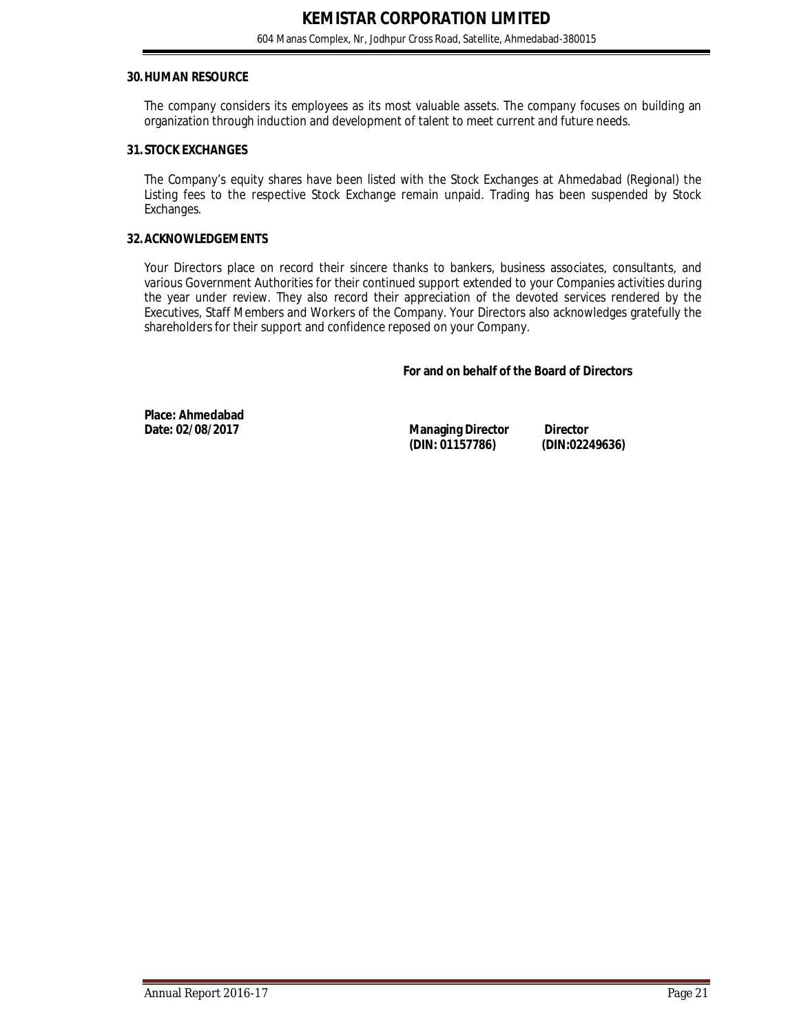### 30. HUMAN RESOURCE

The company considers its employees as its most valuable assets. The company focuses on building an organization through induction and development of talent to meet current and future needs.

### 31. STOCK EXCHANGES

The Company's equity shares have been listed with the Stock Exchanges at Ahmedabad (Regional) the Listing fees to the respective Stock Exchange remain unpaid. Trading has been suspended by Stock Exchanges.

### 32. ACKNOWLEDGEMENTS

Your Directors place on record their sincere thanks to bankers, business associates, consultants, and various Government Authorities for their continued support extended to your Companies activities during the year under review. They also record their appreciation of the devoted services rendered by the Executives, Staff Members and Workers of the Company. Your Directors also acknowledges gratefully the shareholders for their support and confidence reposed on your Company.

**For and on behalf of the Board of Directors**

**Place: Ahmedabad**
**Date: 02/08/2017**

| **Managing Director** | **Director** |
|---|---|
| **(DIN: 01157786)** | **(DIN:02249636)** |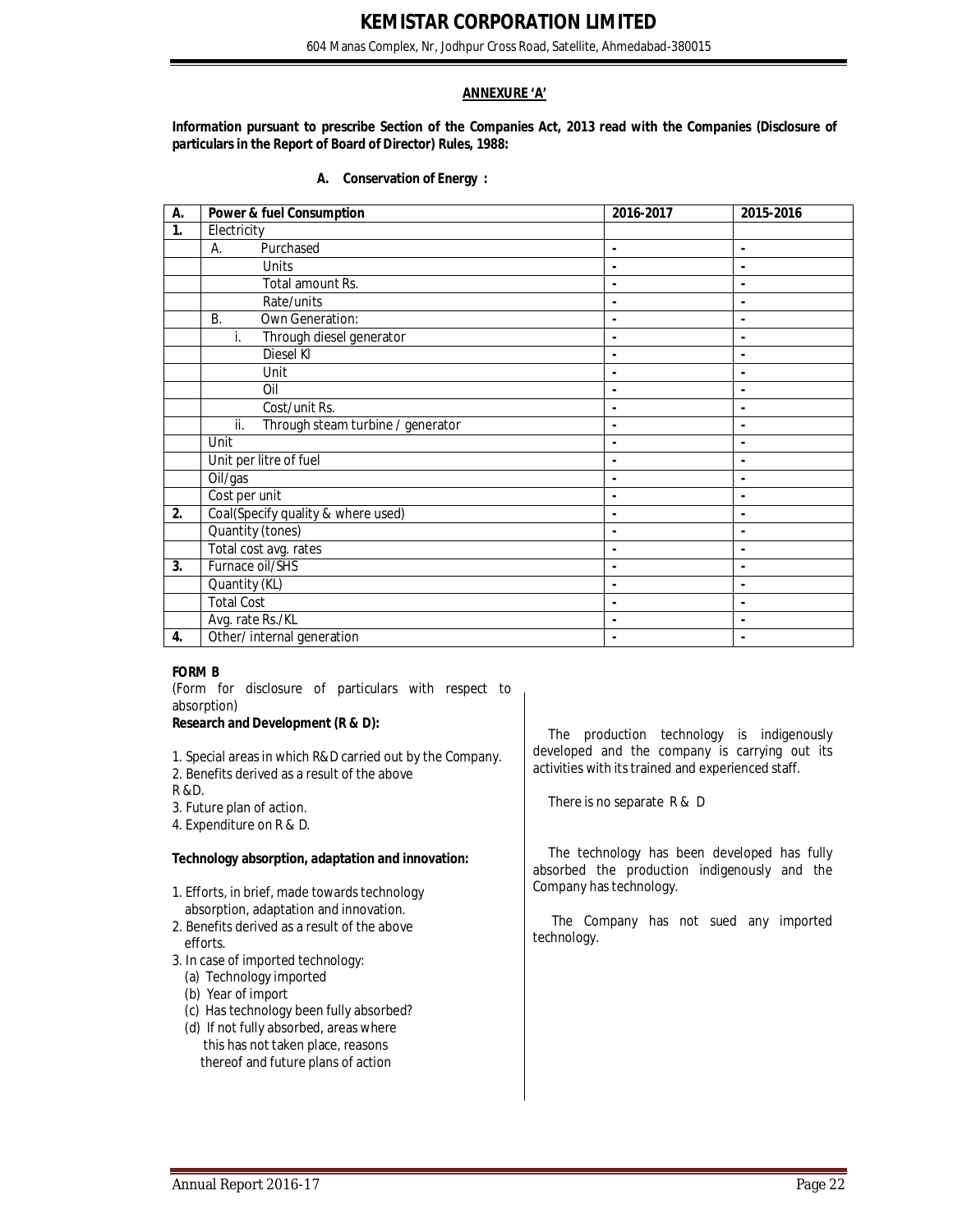## ANNEXURE 'A'

**Information pursuant to prescribe Section of the Companies Act, 2013 read with the Companies (Disclosure of particulars in the Report of Board of Director) Rules, 1988:**

### A. Conservation of Energy :

| A. | Power & fuel Consumption | 2016-2017 | 2015-2016 |
|---|---|---|---|
| 1. | Electricity | | |
| | A. Purchased | - | - |
| | Units | - | - |
| | Total amount Rs. | - | - |
| | Rate/units | - | - |
| | B. Own Generation: | - | - |
| | i. Through diesel generator | - | - |
| | Diesel Kl | - | - |
| | Unit | - | - |
| | Oil | - | - |
| | Cost/unit Rs. | - | - |
| | ii. Through steam turbine / generator | - | - |
| | Unit | - | - |
| | Unit per litre of fuel | - | - |
| | Oil/gas | - | - |
| | Cost per unit | - | - |
| 2. | Coal(Specify quality & where used) | - | - |
| | Quantity (tones) | - | - |
| | Total cost avg. rates | - | - |
| 3. | Furnace oil/SHS | - | - |
| | Quantity (KL) | - | - |
| | Total Cost | - | - |
| | Avg. rate Rs./KL | - | - |
| 4. | Other/ internal generation | - | - |

**FORM B**

(Form for disclosure of particulars with respect to absorption)

**Research and Development (R & D):**

1. Special areas in which R&D carried out by the Company.
2. Benefits derived as a result of the above R &D.
3. Future plan of action.
4. Expenditure on R & D.

The production technology is indigenously developed and the company is carrying out its activities with its trained and experienced staff.

There is no separate R & D

**Technology absorption, adaptation and innovation:**

1. Efforts, in brief, made towards technology absorption, adaptation and innovation.
2. Benefits derived as a result of the above efforts.
3. In case of imported technology:
   - (a) Technology imported
   - (b) Year of import
   - (c) Has technology been fully absorbed?
   - (d) If not fully absorbed, areas where this has not taken place, reasons thereof and future plans of action

The technology has been developed has fully absorbed the production indigenously and the Company has technology.

The Company has not sued any imported technology.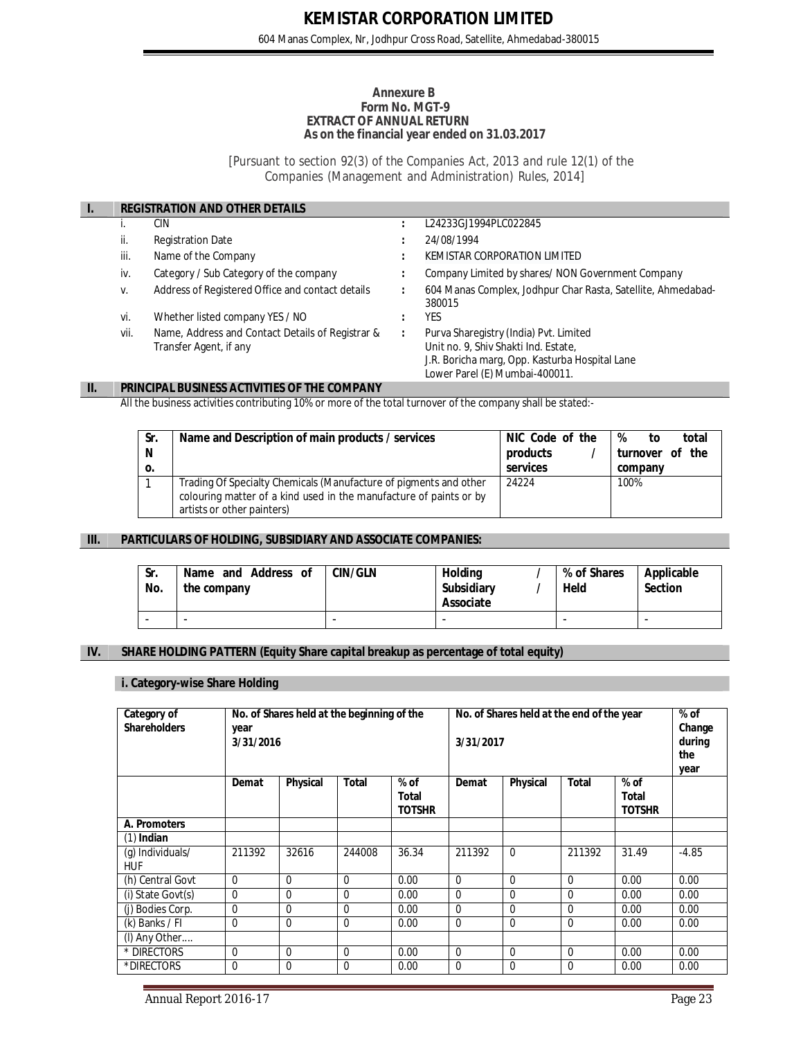# KEMISTAR CORPORATION LIMITED

604 Manas Complex, Nr, Jodhpur Cross Road, Satellite, Ahmedabad-380015

**Annexure B**
**Form No. MGT-9**
**EXTRACT OF ANNUAL RETURN**
**As on the financial year ended on 31.03.2017**

[Pursuant to section 92(3) of the Companies Act, 2013 and rule 12(1) of the Companies (Management and Administration) Rules, 2014]

## I. REGISTRATION AND OTHER DETAILS

| | | | |
|---|---|---|---|
| i. | CIN | : | L24233GJ1994PLC022845 |
| ii. | Registration Date | : | 24/08/1994 |
| iii. | Name of the Company | : | KEMISTAR CORPORATION LIMITED |
| iv. | Category / Sub Category of the company | : | Company Limited by shares/ NON Government Company |
| v. | Address of Registered Office and contact details | : | 604 Manas Complex, Jodhpur Char Rasta, Satellite, Ahmedabad-380015 |
| vi. | Whether listed company YES / NO | : | YES |
| vii. | Name, Address and Contact Details of Registrar & Transfer Agent, if any | : | Purva Sharegistry (India) Pvt. Limited<br>Unit no. 9, Shiv Shakti Ind. Estate,<br>J.R. Boricha marg, Opp. Kasturba Hospital Lane<br>Lower Parel (E) Mumbai-400011. |

## II. PRINCIPAL BUSINESS ACTIVITIES OF THE COMPANY

All the business activities contributing 10% or more of the total turnover of the company shall be stated:-

| Sr. No. | Name and Description of main products / services | NIC Code of the products / services | % to total turnover of the company |
|---|---|---|---|
| 1 | Trading Of Specialty Chemicals (Manufacture of pigments and other colouring matter of a kind used in the manufacture of paints or by artists or other painters) | 24224 | 100% |

## III. PARTICULARS OF HOLDING, SUBSIDIARY AND ASSOCIATE COMPANIES:

| Sr. No. | Name and Address of the company | CIN/GLN | Holding / Subsidiary / Associate | % of Shares Held | Applicable Section |
|---|---|---|---|---|---|
| - | - | - | - | - | - |

## IV. SHARE HOLDING PATTERN (Equity Share capital breakup as percentage of total equity)

### i. Category-wise Share Holding

| Category of Shareholders | No. of Shares held at the beginning of the year 3/31/2016 | | | | No. of Shares held at the end of the year 3/31/2017 | | | | % of Change during the year |
|---|---|---|---|---|---|---|---|---|---|
| | Demat | Physical | Total | % of Total TOTSHR | Demat | Physical | Total | % of Total TOTSHR | |
| **A. Promoters** | | | | | | | | | |
| (1) **Indian** | | | | | | | | | |
| (g) Individuals/ HUF | 211392 | 32616 | 244008 | 36.34 | 211392 | 0 | 211392 | 31.49 | -4.85 |
| (h) Central Govt | 0 | 0 | 0 | 0.00 | 0 | 0 | 0 | 0.00 | 0.00 |
| (i) State Govt(s) | 0 | 0 | 0 | 0.00 | 0 | 0 | 0 | 0.00 | 0.00 |
| (j) Bodies Corp. | 0 | 0 | 0 | 0.00 | 0 | 0 | 0 | 0.00 | 0.00 |
| (k) Banks / FI | 0 | 0 | 0 | 0.00 | 0 | 0 | 0 | 0.00 | 0.00 |
| (l) Any Other.... | | | | | | | | | |
| * DIRECTORS | 0 | 0 | 0 | 0.00 | 0 | 0 | 0 | 0.00 | 0.00 |
| *DIRECTORS | 0 | 0 | 0 | 0.00 | 0 | 0 | 0 | 0.00 | 0.00 |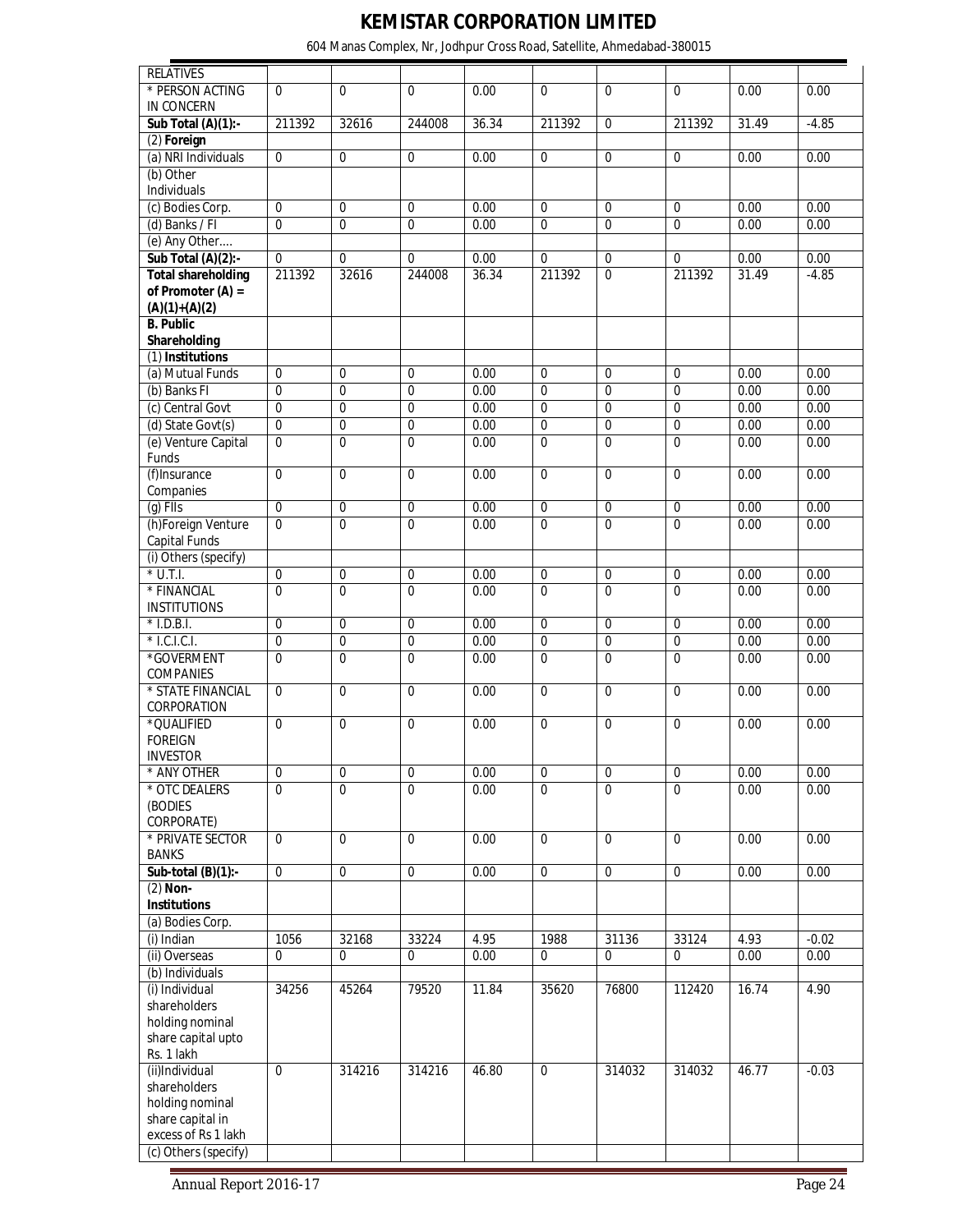| RELATIVES | | | | | | | | | |
|---|---|---|---|---|---|---|---|---|---|
| * PERSON ACTING IN CONCERN | 0 | 0 | 0 | 0.00 | 0 | 0 | 0 | 0.00 | 0.00 |
| **Sub Total (A)(1):-** | 211392 | 32616 | 244008 | 36.34 | 211392 | 0 | 211392 | 31.49 | -4.85 |
| (2) **Foreign** | | | | | | | | | |
| (a) NRI Individuals | 0 | 0 | 0 | 0.00 | 0 | 0 | 0 | 0.00 | 0.00 |
| (b) Other Individuals | | | | | | | | | |
| (c) Bodies Corp. | 0 | 0 | 0 | 0.00 | 0 | 0 | 0 | 0.00 | 0.00 |
| (d) Banks / FI | 0 | 0 | 0 | 0.00 | 0 | 0 | 0 | 0.00 | 0.00 |
| (e) Any Other…. | | | | | | | | | |
| **Sub Total (A)(2):-** | 0 | 0 | 0 | 0.00 | 0 | 0 | 0 | 0.00 | 0.00 |
| **Total shareholding of Promoter (A) = (A)(1)+(A)(2)** | 211392 | 32616 | 244008 | 36.34 | 211392 | 0 | 211392 | 31.49 | -4.85 |
| **B. Public Shareholding** | | | | | | | | | |
| (1) **Institutions** | | | | | | | | | |
| (a) Mutual Funds | 0 | 0 | 0 | 0.00 | 0 | 0 | 0 | 0.00 | 0.00 |
| (b) Banks FI | 0 | 0 | 0 | 0.00 | 0 | 0 | 0 | 0.00 | 0.00 |
| (c) Central Govt | 0 | 0 | 0 | 0.00 | 0 | 0 | 0 | 0.00 | 0.00 |
| (d) State Govt(s) | 0 | 0 | 0 | 0.00 | 0 | 0 | 0 | 0.00 | 0.00 |
| (e) Venture Capital Funds | 0 | 0 | 0 | 0.00 | 0 | 0 | 0 | 0.00 | 0.00 |
| (f)Insurance Companies | 0 | 0 | 0 | 0.00 | 0 | 0 | 0 | 0.00 | 0.00 |
| (g) FIIs | 0 | 0 | 0 | 0.00 | 0 | 0 | 0 | 0.00 | 0.00 |
| (h)Foreign Venture Capital Funds | 0 | 0 | 0 | 0.00 | 0 | 0 | 0 | 0.00 | 0.00 |
| (i) Others (specify) | | | | | | | | | |
| * U.T.I. | 0 | 0 | 0 | 0.00 | 0 | 0 | 0 | 0.00 | 0.00 |
| * FINANCIAL INSTITUTIONS | 0 | 0 | 0 | 0.00 | 0 | 0 | 0 | 0.00 | 0.00 |
| * I.D.B.I. | 0 | 0 | 0 | 0.00 | 0 | 0 | 0 | 0.00 | 0.00 |
| * I.C.I.C.I. | 0 | 0 | 0 | 0.00 | 0 | 0 | 0 | 0.00 | 0.00 |
| *GOVERMENT COMPANIES | 0 | 0 | 0 | 0.00 | 0 | 0 | 0 | 0.00 | 0.00 |
| * STATE FINANCIAL CORPORATION | 0 | 0 | 0 | 0.00 | 0 | 0 | 0 | 0.00 | 0.00 |
| *QUALIFIED FOREIGN INVESTOR | 0 | 0 | 0 | 0.00 | 0 | 0 | 0 | 0.00 | 0.00 |
| * ANY OTHER | 0 | 0 | 0 | 0.00 | 0 | 0 | 0 | 0.00 | 0.00 |
| * OTC DEALERS (BODIES CORPORATE) | 0 | 0 | 0 | 0.00 | 0 | 0 | 0 | 0.00 | 0.00 |
| * PRIVATE SECTOR BANKS | 0 | 0 | 0 | 0.00 | 0 | 0 | 0 | 0.00 | 0.00 |
| **Sub-total (B)(1):-** | 0 | 0 | 0 | 0.00 | 0 | 0 | 0 | 0.00 | 0.00 |
| (2) **Non-Institutions** | | | | | | | | | |
| (a) Bodies Corp. | | | | | | | | | |
| (i) Indian | 1056 | 32168 | 33224 | 4.95 | 1988 | 31136 | 33124 | 4.93 | -0.02 |
| (ii) Overseas | 0 | 0 | 0 | 0.00 | 0 | 0 | 0 | 0.00 | 0.00 |
| (b) Individuals | | | | | | | | | |
| (i) Individual shareholders holding nominal share capital upto Rs. 1 lakh | 34256 | 45264 | 79520 | 11.84 | 35620 | 76800 | 112420 | 16.74 | 4.90 |
| (ii)Individual shareholders holding nominal share capital in excess of Rs 1 lakh | 0 | 314216 | 314216 | 46.80 | 0 | 314032 | 314032 | 46.77 | -0.03 |
| (c) Others (specify) | | | | | | | | | |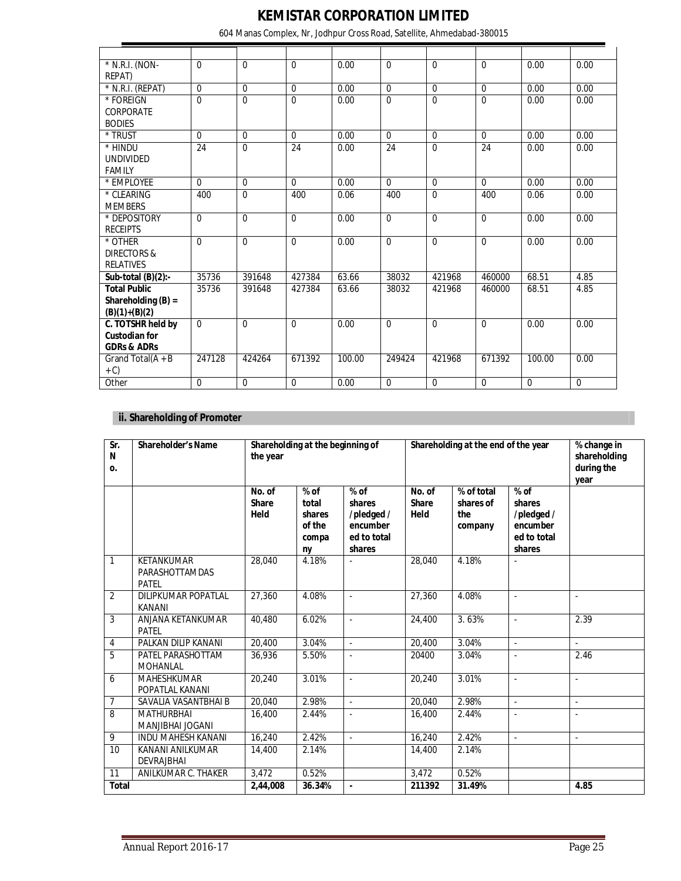| | | | | | | | | | |
|---|---|---|---|---|---|---|---|---|---|
| * N.R.I. (NON-REPAT) | 0 | 0 | 0 | 0.00 | 0 | 0 | 0 | 0.00 | 0.00 |
| * N.R.I. (REPAT) | 0 | 0 | 0 | 0.00 | 0 | 0 | 0 | 0.00 | 0.00 |
| * FOREIGN CORPORATE BODIES | 0 | 0 | 0 | 0.00 | 0 | 0 | 0 | 0.00 | 0.00 |
| * TRUST | 0 | 0 | 0 | 0.00 | 0 | 0 | 0 | 0.00 | 0.00 |
| * HINDU UNDIVIDED FAMILY | 24 | 0 | 24 | 0.00 | 24 | 0 | 24 | 0.00 | 0.00 |
| * EMPLOYEE | 0 | 0 | 0 | 0.00 | 0 | 0 | 0 | 0.00 | 0.00 |
| * CLEARING MEMBERS | 400 | 0 | 400 | 0.06 | 400 | 0 | 400 | 0.06 | 0.00 |
| * DEPOSITORY RECEIPTS | 0 | 0 | 0 | 0.00 | 0 | 0 | 0 | 0.00 | 0.00 |
| * OTHER DIRECTORS & RELATIVES | 0 | 0 | 0 | 0.00 | 0 | 0 | 0 | 0.00 | 0.00 |
| **Sub-total (B)(2):-** | 35736 | 391648 | 427384 | 63.66 | 38032 | 421968 | 460000 | 68.51 | 4.85 |
| **Total Public Shareholding (B) = (B)(1)+(B)(2)** | 35736 | 391648 | 427384 | 63.66 | 38032 | 421968 | 460000 | 68.51 | 4.85 |
| **C. TOTSHR held by Custodian for GDRs & ADRs** | 0 | 0 | 0 | 0.00 | 0 | 0 | 0 | 0.00 | 0.00 |
| Grand Total(A + B + C) | 247128 | 424264 | 671392 | 100.00 | 249424 | 421968 | 671392 | 100.00 | 0.00 |
| Other | 0 | 0 | 0 | 0.00 | 0 | 0 | 0 | 0 | 0 |

## ii. Shareholding of Promoter

| Sr. No. | Shareholder's Name | Shareholding at the beginning of the year | | | Shareholding at the end of the year | | | % change in shareholding during the year |
|---|---|---|---|---|---|---|---|---|
| | | No. of Share Held | % of total shares of the company | % of shares /pledged / encumbered to total shares | No. of Share Held | % of total shares of the company | % of shares /pledged / encumbered to total shares | |
| 1 | KETANKUMAR PARASHOTTAMDAS PATEL | 28,040 | 4.18% | - | 28,040 | 4.18% | - | |
| 2 | DILIPKUMAR POPATLAL KANANI | 27,360 | 4.08% | - | 27,360 | 4.08% | - | - |
| 3 | ANJANA KETANKUMAR PATEL | 40,480 | 6.02% | - | 24,400 | 3. 63% | - | 2.39 |
| 4 | PALKAN DILIP KANANI | 20,400 | 3.04% | - | 20,400 | 3.04% | - | - |
| 5 | PATEL PARASHOTTAM MOHANLAL | 36,936 | 5.50% | - | 20400 | 3.04% | - | 2.46 |
| 6 | MAHESHKUMAR POPATLAL KANANI | 20,240 | 3.01% | - | 20,240 | 3.01% | - | - |
| 7 | SAVALIA VASANTBHAI B | 20,040 | 2.98% | - | 20,040 | 2.98% | - | - |
| 8 | MATHURBHAI MANJIBHAI JOGANI | 16,400 | 2.44% | - | 16,400 | 2.44% | - | - |
| 9 | INDU MAHESH KANANI | 16,240 | 2.42% | - | 16,240 | 2.42% | - | - |
| 10 | KANANI ANILKUMAR DEVRAJBHAI | 14,400 | 2.14% | | 14,400 | 2.14% | | |
| 11 | ANILKUMAR C. THAKER | 3,472 | 0.52% | | 3,472 | 0.52% | | |
| **Total** | | **2,44,008** | **36.34%** | **-** | **211392** | **31.49%** | | **4.85** |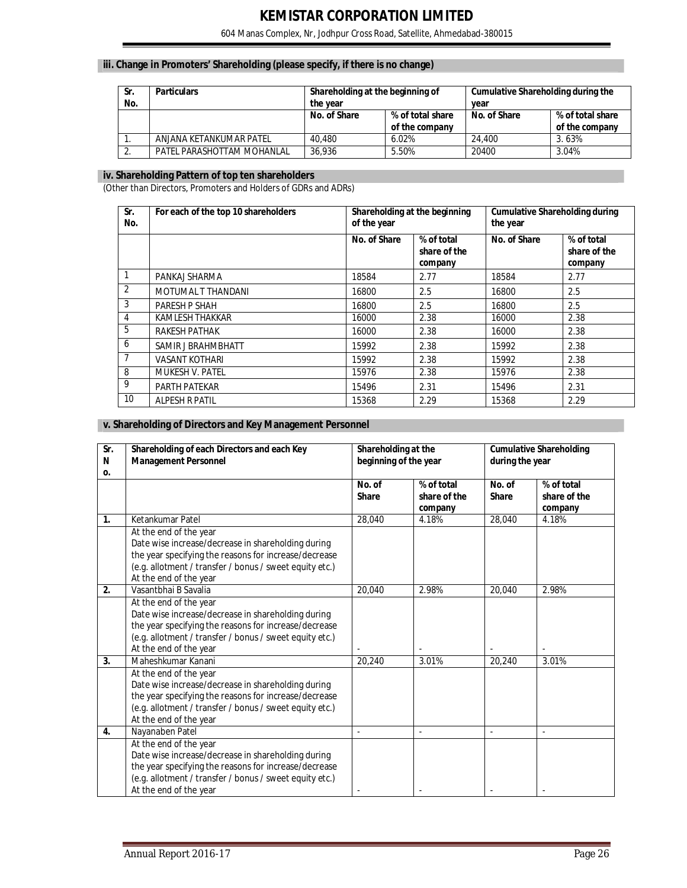### iii. Change in Promoters' Shareholding (please specify, if there is no change)

| Sr. No. | Particulars | Shareholding at the beginning of the year | | Cumulative Shareholding during the year | |
|---|---|---|---|---|---|
| | | No. of Share | % of total share of the company | No. of Share | % of total share of the company |
| 1. | ANJANA KETANKUMAR PATEL | 40,480 | 6.02% | 24,400 | 3. 63% |
| 2. | PATEL PARASHOTTAM MOHANLAL | 36,936 | 5.50% | 20400 | 3.04% |

### iv. Shareholding Pattern of top ten shareholders

(Other than Directors, Promoters and Holders of GDRs and ADRs)

| Sr. No. | For each of the top 10 shareholders | Shareholding at the beginning of the year | | Cumulative Shareholding during the year | |
|---|---|---|---|---|---|
| | | No. of Share | % of total share of the company | No. of Share | % of total share of the company |
| 1 | PANKAJ SHARMA | 18584 | 2.77 | 18584 | 2.77 |
| 2 | MOTUMAL T THANDANI | 16800 | 2.5 | 16800 | 2.5 |
| 3 | PARESH P SHAH | 16800 | 2.5 | 16800 | 2.5 |
| 4 | KAMLESH THAKKAR | 16000 | 2.38 | 16000 | 2.38 |
| 5 | RAKESH PATHAK | 16000 | 2.38 | 16000 | 2.38 |
| 6 | SAMIR J BRAHMBHATT | 15992 | 2.38 | 15992 | 2.38 |
| 7 | VASANT KOTHARI | 15992 | 2.38 | 15992 | 2.38 |
| 8 | MUKESH V. PATEL | 15976 | 2.38 | 15976 | 2.38 |
| 9 | PARTH PATEKAR | 15496 | 2.31 | 15496 | 2.31 |
| 10 | ALPESH R PATIL | 15368 | 2.29 | 15368 | 2.29 |

### v. Shareholding of Directors and Key Management Personnel

| Sr. No. | Shareholding of each Directors and each Key Management Personnel | Shareholding at the beginning of the year | | Cumulative Shareholding during the year | |
|---|---|---|---|---|---|
| | | No. of Share | % of total share of the company | No. of Share | % of total share of the company |
| 1. | Ketankumar Patel | 28,040 | 4.18% | 28,040 | 4.18% |
| | At the end of the year<br>Date wise increase/decrease in shareholding during the year specifying the reasons for increase/decrease (e.g. allotment / transfer / bonus / sweet equity etc.)<br>At the end of the year | | | | |
| 2. | Vasantbhai B Savalia | 20,040 | 2.98% | 20,040 | 2.98% |
| | At the end of the year<br>Date wise increase/decrease in shareholding during the year specifying the reasons for increase/decrease (e.g. allotment / transfer / bonus / sweet equity etc.)<br>At the end of the year | - | - | - | - |
| 3. | Maheshkumar Kanani | 20,240 | 3.01% | 20,240 | 3.01% |
| | At the end of the year<br>Date wise increase/decrease in shareholding during the year specifying the reasons for increase/decrease (e.g. allotment / transfer / bonus / sweet equity etc.)<br>At the end of the year | | | | |
| 4. | Nayanaben Patel | - | - | - | - |
| | At the end of the year<br>Date wise increase/decrease in shareholding during the year specifying the reasons for increase/decrease (e.g. allotment / transfer / bonus / sweet equity etc.)<br>At the end of the year | - | - | - | - |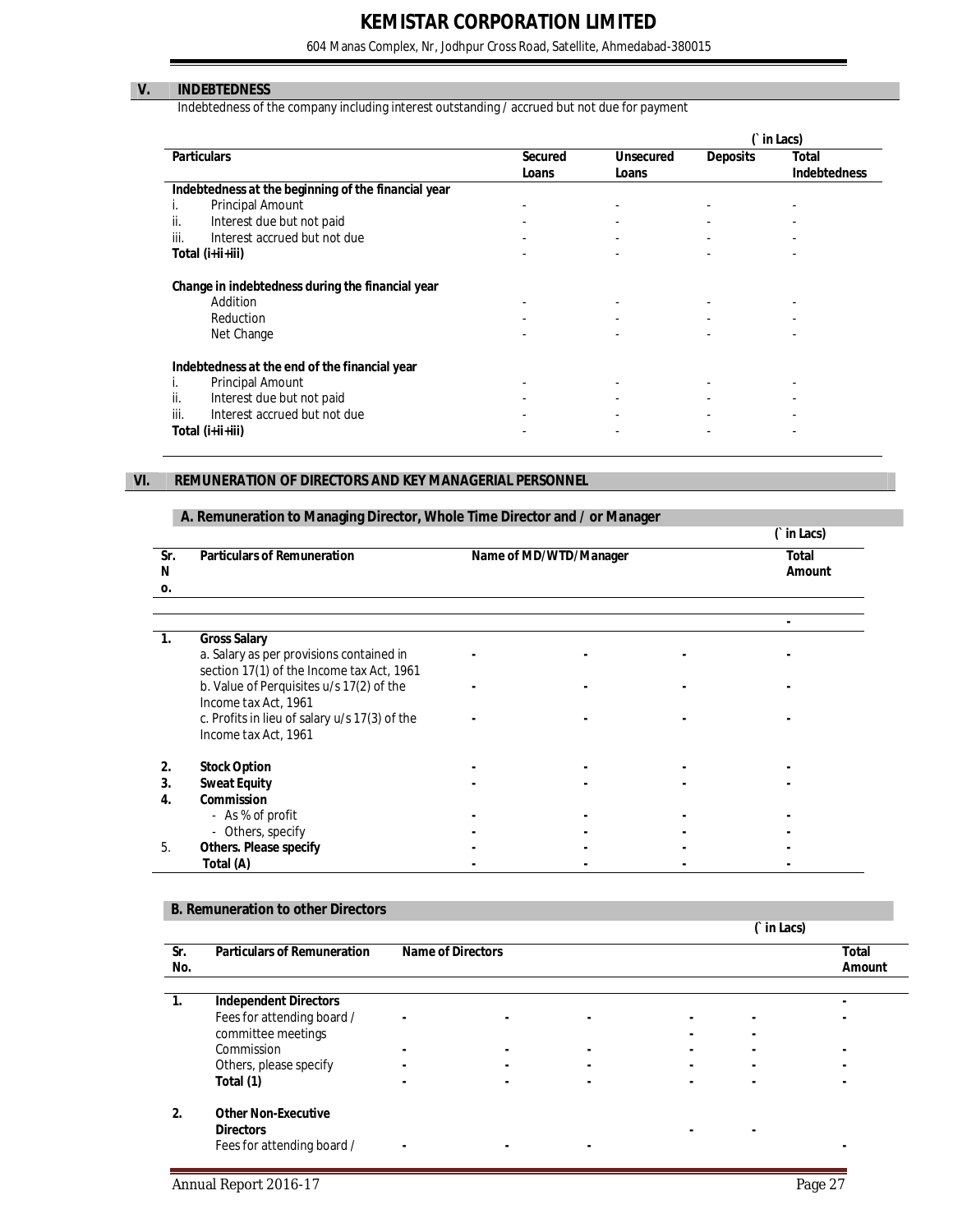## V. INDEBTEDNESS

Indebtedness of the company including interest outstanding / accrued but not due for payment

(` in Lacs)

| Particulars | Secured Loans | Unsecured Loans | Deposits | Total Indebtedness |
|---|---|---|---|---|
| **Indebtedness at the beginning of the financial year** | | | | |
| i. Principal Amount | - | - | - | - |
| ii. Interest due but not paid | - | - | - | - |
| iii. Interest accrued but not due | - | - | - | - |
| **Total (i+ii+iii)** | - | - | - | - |
| **Change in indebtedness during the financial year** | | | | |
| Addition | - | - | - | - |
| Reduction | - | - | - | - |
| Net Change | - | - | - | - |
| **Indebtedness at the end of the financial year** | | | | |
| i. Principal Amount | - | - | - | - |
| ii. Interest due but not paid | - | - | - | - |
| iii. Interest accrued but not due | - | - | - | - |
| **Total (i+ii+iii)** | - | - | - | - |

## VI. REMUNERATION OF DIRECTORS AND KEY MANAGERIAL PERSONNEL

### A. Remuneration to Managing Director, Whole Time Director and / or Manager

(` in Lacs)

| Sr. No. | Particulars of Remuneration | Name of MD/WTD/Manager | | | Total Amount |
|---|---|---|---|---|---|
| | | | | | - |
| **1.** | **Gross Salary** | | | | |
| | a. Salary as per provisions contained in section 17(1) of the Income tax Act, 1961 | - | - | - | - |
| | b. Value of Perquisites u/s 17(2) of the Income tax Act, 1961 | - | - | - | - |
| | c. Profits in lieu of salary u/s 17(3) of the Income tax Act, 1961 | - | - | - | - |
| **2.** | **Stock Option** | - | - | - | - |
| **3.** | **Sweat Equity** | - | - | - | - |
| **4.** | **Commission** | | | | |
| | - As % of profit | - | - | - | - |
| | - Others, specify | - | - | - | - |
| 5. | **Others. Please specify** | - | - | - | - |
| | **Total (A)** | - | - | - | - |

### B. Remuneration to other Directors

(` in Lacs)

| Sr. No. | Particulars of Remuneration | Name of Directors | | | | | Total Amount |
|---|---|---|---|---|---|---|---|
| **1.** | **Independent Directors** | | | | | | - |
| | Fees for attending board / committee meetings | - | - | - | - | - | - |
| | Commission | - | - | - | - | - | - |
| | Others, please specify | - | - | - | - | - | - |
| | **Total (1)** | - | - | - | - | - | - |
| **2.** | **Other Non-Executive Directors** | | | | - | - | |
| | Fees for attending board / | - | - | - | | | - |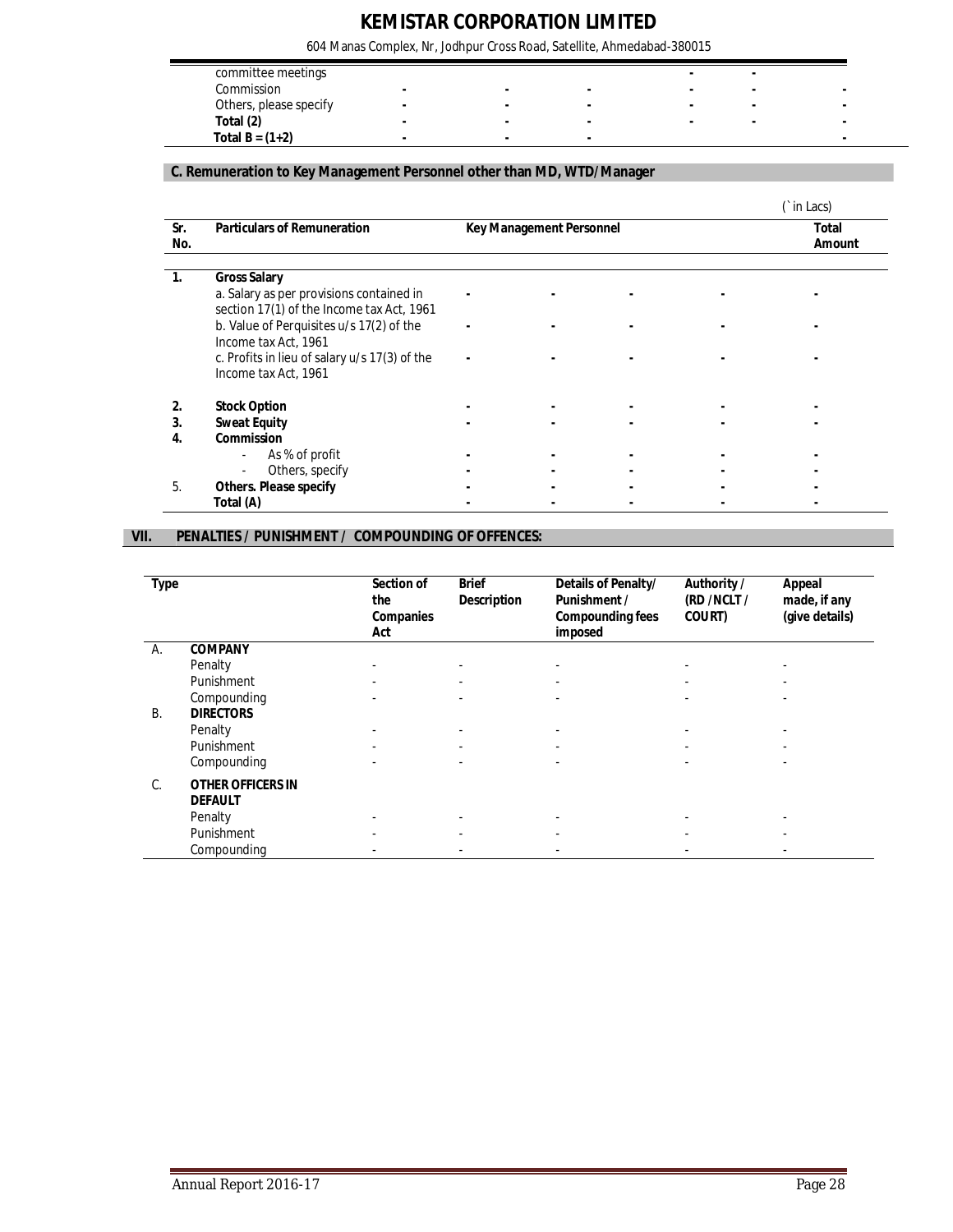| committee meetings | | | | - | - | |
|---|---|---|---|---|---|---|
| Commission | - | - | - | - | - | - |
| Others, please specify | - | - | - | - | - | - |
| **Total (2)** | - | - | - | - | - | - |
| **Total B = (1+2)** | - | - | - | | | - |

### C. Remuneration to Key Management Personnel other than MD, WTD/Manager

(` in Lacs)

| Sr. No. | Particulars of Remuneration | Key Management Personnel | | | | Total Amount |
|---|---|---|---|---|---|---|
| **1.** | **Gross Salary** | | | | | |
| | a. Salary as per provisions contained in section 17(1) of the Income tax Act, 1961 | - | - | - | - | - |
| | b. Value of Perquisites u/s 17(2) of the Income tax Act, 1961 | - | - | - | - | - |
| | c. Profits in lieu of salary u/s 17(3) of the Income tax Act, 1961 | - | - | - | - | - |
| **2.** | **Stock Option** | - | - | - | - | - |
| **3.** | **Sweat Equity** | - | - | - | - | - |
| **4.** | **Commission** | | | | | |
| | - As % of profit | - | - | - | - | - |
| | - Others, specify | - | - | - | - | - |
| 5. | **Others. Please specify** | - | - | - | - | - |
| | **Total (A)** | - | - | - | - | - |

## VII. PENALTIES / PUNISHMENT / COMPOUNDING OF OFFENCES:

| Type | | Section of the Companies Act | Brief Description | Details of Penalty/ Punishment / Compounding fees imposed | Authority / (RD /NCLT / COURT) | Appeal made, if any (give details) |
|---|---|---|---|---|---|---|
| A. | **COMPANY** | | | | | |
| | Penalty | - | - | - | - | - |
| | Punishment | - | - | - | - | - |
| | Compounding | - | - | - | - | - |
| B. | **DIRECTORS** | | | | | |
| | Penalty | - | - | - | - | - |
| | Punishment | - | - | - | - | - |
| | Compounding | - | - | - | - | - |
| C. | **OTHER OFFICERS IN DEFAULT** | | | | | |
| | Penalty | - | - | - | - | - |
| | Punishment | - | - | - | - | - |
| | Compounding | - | - | - | - | - |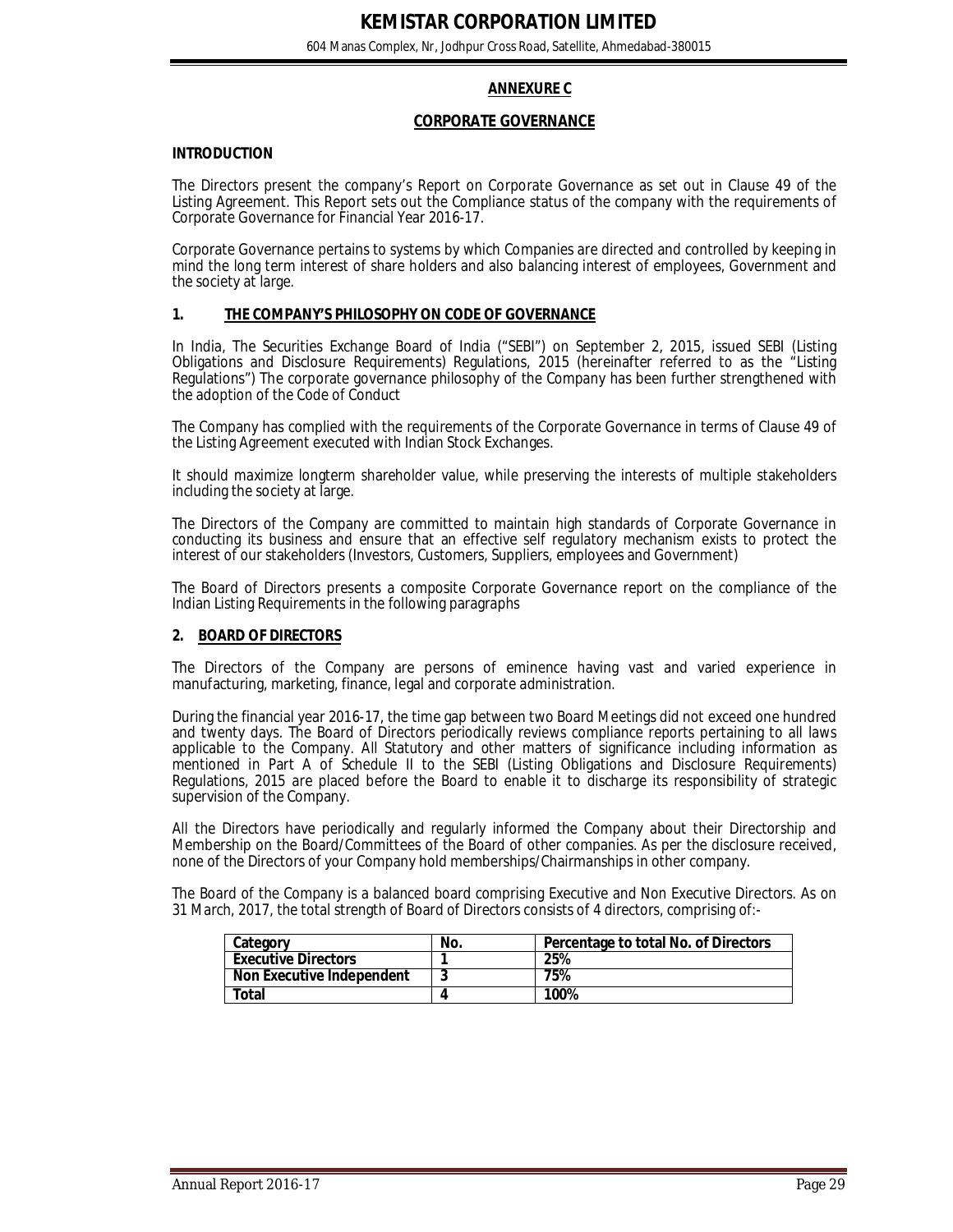## ANNEXURE C

## CORPORATE GOVERNANCE

### INTRODUCTION

The Directors present the company's Report on Corporate Governance as set out in Clause 49 of the Listing Agreement. This Report sets out the Compliance status of the company with the requirements of Corporate Governance for Financial Year 2016-17.

Corporate Governance pertains to systems by which Companies are directed and controlled by keeping in mind the long term interest of share holders and also balancing interest of employees, Government and the society at large.

### 1. THE COMPANY'S PHILOSOPHY ON CODE OF GOVERNANCE

In India, The Securities Exchange Board of India ("SEBI") on September 2, 2015, issued SEBI (Listing Obligations and Disclosure Requirements) Regulations, 2015 (hereinafter referred to as the "Listing Regulations") The corporate governance philosophy of the Company has been further strengthened with the adoption of the Code of Conduct

The Company has complied with the requirements of the Corporate Governance in terms of Clause 49 of the Listing Agreement executed with Indian Stock Exchanges.

It should maximize longterm shareholder value, while preserving the interests of multiple stakeholders including the society at large.

The Directors of the Company are committed to maintain high standards of Corporate Governance in conducting its business and ensure that an effective self regulatory mechanism exists to protect the interest of our stakeholders (Investors, Customers, Suppliers, employees and Government)

The Board of Directors presents a composite Corporate Governance report on the compliance of the Indian Listing Requirements in the following paragraphs

### 2. BOARD OF DIRECTORS

The Directors of the Company are persons of eminence having vast and varied experience in manufacturing, marketing, finance, legal and corporate administration.

During the financial year 2016-17, the time gap between two Board Meetings did not exceed one hundred and twenty days. The Board of Directors periodically reviews compliance reports pertaining to all laws applicable to the Company. All Statutory and other matters of significance including information as mentioned in Part A of Schedule II to the SEBI (Listing Obligations and Disclosure Requirements) Regulations, 2015 are placed before the Board to enable it to discharge its responsibility of strategic supervision of the Company.

All the Directors have periodically and regularly informed the Company about their Directorship and Membership on the Board/Committees of the Board of other companies. As per the disclosure received, none of the Directors of your Company hold memberships/Chairmanships in other company.

The Board of the Company is a balanced board comprising Executive and Non Executive Directors. As on 31 March, 2017, the total strength of Board of Directors consists of 4 directors, comprising of:-

| Category | No. | Percentage to total No. of Directors |
|---|---|---|
| Executive Directors | 1 | 25% |
| Non Executive Independent | 3 | 75% |
| Total | 4 | 100% |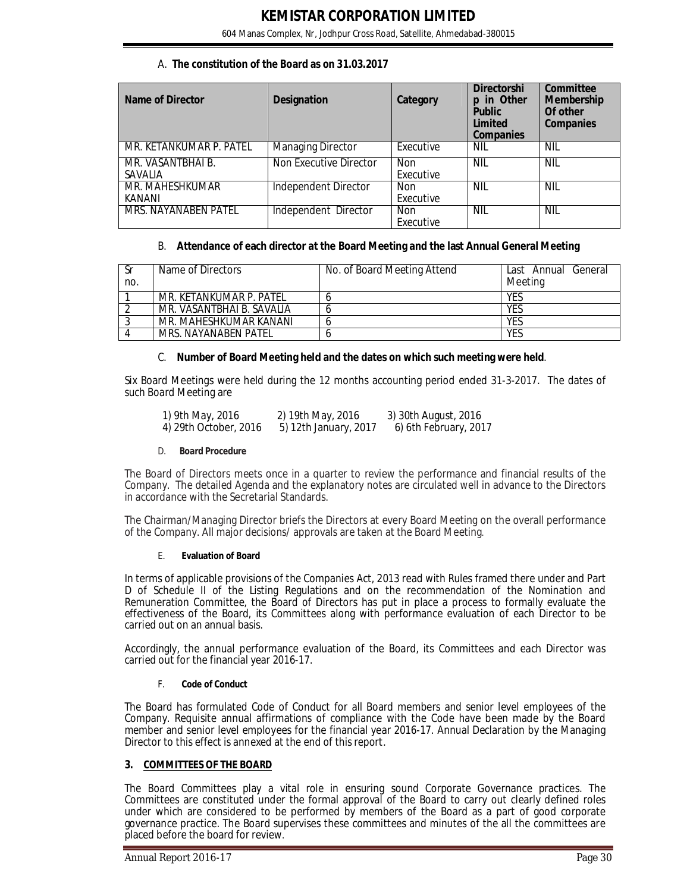### A. The constitution of the Board as on 31.03.2017

| Name of Director | Designation | Category | Directorship in Other Public Limited Companies | Committee Membership Of other Companies |
|---|---|---|---|---|
| MR. KETANKUMAR P. PATEL | Managing Director | Executive | NIL | NIL |
| MR. VASANTBHAI B. SAVALIA | Non Executive Director | Non Executive | NIL | NIL |
| MR. MAHESHKUMAR KANANI | Independent Director | Non Executive | NIL | NIL |
| MRS. NAYANABEN PATEL | Independent Director | Non Executive | NIL | NIL |

### B. Attendance of each director at the Board Meeting and the last Annual General Meeting

| Sr no. | Name of Directors | No. of Board Meeting Attend | Last Annual General Meeting |
|---|---|---|---|
| 1 | MR. KETANKUMAR P. PATEL | 6 | YES |
| 2 | MR. VASANTBHAI B. SAVALIA | 6 | YES |
| 3 | MR. MAHESHKUMAR KANANI | 6 | YES |
| 4 | MRS. NAYANABEN PATEL | 6 | YES |

### C. Number of Board Meeting held and the dates on which such meeting were held.

Six Board Meetings were held during the 12 months accounting period ended 31-3-2017. The dates of such Board Meeting are

1) 9th May, 2016 2) 19th May, 2016 3) 30th August, 2016
4) 29th October, 2016 5) 12th January, 2017 6) 6th February, 2017

#### D. Board Procedure

The Board of Directors meets once in a quarter to review the performance and financial results of the Company. The detailed Agenda and the explanatory notes are circulated well in advance to the Directors in accordance with the Secretarial Standards.

The Chairman/Managing Director briefs the Directors at every Board Meeting on the overall performance of the Company. All major decisions/ approvals are taken at the Board Meeting.

#### E. Evaluation of Board

In terms of applicable provisions of the Companies Act, 2013 read with Rules framed there under and Part D of Schedule II of the Listing Regulations and on the recommendation of the Nomination and Remuneration Committee, the Board of Directors has put in place a process to formally evaluate the effectiveness of the Board, its Committees along with performance evaluation of each Director to be carried out on an annual basis.

Accordingly, the annual performance evaluation of the Board, its Committees and each Director was carried out for the financial year 2016-17.

#### F. Code of Conduct

The Board has formulated Code of Conduct for all Board members and senior level employees of the Company. Requisite annual affirmations of compliance with the Code have been made by the Board member and senior level employees for the financial year 2016-17. Annual Declaration by the Managing Director to this effect is annexed at the end of this report.

## 3. COMMITTEES OF THE BOARD

The Board Committees play a vital role in ensuring sound Corporate Governance practices. The Committees are constituted under the formal approval of the Board to carry out clearly defined roles under which are considered to be performed by members of the Board as a part of good corporate governance practice. The Board supervises these committees and minutes of the all the committees are placed before the board for review.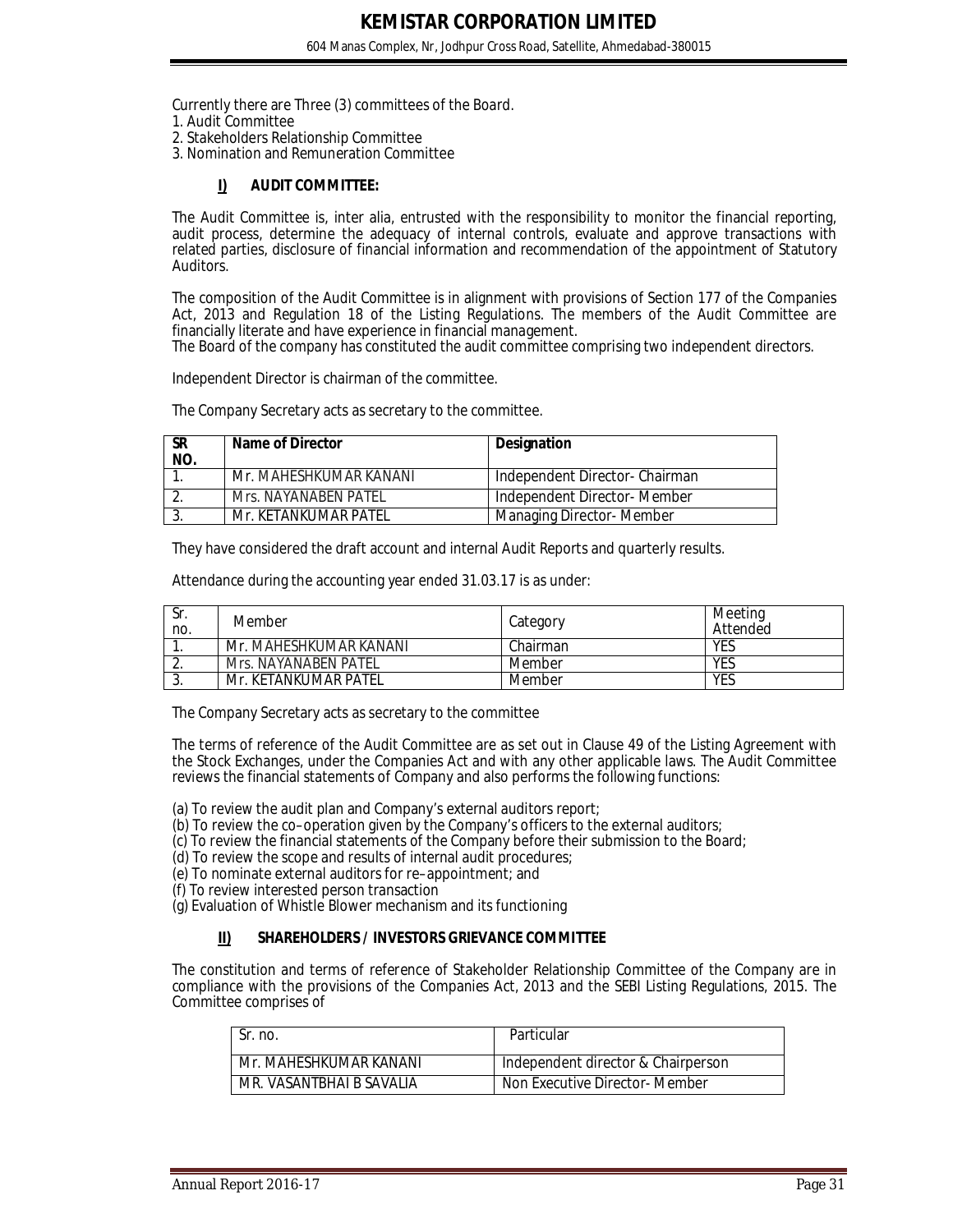Currently there are Three (3) committees of the Board.

1. Audit Committee
2. Stakeholders Relationship Committee
3. Nomination and Remuneration Committee

### I) AUDIT COMMITTEE:

The Audit Committee is, inter alia, entrusted with the responsibility to monitor the financial reporting, audit process, determine the adequacy of internal controls, evaluate and approve transactions with related parties, disclosure of financial information and recommendation of the appointment of Statutory Auditors.

The composition of the Audit Committee is in alignment with provisions of Section 177 of the Companies Act, 2013 and Regulation 18 of the Listing Regulations. The members of the Audit Committee are financially literate and have experience in financial management.
The Board of the company has constituted the audit committee comprising two independent directors.

Independent Director is chairman of the committee.

The Company Secretary acts as secretary to the committee.

| SR NO. | Name of Director | Designation |
|---|---|---|
| 1. | Mr. MAHESHKUMAR KANANI | Independent Director- Chairman |
| 2. | Mrs. NAYANABEN PATEL | Independent Director- Member |
| 3. | Mr. KETANKUMAR PATEL | Managing Director- Member |

They have considered the draft account and internal Audit Reports and quarterly results.

Attendance during the accounting year ended 31.03.17 is as under:

| Sr. no. | Member | Category | Meeting Attended |
|---|---|---|---|
| 1. | Mr. MAHESHKUMAR KANANI | Chairman | YES |
| 2. | Mrs. NAYANABEN PATEL | Member | YES |
| 3. | Mr. KETANKUMAR PATEL | Member | YES |

The Company Secretary acts as secretary to the committee

The terms of reference of the Audit Committee are as set out in Clause 49 of the Listing Agreement with the Stock Exchanges, under the Companies Act and with any other applicable laws. The Audit Committee reviews the financial statements of Company and also performs the following functions:

(a) To review the audit plan and Company's external auditors report;
(b) To review the co–operation given by the Company's officers to the external auditors;
(c) To review the financial statements of the Company before their submission to the Board;
(d) To review the scope and results of internal audit procedures;
(e) To nominate external auditors for re–appointment; and
(f) To review interested person transaction
(g) Evaluation of Whistle Blower mechanism and its functioning

### II) SHAREHOLDERS / INVESTORS GRIEVANCE COMMITTEE

The constitution and terms of reference of Stakeholder Relationship Committee of the Company are in compliance with the provisions of the Companies Act, 2013 and the SEBI Listing Regulations, 2015. The Committee comprises of

| Sr. no. | Particular |
|---|---|
| Mr. MAHESHKUMAR KANANI | Independent director & Chairperson |
| MR. VASANTBHAI B SAVALIA | Non Executive Director- Member |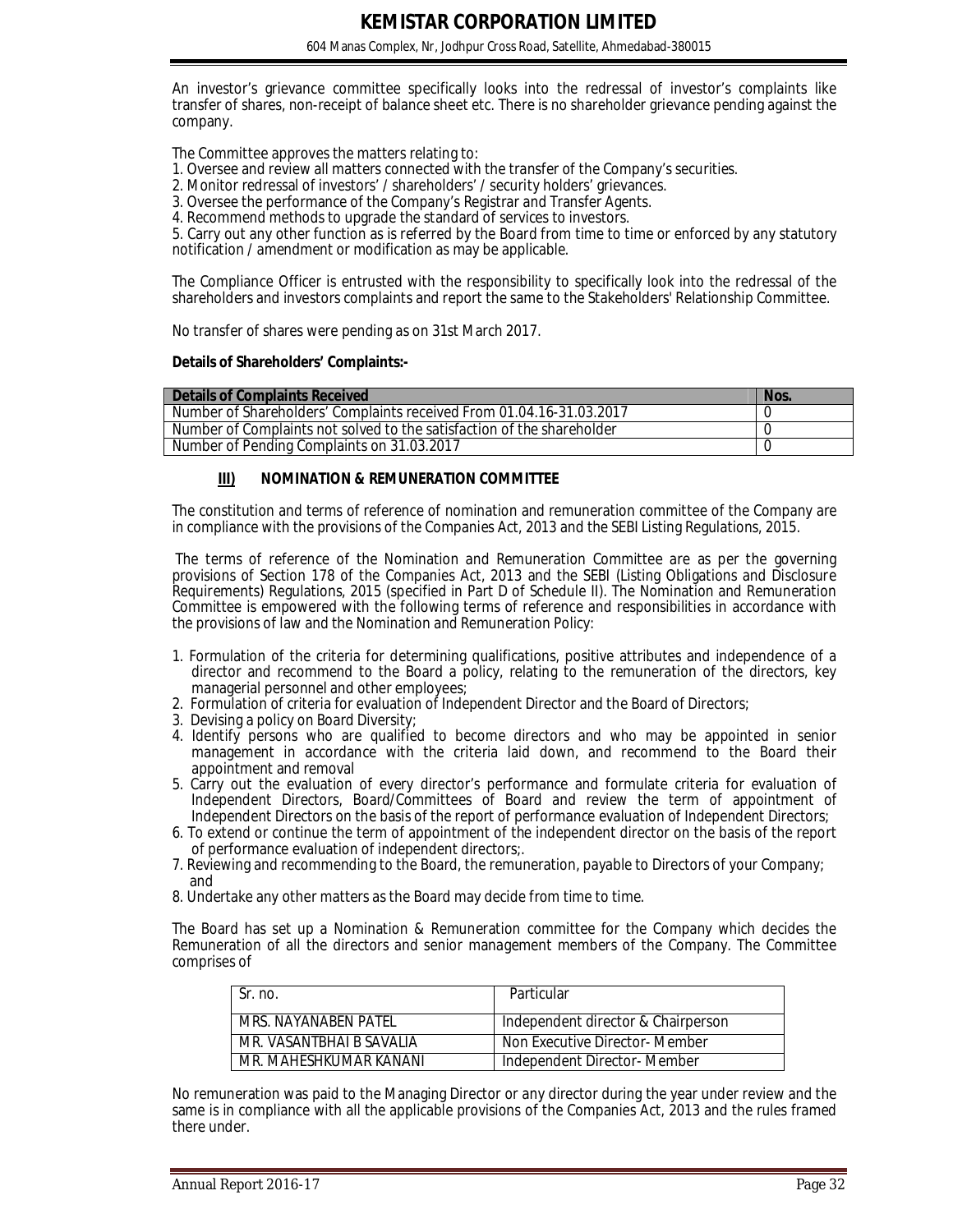An investor's grievance committee specifically looks into the redressal of investor's complaints like transfer of shares, non-receipt of balance sheet etc. There is no shareholder grievance pending against the company.

The Committee approves the matters relating to:

1. Oversee and review all matters connected with the transfer of the Company's securities.
2. Monitor redressal of investors' / shareholders' / security holders' grievances.
3. Oversee the performance of the Company's Registrar and Transfer Agents.
4. Recommend methods to upgrade the standard of services to investors.
5. Carry out any other function as is referred by the Board from time to time or enforced by any statutory notification / amendment or modification as may be applicable.

The Compliance Officer is entrusted with the responsibility to specifically look into the redressal of the shareholders and investors complaints and report the same to the Stakeholders' Relationship Committee.

No transfer of shares were pending as on 31st March 2017.

**Details of Shareholders' Complaints:-**

| Details of Complaints Received | Nos. |
|---|---|
| Number of Shareholders' Complaints received From 01.04.16-31.03.2017 | 0 |
| Number of Complaints not solved to the satisfaction of the shareholder | 0 |
| Number of Pending Complaints on 31.03.2017 | 0 |

### III) NOMINATION & REMUNERATION COMMITTEE

The constitution and terms of reference of nomination and remuneration committee of the Company are in compliance with the provisions of the Companies Act, 2013 and the SEBI Listing Regulations, 2015.

The terms of reference of the Nomination and Remuneration Committee are as per the governing provisions of Section 178 of the Companies Act, 2013 and the SEBI (Listing Obligations and Disclosure Requirements) Regulations, 2015 (specified in Part D of Schedule II). The Nomination and Remuneration Committee is empowered with the following terms of reference and responsibilities in accordance with the provisions of law and the Nomination and Remuneration Policy:

1. Formulation of the criteria for determining qualifications, positive attributes and independence of a director and recommend to the Board a policy, relating to the remuneration of the directors, key managerial personnel and other employees;
2. Formulation of criteria for evaluation of Independent Director and the Board of Directors;
3. Devising a policy on Board Diversity;
4. Identify persons who are qualified to become directors and who may be appointed in senior management in accordance with the criteria laid down, and recommend to the Board their appointment and removal
5. Carry out the evaluation of every director's performance and formulate criteria for evaluation of Independent Directors, Board/Committees of Board and review the term of appointment of Independent Directors on the basis of the report of performance evaluation of Independent Directors;
6. To extend or continue the term of appointment of the independent director on the basis of the report of performance evaluation of independent directors;.
7. Reviewing and recommending to the Board, the remuneration, payable to Directors of your Company; and
8. Undertake any other matters as the Board may decide from time to time.

The Board has set up a Nomination & Remuneration committee for the Company which decides the Remuneration of all the directors and senior management members of the Company. The Committee comprises of

| Sr. no. | Particular |
|---|---|
| MRS. NAYANABEN PATEL | Independent director & Chairperson |
| MR. VASANTBHAI B SAVALIA | Non Executive Director- Member |
| MR. MAHESHKUMAR KANANI | Independent Director- Member |

No remuneration was paid to the Managing Director or any director during the year under review and the same is in compliance with all the applicable provisions of the Companies Act, 2013 and the rules framed there under.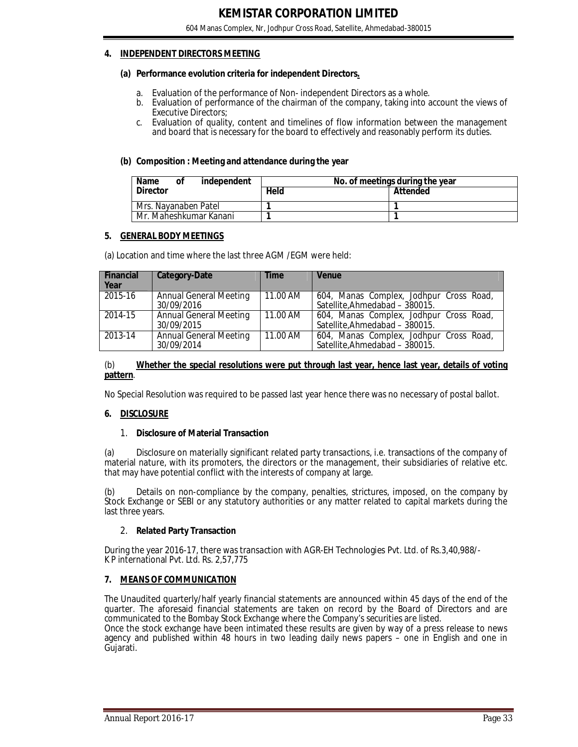## 4. INDEPENDENT DIRECTORS MEETING

### (a) Performance evolution criteria for independent Directors.

a. Evaluation of the performance of Non- independent Directors as a whole.
b. Evaluation of performance of the chairman of the company, taking into account the views of Executive Directors;
c. Evaluation of quality, content and timelines of flow information between the management and board that is necessary for the board to effectively and reasonably perform its duties.

### (b) Composition : Meeting and attendance during the year

| Name of independent Director | No. of meetings during the year | |
|---|---|---|
| | Held | Attended |
| Mrs. Nayanaben Patel | 1 | 1 |
| Mr. Maheshkumar Kanani | 1 | 1 |

## 5. GENERAL BODY MEETINGS

(a) Location and time where the last three AGM /EGM were held:

| Financial Year | Category-Date | Time | Venue |
|---|---|---|---|
| 2015-16 | Annual General Meeting 30/09/2016 | 11.00 AM | 604, Manas Complex, Jodhpur Cross Road, Satellite,Ahmedabad – 380015. |
| 2014-15 | Annual General Meeting 30/09/2015 | 11.00 AM | 604, Manas Complex, Jodhpur Cross Road, Satellite,Ahmedabad – 380015. |
| 2013-14 | Annual General Meeting 30/09/2014 | 11.00 AM | 604, Manas Complex, Jodhpur Cross Road, Satellite,Ahmedabad – 380015. |

(b) **Whether the special resolutions were put through last year, hence last year, details of voting pattern**.

No Special Resolution was required to be passed last year hence there was no necessary of postal ballot.

## 6. DISCLOSURE

1. **Disclosure of Material Transaction**

(a) Disclosure on materially significant related party transactions, i.e. transactions of the company of material nature, with its promoters, the directors or the management, their subsidiaries of relative etc. that may have potential conflict with the interests of company at large.

(b) Details on non-compliance by the company, penalties, strictures, imposed, on the company by Stock Exchange or SEBI or any statutory authorities or any matter related to capital markets during the last three years.

2. **Related Party Transaction**

During the year 2016-17, there was transaction with AGR-EH Technologies Pvt. Ltd. of Rs.3,40,988/-
K P international Pvt. Ltd. Rs. 2,57,775

## 7. MEANS OF COMMUNICATION

The Unaudited quarterly/half yearly financial statements are announced within 45 days of the end of the quarter. The aforesaid financial statements are taken on record by the Board of Directors and are communicated to the Bombay Stock Exchange where the Company's securities are listed.
Once the stock exchange have been intimated these results are given by way of a press release to news agency and published within 48 hours in two leading daily news papers – one in English and one in Gujarati.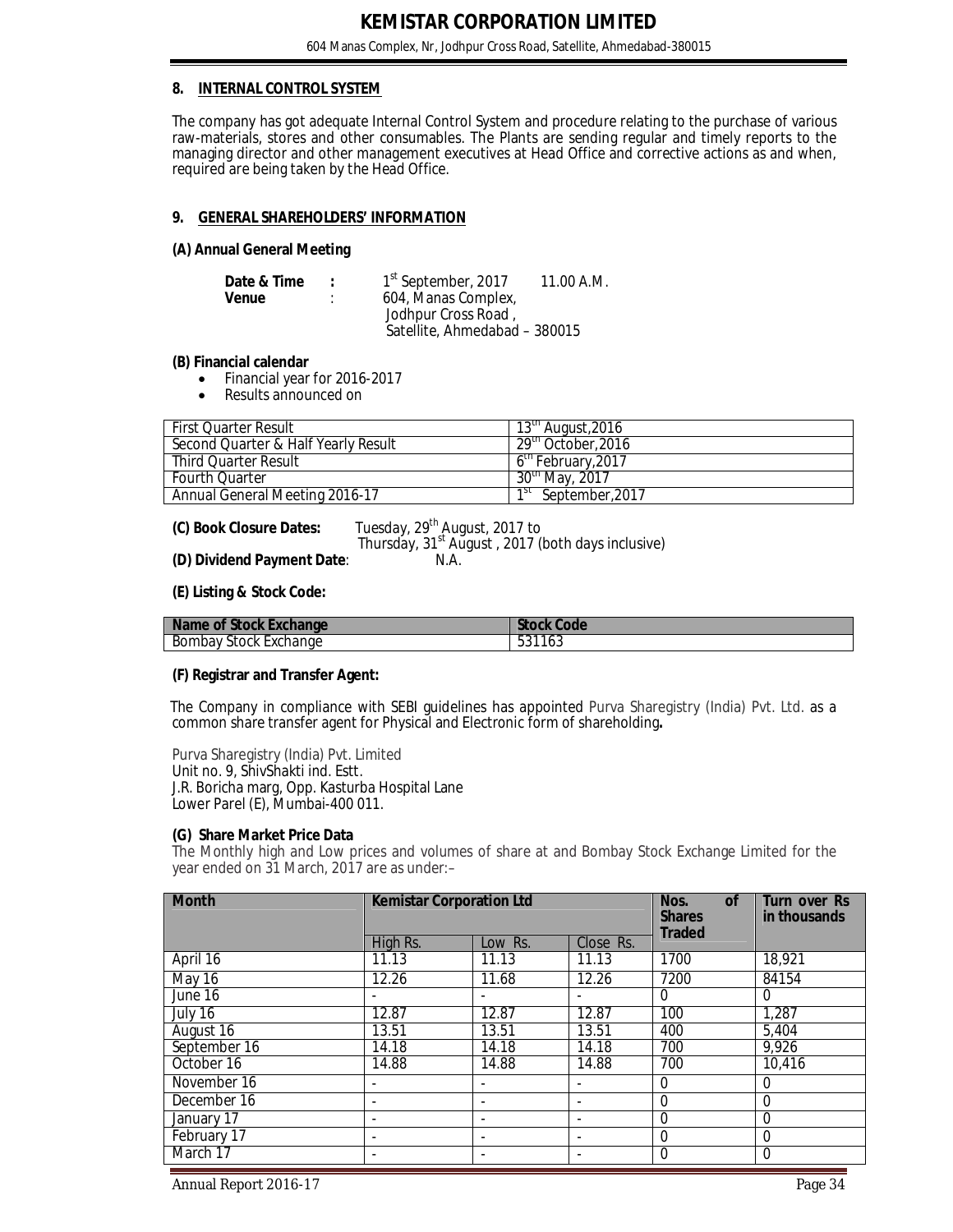## 8. INTERNAL CONTROL SYSTEM

The company has got adequate Internal Control System and procedure relating to the purchase of various raw-materials, stores and other consumables. The Plants are sending regular and timely reports to the managing director and other management executives at Head Office and corrective actions as and when, required are being taken by the Head Office.

## 9. GENERAL SHAREHOLDERS' INFORMATION

### (A) Annual General Meeting

**Date & Time** : 1st September, 2017 11.00 A.M.

**Venue** : 604, Manas Complex, Jodhpur Cross Road, Satellite, Ahmedabad – 380015

### (B) Financial calendar

- Financial year for 2016-2017
- Results announced on

| | |
|---|---|
| First Quarter Result | 13th August,2016 |
| Second Quarter & Half Yearly Result | 29th October,2016 |
| Third Quarter Result | 6th February,2017 |
| Fourth Quarter | 30th May, 2017 |
| Annual General Meeting 2016-17 | 1st September,2017 |

**(C) Book Closure Dates:** Tuesday, 29th August, 2017 to Thursday, 31st August , 2017 (both days inclusive)

**(D) Dividend Payment Date**: N.A.

### (E) Listing & Stock Code:

| Name of Stock Exchange | Stock Code |
|---|---|
| Bombay Stock Exchange | 531163 |

### (F) Registrar and Transfer Agent:

The Company in compliance with SEBI guidelines has appointed Purva Sharegistry (India) Pvt. Ltd. as a common share transfer agent for Physical and Electronic form of shareholding**.**

Purva Sharegistry (India) Pvt. Limited
Unit no. 9, ShivShakti ind. Estt.
J.R. Boricha marg, Opp. Kasturba Hospital Lane
Lower Parel (E), Mumbai-400 011.

### (G) Share Market Price Data

The Monthly high and Low prices and volumes of share at and Bombay Stock Exchange Limited for the year ended on 31 March, 2017 are as under:–

| Month | Kemistar Corporation Ltd | | | Nos. of Shares Traded | Turn over Rs in thousands |
|---|---|---|---|---|---|
| | High Rs. | Low Rs. | Close Rs. | | |
| April 16 | 11.13 | 11.13 | 11.13 | 1700 | 18,921 |
| May 16 | 12.26 | 11.68 | 12.26 | 7200 | 84154 |
| June 16 | - | - | - | 0 | 0 |
| July 16 | 12.87 | 12.87 | 12.87 | 100 | 1,287 |
| August 16 | 13.51 | 13.51 | 13.51 | 400 | 5,404 |
| September 16 | 14.18 | 14.18 | 14.18 | 700 | 9,926 |
| October 16 | 14.88 | 14.88 | 14.88 | 700 | 10,416 |
| November 16 | - | - | - | 0 | 0 |
| December 16 | - | - | - | 0 | 0 |
| January 17 | - | - | - | 0 | 0 |
| February 17 | - | - | - | 0 | 0 |
| March 17 | - | - | - | 0 | 0 |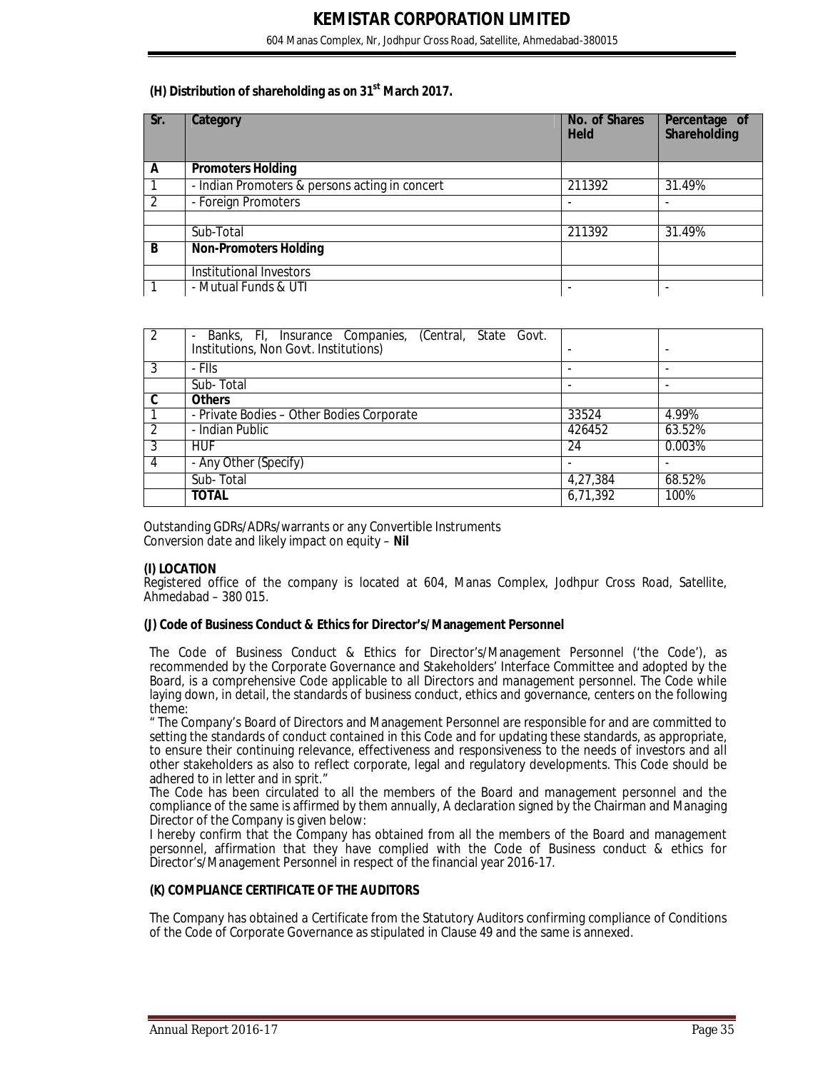**(H) Distribution of shareholding as on 31st March 2017.**

| Sr. | Category | No. of Shares Held | Percentage of Shareholding |
|---|---|---|---|
| **A** | **Promoters Holding** | | |
| 1 | - Indian Promoters & persons acting in concert | 211392 | 31.49% |
| 2 | - Foreign Promoters | - | - |
| | | | |
| | Sub-Total | 211392 | 31.49% |
| **B** | **Non-Promoters Holding** | | |
| | Institutional Investors | | |
| 1 | - Mutual Funds & UTI | - | - |
| 2 | - Banks, FI, Insurance Companies, (Central, State Govt. Institutions, Non Govt. Institutions) | - | - |
| 3 | - FIIs | - | - |
| | Sub- Total | - | - |
| **C** | **Others** | | |
| 1 | - Private Bodies – Other Bodies Corporate | 33524 | 4.99% |
| 2 | - Indian Public | 426452 | 63.52% |
| 3 | HUF | 24 | 0.003% |
| 4 | - Any Other (Specify) | - | - |
| | Sub- Total | 4,27,384 | 68.52% |
| | **TOTAL** | 6,71,392 | 100% |

Outstanding GDRs/ADRs/warrants or any Convertible Instruments
Conversion date and likely impact on equity – **Nil**

**(I) LOCATION**
Registered office of the company is located at 604, Manas Complex, Jodhpur Cross Road, Satellite, Ahmedabad – 380 015.

**(J) Code of Business Conduct & Ethics for Director's/Management Personnel**

The Code of Business Conduct & Ethics for Director's/Management Personnel ('the Code'), as recommended by the Corporate Governance and Stakeholders' Interface Committee and adopted by the Board, is a comprehensive Code applicable to all Directors and management personnel. The Code while laying down, in detail, the standards of business conduct, ethics and governance, centers on the following theme:
" The Company's Board of Directors and Management Personnel are responsible for and are committed to setting the standards of conduct contained in this Code and for updating these standards, as appropriate, to ensure their continuing relevance, effectiveness and responsiveness to the needs of investors and all other stakeholders as also to reflect corporate, legal and regulatory developments. This Code should be adhered to in letter and in sprit."
The Code has been circulated to all the members of the Board and management personnel and the compliance of the same is affirmed by them annually, A declaration signed by the Chairman and Managing Director of the Company is given below:
I hereby confirm that the Company has obtained from all the members of the Board and management personnel, affirmation that they have complied with the Code of Business conduct & ethics for Director's/Management Personnel in respect of the financial year 2016-17.

**(K) COMPLIANCE CERTIFICATE OF THE AUDITORS**

The Company has obtained a Certificate from the Statutory Auditors confirming compliance of Conditions of the Code of Corporate Governance as stipulated in Clause 49 and the same is annexed.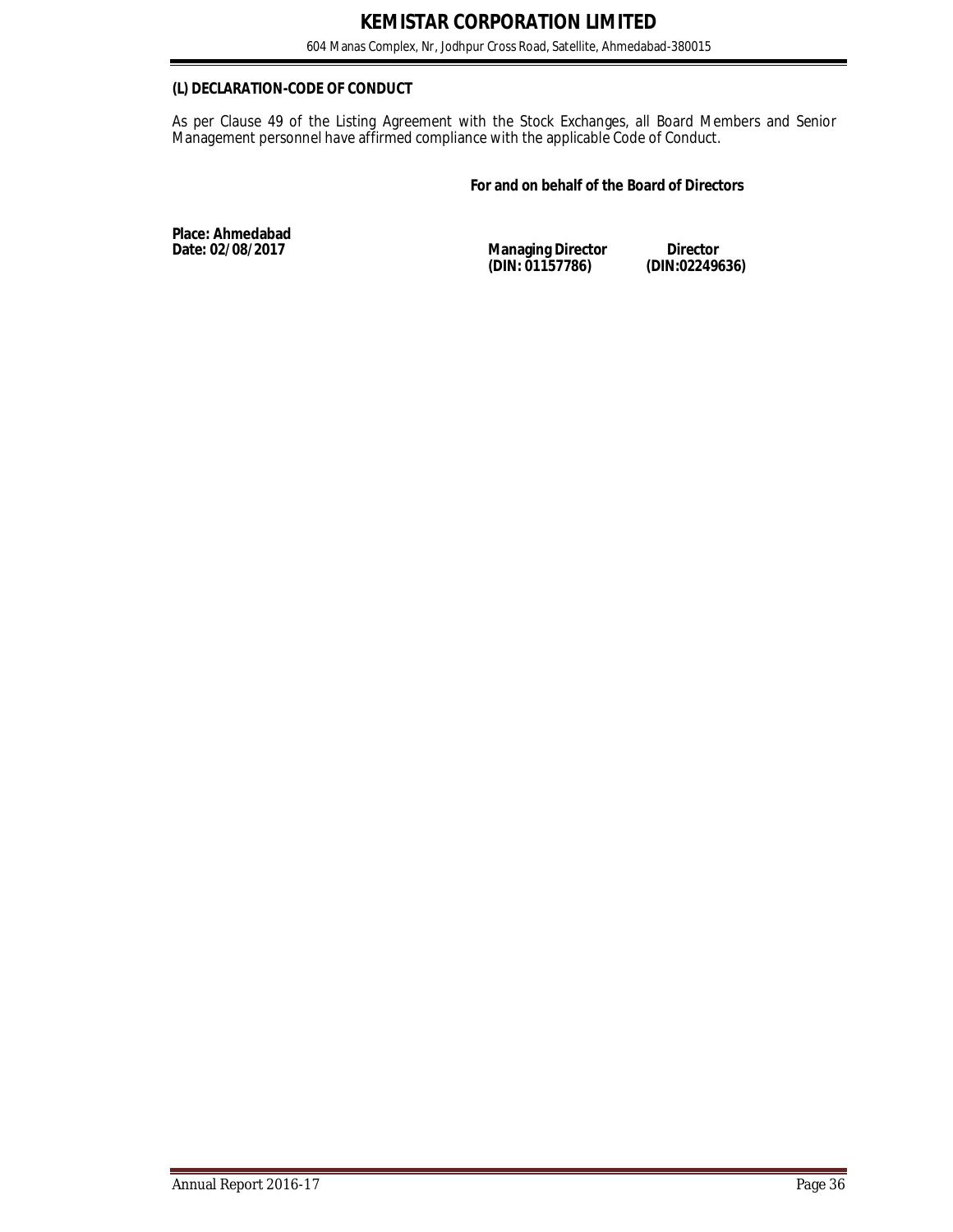### (L) DECLARATION-CODE OF CONDUCT

As per Clause 49 of the Listing Agreement with the Stock Exchanges, all Board Members and Senior Management personnel have affirmed compliance with the applicable Code of Conduct.

**For and on behalf of the Board of Directors**

**Place: Ahmedabad**
**Date: 02/08/2017**

| **Managing Director** | **Director** |
|---|---|
| **(DIN: 01157786)** | **(DIN:02249636)** |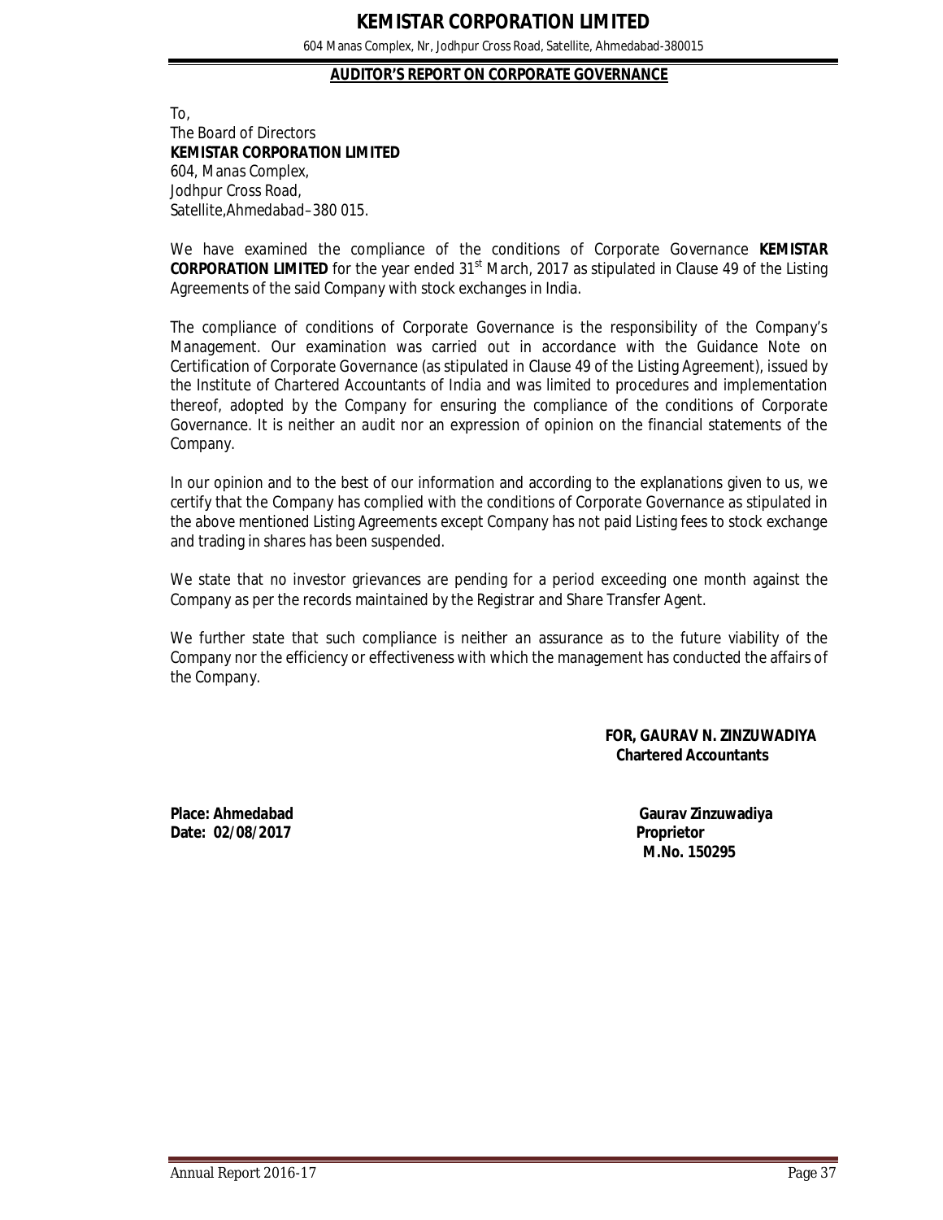## AUDITOR'S REPORT ON CORPORATE GOVERNANCE

To,
The Board of Directors
**KEMISTAR CORPORATION LIMITED**
604, Manas Complex,
Jodhpur Cross Road,
Satellite,Ahmedabad–380 015.

We have examined the compliance of the conditions of Corporate Governance **KEMISTAR CORPORATION LIMITED** for the year ended 31st March, 2017 as stipulated in Clause 49 of the Listing Agreements of the said Company with stock exchanges in India.

The compliance of conditions of Corporate Governance is the responsibility of the Company's Management. Our examination was carried out in accordance with the Guidance Note on Certification of Corporate Governance (as stipulated in Clause 49 of the Listing Agreement), issued by the Institute of Chartered Accountants of India and was limited to procedures and implementation thereof, adopted by the Company for ensuring the compliance of the conditions of Corporate Governance. It is neither an audit nor an expression of opinion on the financial statements of the Company.

In our opinion and to the best of our information and according to the explanations given to us, we certify that the Company has complied with the conditions of Corporate Governance as stipulated in the above mentioned Listing Agreements except Company has not paid Listing fees to stock exchange and trading in shares has been suspended.

We state that no investor grievances are pending for a period exceeding one month against the Company as per the records maintained by the Registrar and Share Transfer Agent.

We further state that such compliance is neither an assurance as to the future viability of the Company nor the efficiency or effectiveness with which the management has conducted the affairs of the Company.

**FOR, GAURAV N. ZINZUWADIYA**
**Chartered Accountants**

**Place: Ahmedabad**
**Date: 02/08/2017**

**Gaurav Zinzuwadiya**
**Proprietor**
**M.No. 150295**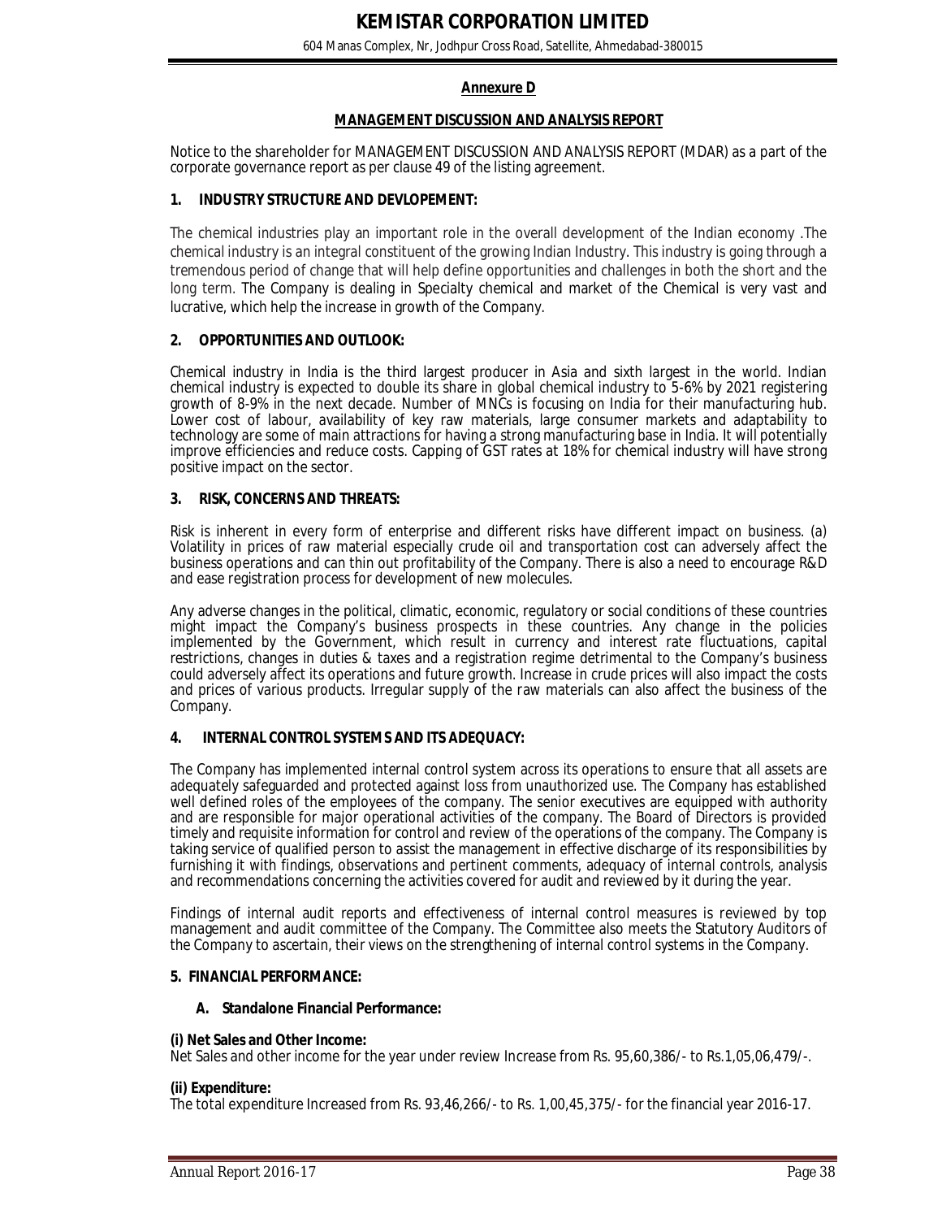## Annexure D

## MANAGEMENT DISCUSSION AND ANALYSIS REPORT

Notice to the shareholder for MANAGEMENT DISCUSSION AND ANALYSIS REPORT (MDAR) as a part of the corporate governance report as per clause 49 of the listing agreement.

### 1. INDUSTRY STRUCTURE AND DEVLOPEMENT:

The chemical industries play an important role in the overall development of the Indian economy .The chemical industry is an integral constituent of the growing Indian Industry. This industry is going through a tremendous period of change that will help define opportunities and challenges in both the short and the long term. The Company is dealing in Specialty chemical and market of the Chemical is very vast and lucrative, which help the increase in growth of the Company.

### 2. OPPORTUNITIES AND OUTLOOK:

Chemical industry in India is the third largest producer in Asia and sixth largest in the world. Indian chemical industry is expected to double its share in global chemical industry to 5-6% by 2021 registering growth of 8-9% in the next decade. Number of MNCs is focusing on India for their manufacturing hub. Lower cost of labour, availability of key raw materials, large consumer markets and adaptability to technology are some of main attractions for having a strong manufacturing base in India. It will potentially improve efficiencies and reduce costs. Capping of GST rates at 18% for chemical industry will have strong positive impact on the sector.

### 3. RISK, CONCERNS AND THREATS:

Risk is inherent in every form of enterprise and different risks have different impact on business. (a) Volatility in prices of raw material especially crude oil and transportation cost can adversely affect the business operations and can thin out profitability of the Company. There is also a need to encourage R&D and ease registration process for development of new molecules.

Any adverse changes in the political, climatic, economic, regulatory or social conditions of these countries might impact the Company's business prospects in these countries. Any change in the policies implemented by the Government, which result in currency and interest rate fluctuations, capital restrictions, changes in duties & taxes and a registration regime detrimental to the Company's business could adversely affect its operations and future growth. Increase in crude prices will also impact the costs and prices of various products. Irregular supply of the raw materials can also affect the business of the Company.

### 4. INTERNAL CONTROL SYSTEMS AND ITS ADEQUACY:

The Company has implemented internal control system across its operations to ensure that all assets are adequately safeguarded and protected against loss from unauthorized use. The Company has established well defined roles of the employees of the company. The senior executives are equipped with authority and are responsible for major operational activities of the company. The Board of Directors is provided timely and requisite information for control and review of the operations of the company. The Company is taking service of qualified person to assist the management in effective discharge of its responsibilities by furnishing it with findings, observations and pertinent comments, adequacy of internal controls, analysis and recommendations concerning the activities covered for audit and reviewed by it during the year.

Findings of internal audit reports and effectiveness of internal control measures is reviewed by top management and audit committee of the Company. The Committee also meets the Statutory Auditors of the Company to ascertain, their views on the strengthening of internal control systems in the Company.

### 5. FINANCIAL PERFORMANCE:

#### A. Standalone Financial Performance:

**(i) Net Sales and Other Income:**
Net Sales and other income for the year under review Increase from Rs. 95,60,386/- to Rs.1,05,06,479/-.

**(ii) Expenditure:**
The total expenditure Increased from Rs. 93,46,266/- to Rs. 1,00,45,375/- for the financial year 2016-17.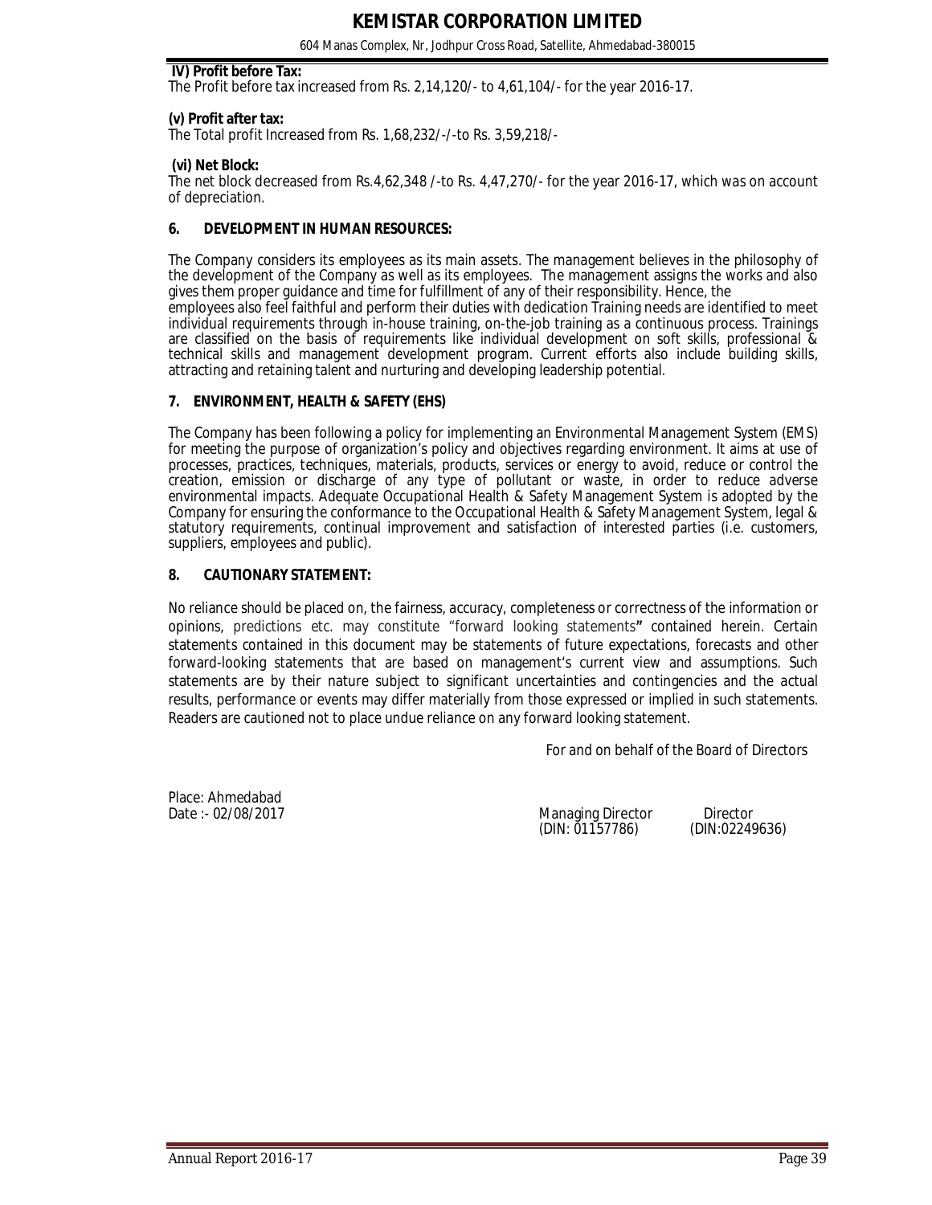**IV) Profit before Tax:**

The Profit before tax increased from Rs. 2,14,120/- to 4,61,104/- for the year 2016-17.

**(v) Profit after tax:**

The Total profit Increased from Rs. 1,68,232/-/-to Rs. 3,59,218/-

**(vi) Net Block:**

The net block decreased from Rs.4,62,348 /-to Rs. 4,47,270/- for the year 2016-17, which was on account of depreciation.

## 6. DEVELOPMENT IN HUMAN RESOURCES:

The Company considers its employees as its main assets. The management believes in the philosophy of the development of the Company as well as its employees. The management assigns the works and also gives them proper guidance and time for fulfillment of any of their responsibility. Hence, the employees also feel faithful and perform their duties with dedication Training needs are identified to meet individual requirements through in-house training, on-the-job training as a continuous process. Trainings are classified on the basis of requirements like individual development on soft skills, professional & technical skills and management development program. Current efforts also include building skills, attracting and retaining talent and nurturing and developing leadership potential.

## 7. ENVIRONMENT, HEALTH & SAFETY (EHS)

The Company has been following a policy for implementing an Environmental Management System (EMS) for meeting the purpose of organization's policy and objectives regarding environment. It aims at use of processes, practices, techniques, materials, products, services or energy to avoid, reduce or control the creation, emission or discharge of any type of pollutant or waste, in order to reduce adverse environmental impacts. Adequate Occupational Health & Safety Management System is adopted by the Company for ensuring the conformance to the Occupational Health & Safety Management System, legal & statutory requirements, continual improvement and satisfaction of interested parties (i.e. customers, suppliers, employees and public).

## 8. CAUTIONARY STATEMENT:

No reliance should be placed on, the fairness, accuracy, completeness or correctness of the information or opinions, predictions etc. may constitute "forward looking statements" contained herein. Certain statements contained in this document may be statements of future expectations, forecasts and other forward-looking statements that are based on management's current view and assumptions. Such statements are by their nature subject to significant uncertainties and contingencies and the actual results, performance or events may differ materially from those expressed or implied in such statements. Readers are cautioned not to place undue reliance on any forward looking statement.

For and on behalf of the Board of Directors

Place: Ahmedabad
Date :- 02/08/2017

Managing Director (DIN: 01157786)

Director (DIN:02249636)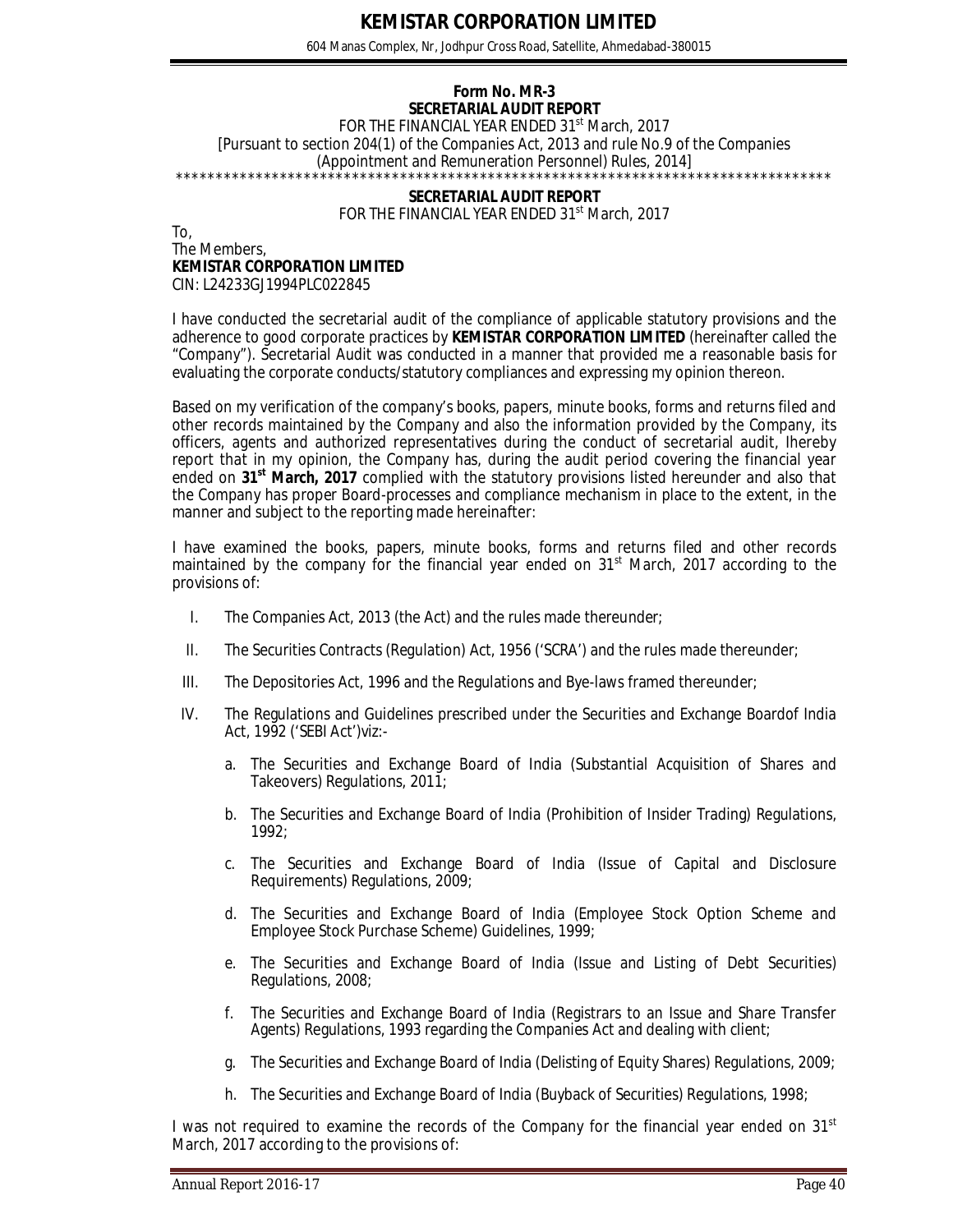**Form No. MR-3**
**SECRETARIAL AUDIT REPORT**
FOR THE FINANCIAL YEAR ENDED 31st March, 2017
[Pursuant to section 204(1) of the Companies Act, 2013 and rule No.9 of the Companies (Appointment and Remuneration Personnel) Rules, 2014]
*************************************************************************************

**SECRETARIAL AUDIT REPORT**
FOR THE FINANCIAL YEAR ENDED 31st March, 2017

To,
The Members,
**KEMISTAR CORPORATION LIMITED**
CIN: L24233GJ1994PLC022845

I have conducted the secretarial audit of the compliance of applicable statutory provisions and the adherence to good corporate practices by **KEMISTAR CORPORATION LIMITED** (hereinafter called the "Company"). Secretarial Audit was conducted in a manner that provided me a reasonable basis for evaluating the corporate conducts/statutory compliances and expressing my opinion thereon.

Based on my verification of the company's books, papers, minute books, forms and returns filed and other records maintained by the Company and also the information provided by the Company, its officers, agents and authorized representatives during the conduct of secretarial audit, Ihereby report that in my opinion, the Company has, during the audit period covering the financial year ended on **31st March, 2017** complied with the statutory provisions listed hereunder and also that the Company has proper Board-processes and compliance mechanism in place to the extent, in the manner and subject to the reporting made hereinafter:

I have examined the books, papers, minute books, forms and returns filed and other records maintained by the company for the financial year ended on 31st March, 2017 according to the provisions of:

I. The Companies Act, 2013 (the Act) and the rules made thereunder;

II. The Securities Contracts (Regulation) Act, 1956 ('SCRA') and the rules made thereunder;

III. The Depositories Act, 1996 and the Regulations and Bye-laws framed thereunder;

IV. The Regulations and Guidelines prescribed under the Securities and Exchange Boardof India Act, 1992 ('SEBI Act')viz:-

   a. The Securities and Exchange Board of India (Substantial Acquisition of Shares and Takeovers) Regulations, 2011;

   b. The Securities and Exchange Board of India (Prohibition of Insider Trading) Regulations, 1992;

   c. The Securities and Exchange Board of India (Issue of Capital and Disclosure Requirements) Regulations, 2009;

   d. The Securities and Exchange Board of India (Employee Stock Option Scheme and Employee Stock Purchase Scheme) Guidelines, 1999;

   e. The Securities and Exchange Board of India (Issue and Listing of Debt Securities) Regulations, 2008;

   f. The Securities and Exchange Board of India (Registrars to an Issue and Share Transfer Agents) Regulations, 1993 regarding the Companies Act and dealing with client;

   g. The Securities and Exchange Board of India (Delisting of Equity Shares) Regulations, 2009;

   h. The Securities and Exchange Board of India (Buyback of Securities) Regulations, 1998;

I was not required to examine the records of the Company for the financial year ended on 31st March, 2017 according to the provisions of: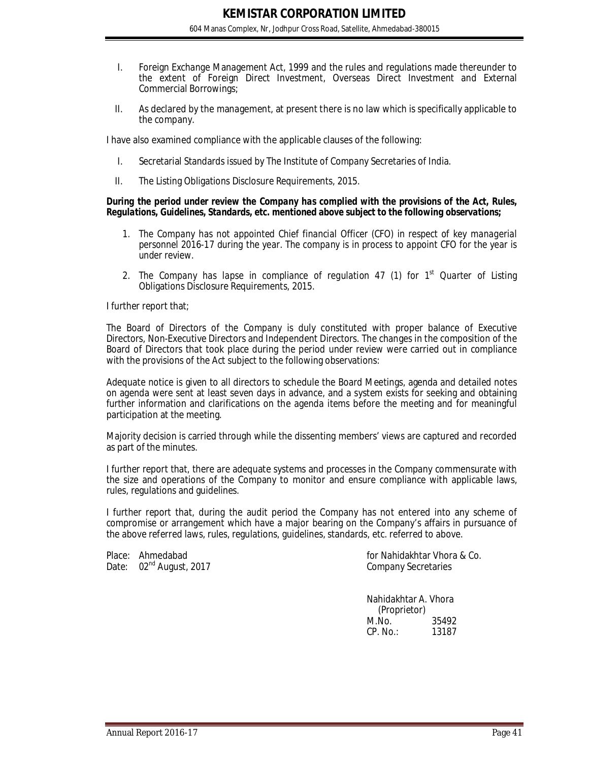I. Foreign Exchange Management Act, 1999 and the rules and regulations made thereunder to the extent of Foreign Direct Investment, Overseas Direct Investment and External Commercial Borrowings;

II. As declared by the management, at present there is no law which is specifically applicable to the company.

I have also examined compliance with the applicable clauses of the following:

I. Secretarial Standards issued by The Institute of Company Secretaries of India.

II. The Listing Obligations Disclosure Requirements, 2015.

***During the period under review the Company has complied with the provisions of the Act, Rules, Regulations, Guidelines, Standards, etc. mentioned above subject to the following observations;***

1. *The Company has not appointed Chief financial Officer (CFO) in respect of key managerial personnel 2016-17 during the year. The company is in process to appoint CFO for the year is under review.*
2. *The Company has lapse in compliance of regulation 47 (1) for 1st Quarter of Listing Obligations Disclosure Requirements, 2015.*

I further report that;

The Board of Directors of the Company is duly constituted with proper balance of Executive Directors, Non-Executive Directors and Independent Directors. The changes in the composition of the Board of Directors that took place during the period under review were carried out in compliance with the provisions of the Act subject to the following observations:

Adequate notice is given to all directors to schedule the Board Meetings, agenda and detailed notes on agenda were sent at least seven days in advance, and a system exists for seeking and obtaining further information and clarifications on the agenda items before the meeting and for meaningful participation at the meeting.

Majority decision is carried through while the dissenting members' views are captured and recorded as part of the minutes.

I further report that, there are adequate systems and processes in the Company commensurate with the size and operations of the Company to monitor and ensure compliance with applicable laws, rules, regulations and guidelines.

I further report that, during the audit period the Company has not entered into any scheme of compromise or arrangement which have a major bearing on the Company's affairs in pursuance of the above referred laws, rules, regulations, guidelines, standards, etc. referred to above.

Place: Ahmedabad
Date: 02nd August, 2017

for Nahidakhtar Vhora & Co.
Company Secretaries

Nahidakhtar A. Vhora
(Proprietor)
M.No. 35492
CP. No.: 13187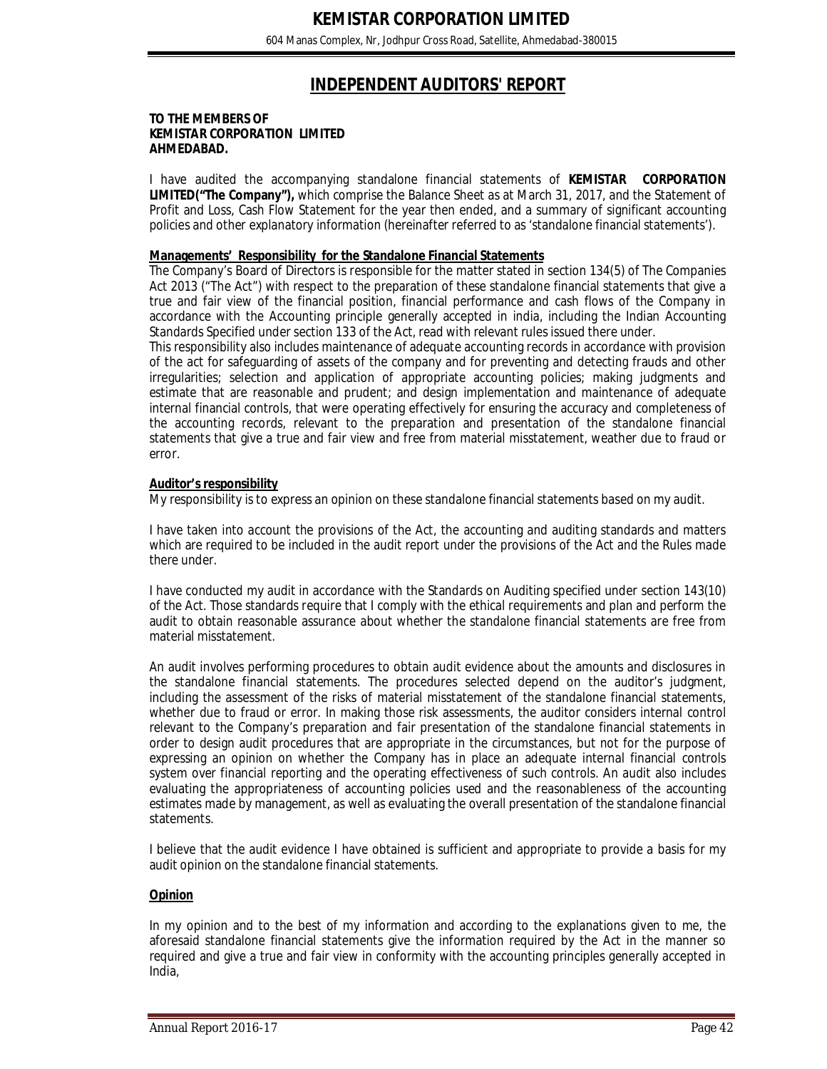# INDEPENDENT AUDITORS' REPORT

**TO THE MEMBERS OF**
**KEMISTAR CORPORATION LIMITED**
**AHMEDABAD.**

I have audited the accompanying standalone financial statements of **KEMISTAR CORPORATION LIMITED("The Company"),** which comprise the Balance Sheet as at March 31, 2017, and the Statement of Profit and Loss, Cash Flow Statement for the year then ended, and a summary of significant accounting policies and other explanatory information (hereinafter referred to as 'standalone financial statements').

**Managements' Responsibility for the Standalone Financial Statements**

The Company's Board of Directors is responsible for the matter stated in section 134(5) of The Companies Act 2013 ("The Act") with respect to the preparation of these standalone financial statements that give a true and fair view of the financial position, financial performance and cash flows of the Company in accordance with the Accounting principle generally accepted in india, including the Indian Accounting Standards Specified under section 133 of the Act, read with relevant rules issued there under.

This responsibility also includes maintenance of adequate accounting records in accordance with provision of the act for safeguarding of assets of the company and for preventing and detecting frauds and other irregularities; selection and application of appropriate accounting policies; making judgments and estimate that are reasonable and prudent; and design implementation and maintenance of adequate internal financial controls, that were operating effectively for ensuring the accuracy and completeness of the accounting records, relevant to the preparation and presentation of the standalone financial statements that give a true and fair view and free from material misstatement, weather due to fraud or error.

**Auditor's responsibility**

My responsibility is to express an opinion on these standalone financial statements based on my audit.

I have taken into account the provisions of the Act, the accounting and auditing standards and matters which are required to be included in the audit report under the provisions of the Act and the Rules made there under.

I have conducted my audit in accordance with the Standards on Auditing specified under section 143(10) of the Act. Those standards require that I comply with the ethical requirements and plan and perform the audit to obtain reasonable assurance about whether the standalone financial statements are free from material misstatement.

An audit involves performing procedures to obtain audit evidence about the amounts and disclosures in the standalone financial statements. The procedures selected depend on the auditor's judgment, including the assessment of the risks of material misstatement of the standalone financial statements, whether due to fraud or error. In making those risk assessments, the auditor considers internal control relevant to the Company's preparation and fair presentation of the standalone financial statements in order to design audit procedures that are appropriate in the circumstances, but not for the purpose of expressing an opinion on whether the Company has in place an adequate internal financial controls system over financial reporting and the operating effectiveness of such controls. An audit also includes evaluating the appropriateness of accounting policies used and the reasonableness of the accounting estimates made by management, as well as evaluating the overall presentation of the standalone financial statements.

I believe that the audit evidence I have obtained is sufficient and appropriate to provide a basis for my audit opinion on the standalone financial statements.

**Opinion**

In my opinion and to the best of my information and according to the explanations given to me, the aforesaid standalone financial statements give the information required by the Act in the manner so required and give a true and fair view in conformity with the accounting principles generally accepted in India,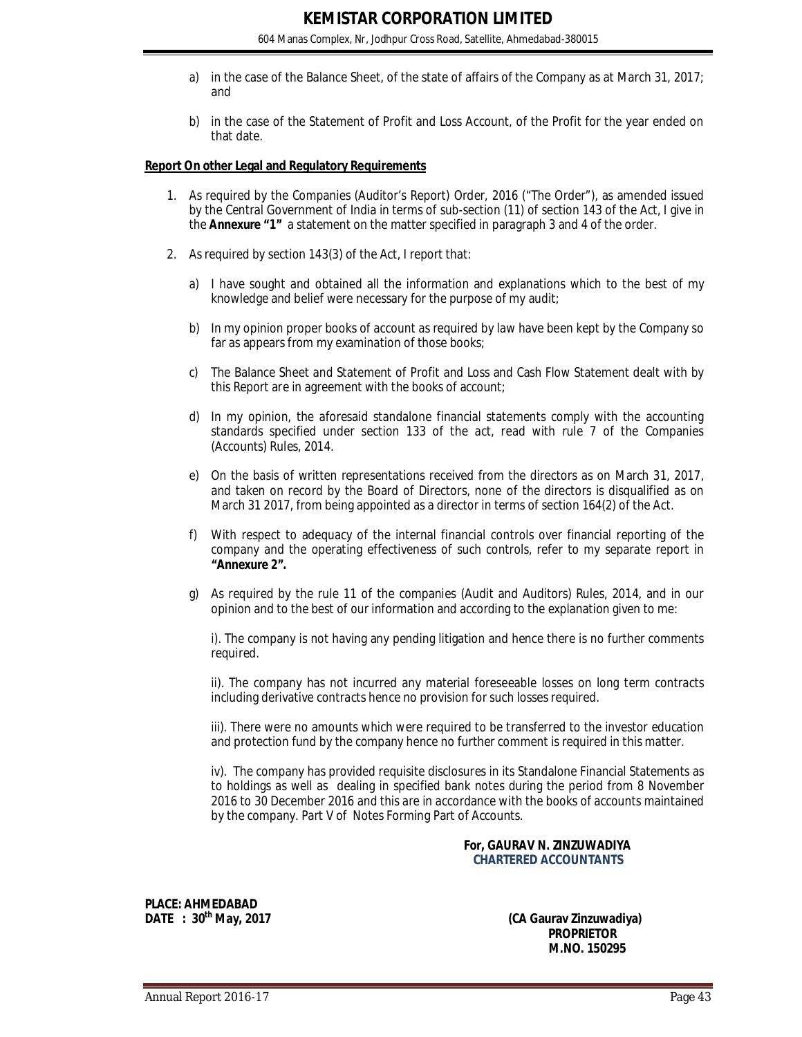a) in the case of the Balance Sheet, of the state of affairs of the Company as at March 31, 2017; and

b) in the case of the Statement of Profit and Loss Account, of the Profit for the year ended on that date.

**Report On other Legal and Regulatory Requirements**

1. As required by the Companies (Auditor's Report) Order, 2016 ("The Order"), as amended issued by the Central Government of India in terms of sub-section (11) of section 143 of the Act, I give in the **Annexure "1"** a statement on the matter specified in paragraph 3 and 4 of the order.

2. As required by section 143(3) of the Act, I report that:

   a) I have sought and obtained all the information and explanations which to the best of my knowledge and belief were necessary for the purpose of my audit;

   b) In my opinion proper books of account as required by law have been kept by the Company so far as appears from my examination of those books;

   c) The Balance Sheet and Statement of Profit and Loss and Cash Flow Statement dealt with by this Report are in agreement with the books of account;

   d) In my opinion, the aforesaid standalone financial statements comply with the accounting standards specified under section 133 of the act, read with rule 7 of the Companies (Accounts) Rules, 2014.

   e) On the basis of written representations received from the directors as on March 31, 2017, and taken on record by the Board of Directors, none of the directors is disqualified as on March 31 2017, from being appointed as a director in terms of section 164(2) of the Act.

   f) With respect to adequacy of the internal financial controls over financial reporting of the company and the operating effectiveness of such controls, refer to my separate report in **"Annexure 2".**

   g) As required by the rule 11 of the companies (Audit and Auditors) Rules, 2014, and in our opinion and to the best of our information and according to the explanation given to me:

      i). The company is not having any pending litigation and hence there is no further comments required.

      ii). The company has not incurred any material foreseeable losses on long term contracts including derivative contracts hence no provision for such losses required.

      iii). There were no amounts which were required to be transferred to the investor education and protection fund by the company hence no further comment is required in this matter.

      iv). The company has provided requisite disclosures in its Standalone Financial Statements as to holdings as well as dealing in specified bank notes during the period from 8 November 2016 to 30 December 2016 and this are in accordance with the books of accounts maintained by the company. Part V of Notes Forming Part of Accounts.

**For, GAURAV N. ZINZUWADIYA**
**CHARTERED ACCOUNTANTS**

**PLACE: AHMEDABAD**
**DATE : 30th May, 2017**

**(CA Gaurav Zinzuwadiya)**
**PROPRIETOR**
**M.NO. 150295**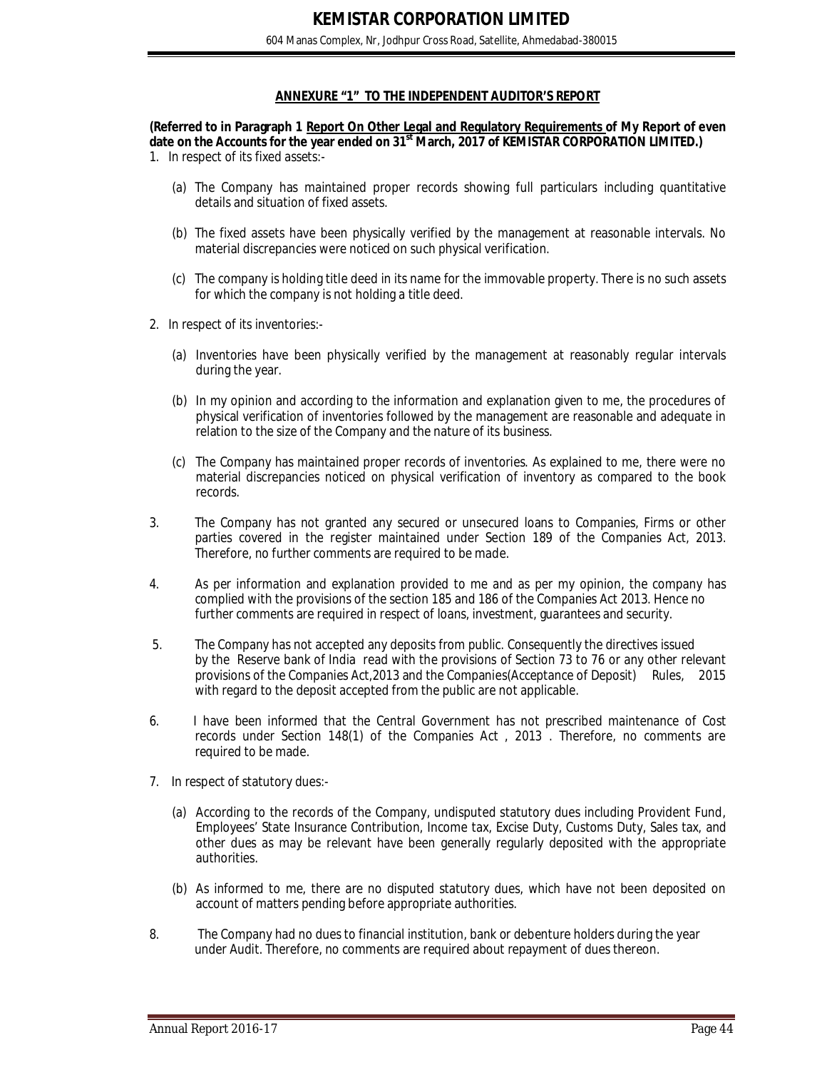## ANNEXURE "1" TO THE INDEPENDENT AUDITOR'S REPORT

**(Referred to in Paragraph 1 Report On Other Legal and Regulatory Requirements of My Report of even date on the Accounts for the year ended on 31st March, 2017 of KEMISTAR CORPORATION LIMITED.)**

1. In respect of its fixed assets:-

   (a) The Company has maintained proper records showing full particulars including quantitative details and situation of fixed assets.

   (b) The fixed assets have been physically verified by the management at reasonable intervals. No material discrepancies were noticed on such physical verification.

   (c) The company is holding title deed in its name for the immovable property. There is no such assets for which the company is not holding a title deed.

2. In respect of its inventories:-

   (a) Inventories have been physically verified by the management at reasonably regular intervals during the year.

   (b) In my opinion and according to the information and explanation given to me, the procedures of physical verification of inventories followed by the management are reasonable and adequate in relation to the size of the Company and the nature of its business.

   (c) The Company has maintained proper records of inventories. As explained to me, there were no material discrepancies noticed on physical verification of inventory as compared to the book records.

3. The Company has not granted any secured or unsecured loans to Companies, Firms or other parties covered in the register maintained under Section 189 of the Companies Act, 2013. Therefore, no further comments are required to be made.

4. As per information and explanation provided to me and as per my opinion, the company has complied with the provisions of the section 185 and 186 of the Companies Act 2013. Hence no further comments are required in respect of loans, investment, guarantees and security.

5. The Company has not accepted any deposits from public. Consequently the directives issued by the Reserve bank of India read with the provisions of Section 73 to 76 or any other relevant provisions of the Companies Act,2013 and the Companies(Acceptance of Deposit) Rules, 2015 with regard to the deposit accepted from the public are not applicable.

6. I have been informed that the Central Government has not prescribed maintenance of Cost records under Section 148(1) of the Companies Act , 2013 . Therefore, no comments are required to be made.

7. In respect of statutory dues:-

   (a) According to the records of the Company, undisputed statutory dues including Provident Fund, Employees' State Insurance Contribution, Income tax, Excise Duty, Customs Duty, Sales tax, and other dues as may be relevant have been generally regularly deposited with the appropriate authorities.

   (b) As informed to me, there are no disputed statutory dues, which have not been deposited on account of matters pending before appropriate authorities.

8. The Company had no dues to financial institution, bank or debenture holders during the year under Audit. Therefore, no comments are required about repayment of dues thereon.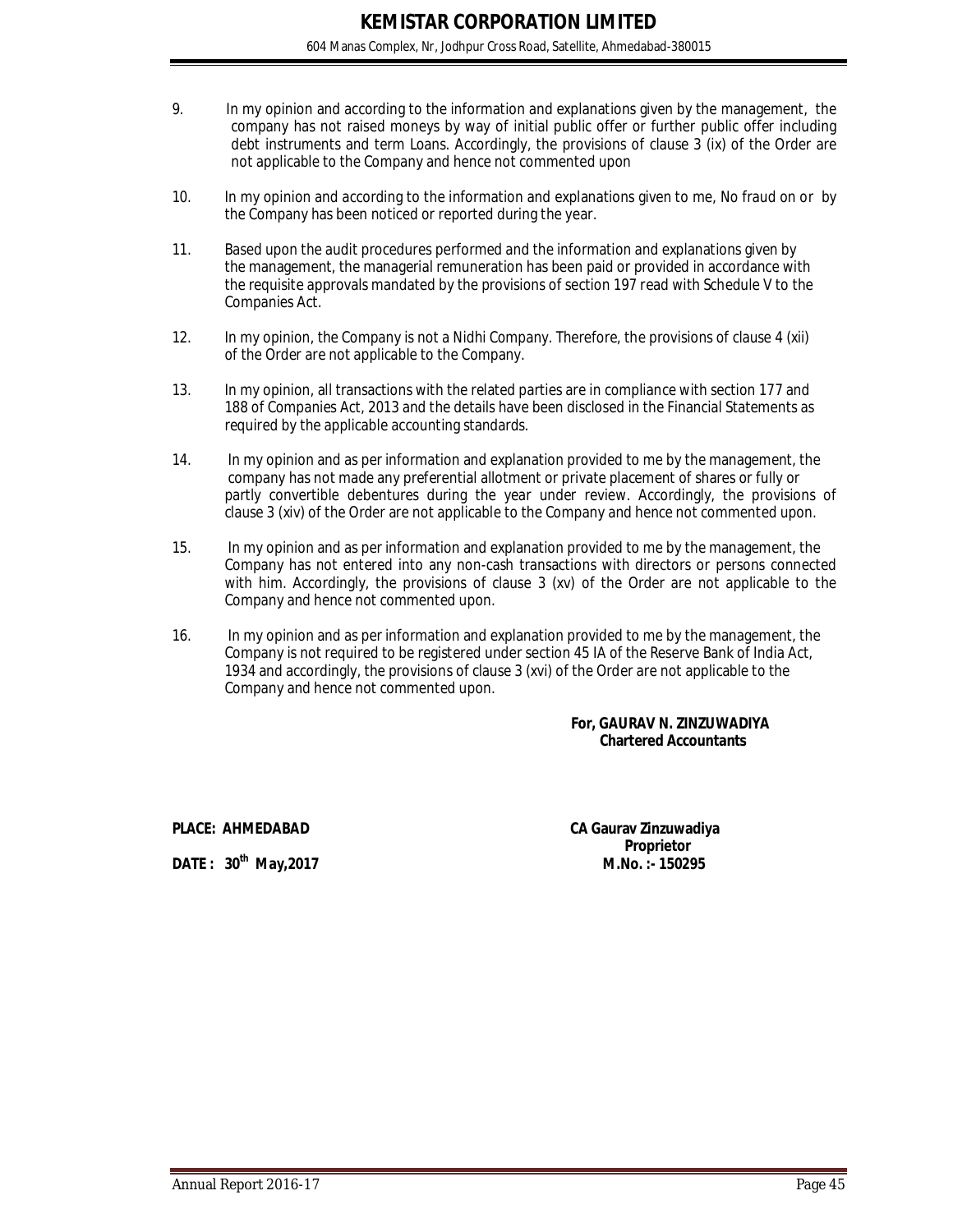9. In my opinion and according to the information and explanations given by the management, the company has not raised moneys by way of initial public offer or further public offer including debt instruments and term Loans. Accordingly, the provisions of clause 3 (ix) of the Order are not applicable to the Company and hence not commented upon

10. In my opinion and according to the information and explanations given to me, No fraud on or by the Company has been noticed or reported during the year.

11. Based upon the audit procedures performed and the information and explanations given by the management, the managerial remuneration has been paid or provided in accordance with the requisite approvals mandated by the provisions of section 197 read with Schedule V to the Companies Act.

12. In my opinion, the Company is not a Nidhi Company. Therefore, the provisions of clause 4 (xii) of the Order are not applicable to the Company.

13. In my opinion, all transactions with the related parties are in compliance with section 177 and 188 of Companies Act, 2013 and the details have been disclosed in the Financial Statements as required by the applicable accounting standards.

14. In my opinion and as per information and explanation provided to me by the management, the company has not made any preferential allotment or private placement of shares or fully or partly convertible debentures during the year under review. Accordingly, the provisions of clause 3 (xiv) of the Order are not applicable to the Company and hence not commented upon.

15. In my opinion and as per information and explanation provided to me by the management, the Company has not entered into any non-cash transactions with directors or persons connected with him. Accordingly, the provisions of clause 3 (xv) of the Order are not applicable to the Company and hence not commented upon.

16. In my opinion and as per information and explanation provided to me by the management, the Company is not required to be registered under section 45 IA of the Reserve Bank of India Act, 1934 and accordingly, the provisions of clause 3 (xvi) of the Order are not applicable to the Company and hence not commented upon.

**For, GAURAV N. ZINZUWADIYA**
**Chartered Accountants**

**PLACE: AHMEDABAD**

**DATE : 30th May,2017**

**CA Gaurav Zinzuwadiya**
**Proprietor**
**M.No. :- 150295**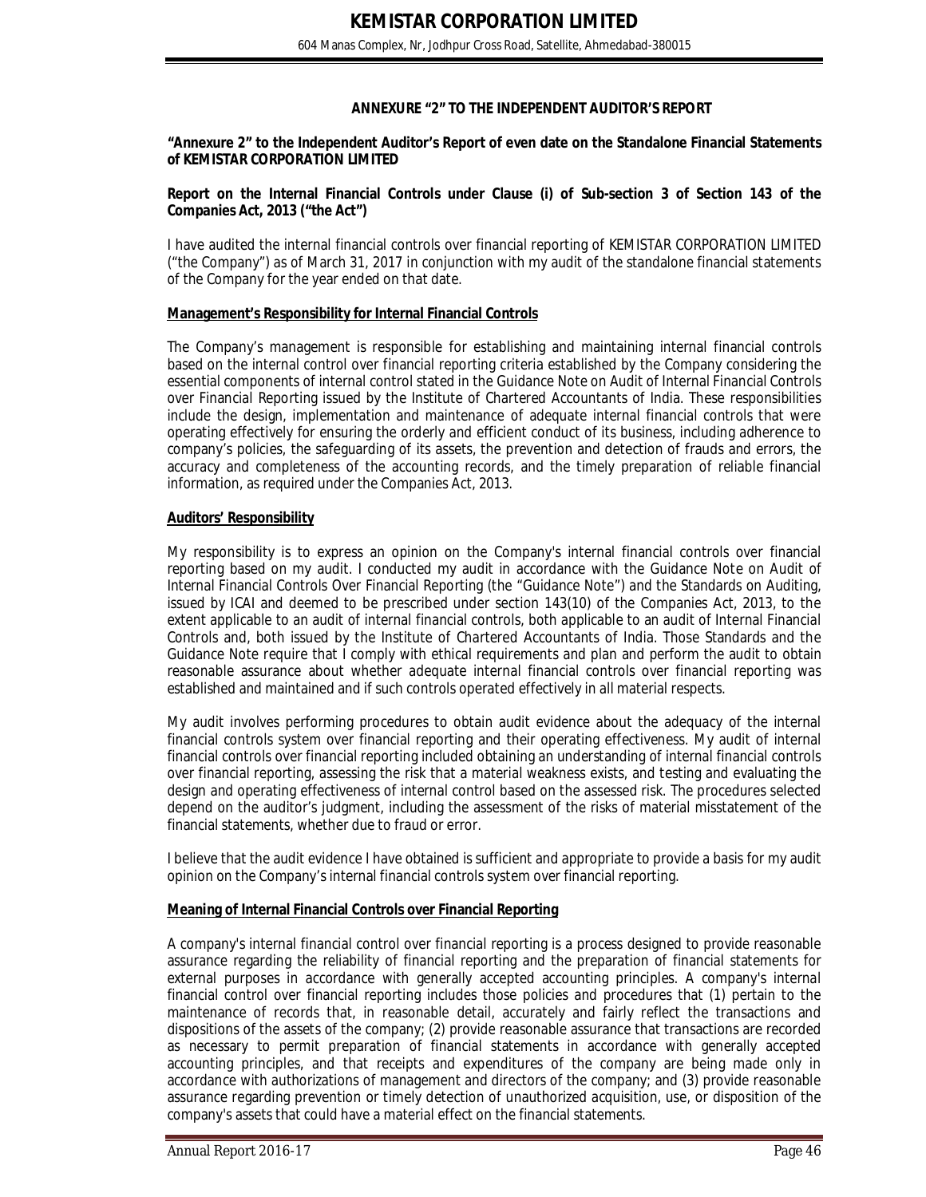## ANNEXURE "2" TO THE INDEPENDENT AUDITOR'S REPORT

**"Annexure 2" to the Independent Auditor's Report of even date on the Standalone Financial Statements of KEMISTAR CORPORATION LIMITED**

**Report on the Internal Financial Controls under Clause (i) of Sub-section 3 of Section 143 of the Companies Act, 2013 ("the Act")**

I have audited the internal financial controls over financial reporting of KEMISTAR CORPORATION LIMITED ("the Company") as of March 31, 2017 in conjunction with my audit of the standalone financial statements of the Company for the year ended on that date.

### Management's Responsibility for Internal Financial Controls

The Company's management is responsible for establishing and maintaining internal financial controls based on the internal control over financial reporting criteria established by the Company considering the essential components of internal control stated in the Guidance Note on Audit of Internal Financial Controls over Financial Reporting issued by the Institute of Chartered Accountants of India. These responsibilities include the design, implementation and maintenance of adequate internal financial controls that were operating effectively for ensuring the orderly and efficient conduct of its business, including adherence to company's policies, the safeguarding of its assets, the prevention and detection of frauds and errors, the accuracy and completeness of the accounting records, and the timely preparation of reliable financial information, as required under the Companies Act, 2013.

### Auditors' Responsibility

My responsibility is to express an opinion on the Company's internal financial controls over financial reporting based on my audit. I conducted my audit in accordance with the Guidance Note on Audit of Internal Financial Controls Over Financial Reporting (the "Guidance Note") and the Standards on Auditing, issued by ICAI and deemed to be prescribed under section 143(10) of the Companies Act, 2013, to the extent applicable to an audit of internal financial controls, both applicable to an audit of Internal Financial Controls and, both issued by the Institute of Chartered Accountants of India. Those Standards and the Guidance Note require that I comply with ethical requirements and plan and perform the audit to obtain reasonable assurance about whether adequate internal financial controls over financial reporting was established and maintained and if such controls operated effectively in all material respects.

My audit involves performing procedures to obtain audit evidence about the adequacy of the internal financial controls system over financial reporting and their operating effectiveness. My audit of internal financial controls over financial reporting included obtaining an understanding of internal financial controls over financial reporting, assessing the risk that a material weakness exists, and testing and evaluating the design and operating effectiveness of internal control based on the assessed risk. The procedures selected depend on the auditor's judgment, including the assessment of the risks of material misstatement of the financial statements, whether due to fraud or error.

I believe that the audit evidence I have obtained is sufficient and appropriate to provide a basis for my audit opinion on the Company's internal financial controls system over financial reporting.

### Meaning of Internal Financial Controls over Financial Reporting

A company's internal financial control over financial reporting is a process designed to provide reasonable assurance regarding the reliability of financial reporting and the preparation of financial statements for external purposes in accordance with generally accepted accounting principles. A company's internal financial control over financial reporting includes those policies and procedures that (1) pertain to the maintenance of records that, in reasonable detail, accurately and fairly reflect the transactions and dispositions of the assets of the company; (2) provide reasonable assurance that transactions are recorded as necessary to permit preparation of financial statements in accordance with generally accepted accounting principles, and that receipts and expenditures of the company are being made only in accordance with authorizations of management and directors of the company; and (3) provide reasonable assurance regarding prevention or timely detection of unauthorized acquisition, use, or disposition of the company's assets that could have a material effect on the financial statements.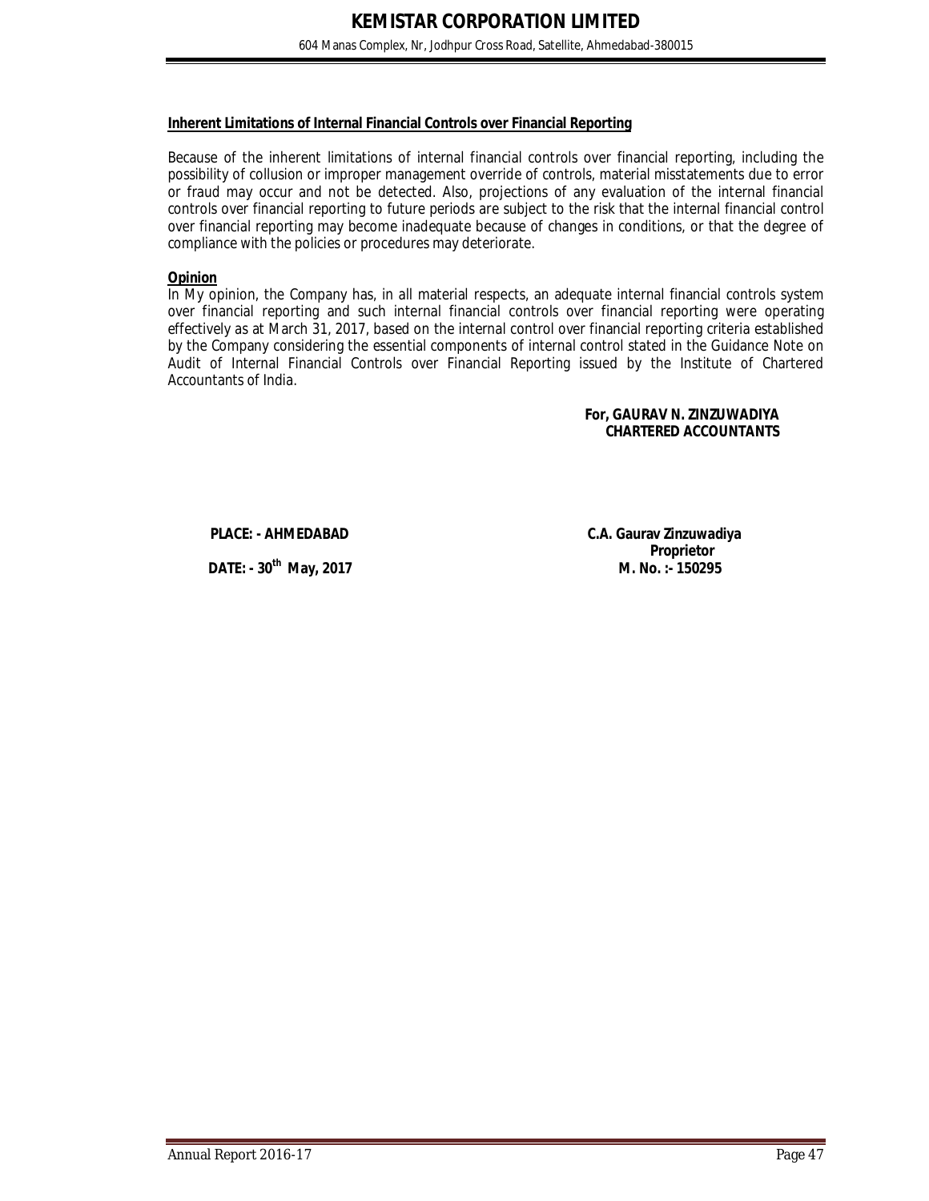**Inherent Limitations of Internal Financial Controls over Financial Reporting**

Because of the inherent limitations of internal financial controls over financial reporting, including the possibility of collusion or improper management override of controls, material misstatements due to error or fraud may occur and not be detected. Also, projections of any evaluation of the internal financial controls over financial reporting to future periods are subject to the risk that the internal financial control over financial reporting may become inadequate because of changes in conditions, or that the degree of compliance with the policies or procedures may deteriorate.

**Opinion**

In My opinion, the Company has, in all material respects, an adequate internal financial controls system over financial reporting and such internal financial controls over financial reporting were operating effectively as at March 31, 2017, based on the internal control over financial reporting criteria established by the Company considering the essential components of internal control stated in the Guidance Note on Audit of Internal Financial Controls over Financial Reporting issued by the Institute of Chartered Accountants of India.

**For, GAURAV N. ZINZUWADIYA**
**CHARTERED ACCOUNTANTS**

**PLACE: - AHMEDABAD**

**DATE: - 30th May, 2017**

**C.A. Gaurav Zinzuwadiya**
**Proprietor**
**M. No. :- 150295**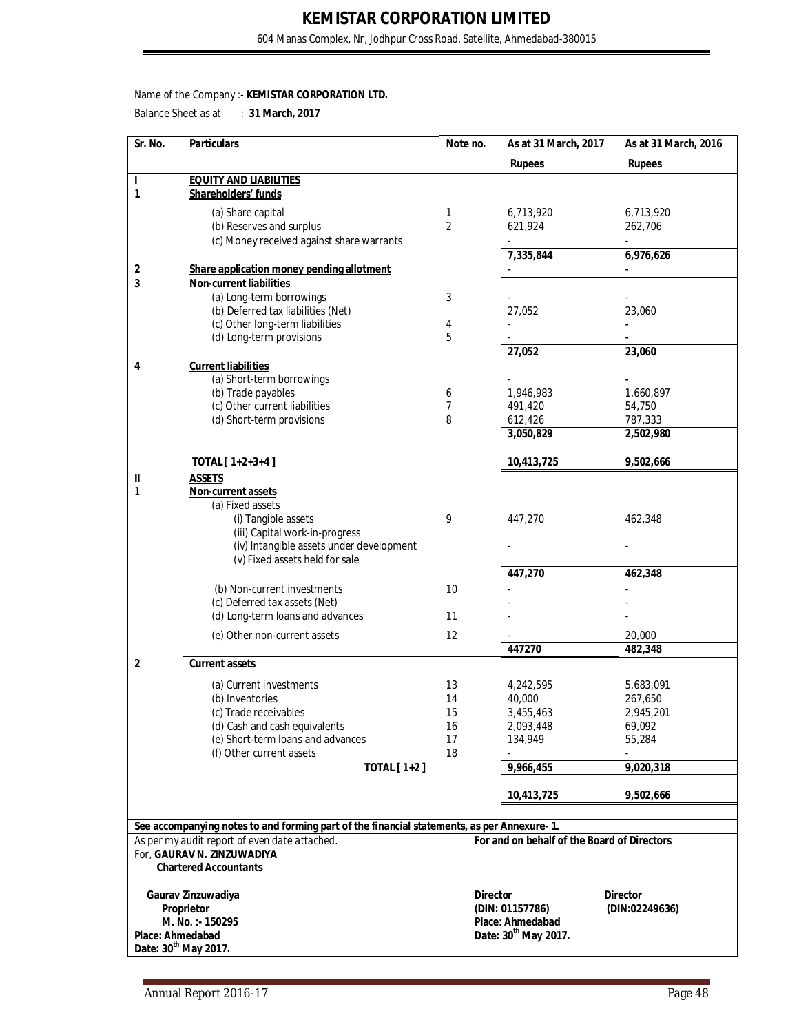# KEMISTAR CORPORATION LIMITED

604 Manas Complex, Nr, Jodhpur Cross Road, Satellite, Ahmedabad-380015

Name of the Company :- **KEMISTAR CORPORATION LTD.**

Balance Sheet as at : **31 March, 2017**

| Sr. No. | Particulars | Note no. | As at 31 March, 2017 | As at 31 March, 2016 |
|---|---|---|---|---|
| | | | **Rupees** | **Rupees** |
| **I** | **EQUITY AND LIABILITIES** | | | |
| **1** | **Shareholders' funds** | | | |
| | (a) Share capital | 1 | 6,713,920 | 6,713,920 |
| | (b) Reserves and surplus | 2 | 621,924 | 262,706 |
| | (c) Money received against share warrants | | - | - |
| | | | **7,335,844** | **6,976,626** |
| **2** | **Share application money pending allotment** | | - | - |
| **3** | **Non-current liabilities** | | | |
| | (a) Long-term borrowings | 3 | - | - |
| | (b) Deferred tax liabilities (Net) | | 27,052 | 23,060 |
| | (c) Other long-term liabilities | 4 | - | - |
| | (d) Long-term provisions | 5 | - | - |
| | | | **27,052** | **23,060** |
| **4** | **Current liabilities** | | | |
| | (a) Short-term borrowings | | - | - |
| | (b) Trade payables | 6 | 1,946,983 | 1,660,897 |
| | (c) Other current liabilities | 7 | 491,420 | 54,750 |
| | (d) Short-term provisions | 8 | 612,426 | 787,333 |
| | | | **3,050,829** | **2,502,980** |
| | **TOTAL [ 1+2+3+4 ]** | | **10,413,725** | **9,502,666** |
| **II** | **ASSETS** | | | |
| 1 | **Non-current assets** | | | |
| | (a) Fixed assets | | | |
| | (i) Tangible assets | 9 | 447,270 | 462,348 |
| | (iii) Capital work-in-progress | | | |
| | (iv) Intangible assets under development | | - | - |
| | (v) Fixed assets held for sale | | | |
| | | | **447,270** | **462,348** |
| | (b) Non-current investments | 10 | - | - |
| | (c) Deferred tax assets (Net) | | - | - |
| | (d) Long-term loans and advances | 11 | - | - |
| | (e) Other non-current assets | 12 | - | 20,000 |
| | | | **447270** | **482,348** |
| **2** | **Current assets** | | | |
| | (a) Current investments | 13 | 4,242,595 | 5,683,091 |
| | (b) Inventories | 14 | 40,000 | 267,650 |
| | (c) Trade receivables | 15 | 3,455,463 | 2,945,201 |
| | (d) Cash and cash equivalents | 16 | 2,093,448 | 69,092 |
| | (e) Short-term loans and advances | 17 | 134,949 | 55,284 |
| | (f) Other current assets | 18 | - | - |
| | **TOTAL [ 1+2 ]** | | **9,966,455** | **9,020,318** |
| | | | **10,413,725** | **9,502,666** |

**See accompanying notes to and forming part of the financial statements, as per Annexure- 1.**

As per my audit report of even date attached.
For, **GAURAV N. ZINZUWADIYA**
**Chartered Accountants**

**Gaurav Zinzuwadiya**
**Proprietor**
**M. No. :- 150295**
**Place: Ahmedabad**
**Date: 30th May 2017.**

**For and on behalf of the Board of Directors**

**Director**
**(DIN: 01157786)**
**Place: Ahmedabad**
**Date: 30th May 2017.**

**Director**
**(DIN:02249636)**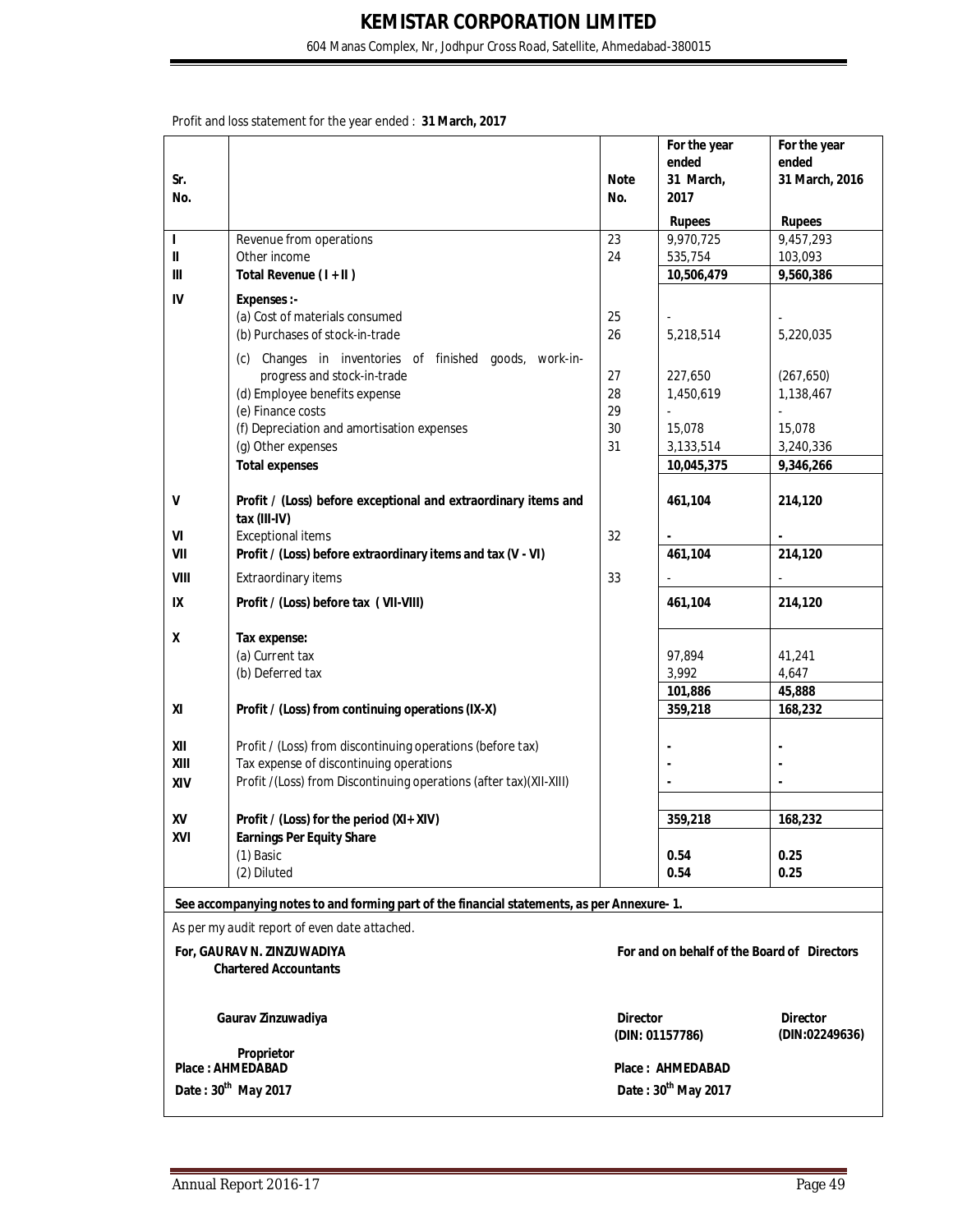# KEMISTAR CORPORATION LIMITED

604 Manas Complex, Nr, Jodhpur Cross Road, Satellite, Ahmedabad-380015

Profit and loss statement for the year ended : **31 March, 2017**

| Sr. No. | | Note No. | For the year ended 31 March, 2017 | For the year ended 31 March, 2016 |
|---|---|---|---|---|
| | | | **Rupees** | **Rupees** |
| I | Revenue from operations | 23 | 9,970,725 | 9,457,293 |
| II | Other income | 24 | 535,754 | 103,093 |
| III | **Total Revenue ( I + II )** | | **10,506,479** | **9,560,386** |
| IV | **Expenses :-** | | | |
| | (a) Cost of materials consumed | 25 | - | - |
| | (b) Purchases of stock-in-trade | 26 | 5,218,514 | 5,220,035 |
| | (c) Changes in inventories of finished goods, work-in-progress and stock-in-trade | 27 | 227,650 | (267,650) |
| | (d) Employee benefits expense | 28 | 1,450,619 | 1,138,467 |
| | (e) Finance costs | 29 | - | - |
| | (f) Depreciation and amortisation expenses | 30 | 15,078 | 15,078 |
| | (g) Other expenses | 31 | 3,133,514 | 3,240,336 |
| | **Total expenses** | | **10,045,375** | **9,346,266** |
| V | **Profit / (Loss) before exceptional and extraordinary items and tax (III-IV)** | | **461,104** | **214,120** |
| VI | Exceptional items | 32 | **-** | **-** |
| VII | **Profit / (Loss) before extraordinary items and tax (V - VI)** | | **461,104** | **214,120** |
| VIII | Extraordinary items | 33 | - | - |
| IX | **Profit / (Loss) before tax ( VII-VIII)** | | **461,104** | **214,120** |
| X | **Tax expense:** | | | |
| | (a) Current tax | | 97,894 | 41,241 |
| | (b) Deferred tax | | 3,992 | 4,647 |
| | | | **101,886** | **45,888** |
| XI | **Profit / (Loss) from continuing operations (IX-X)** | | **359,218** | **168,232** |
| XII | Profit / (Loss) from discontinuing operations (before tax) | | **-** | **-** |
| XIII | Tax expense of discontinuing operations | | **-** | **-** |
| XIV | Profit /(Loss) from Discontinuing operations (after tax)(XII-XIII) | | **-** | **-** |
| XV | **Profit / (Loss) for the period (XI+ XIV)** | | **359,218** | **168,232** |
| XVI | **Earnings Per Equity Share** | | | |
| | (1) Basic | | **0.54** | **0.25** |
| | (2) Diluted | | **0.54** | **0.25** |

**See accompanying notes to and forming part of the financial statements, as per Annexure- 1.**

*As per my audit report of even date attached.*

**For, GAURAV N. ZINZUWADIYA**
**Chartered Accountants**

**For and on behalf of the Board of Directors**

**Gaurav Zinzuwadiya**
**Proprietor**
**Place : AHMEDABAD**
**Date : 30th May 2017**

**Director**
**(DIN: 01157786)**

**Director**
**(DIN:02249636)**

**Place : AHMEDABAD**
**Date : 30th May 2017**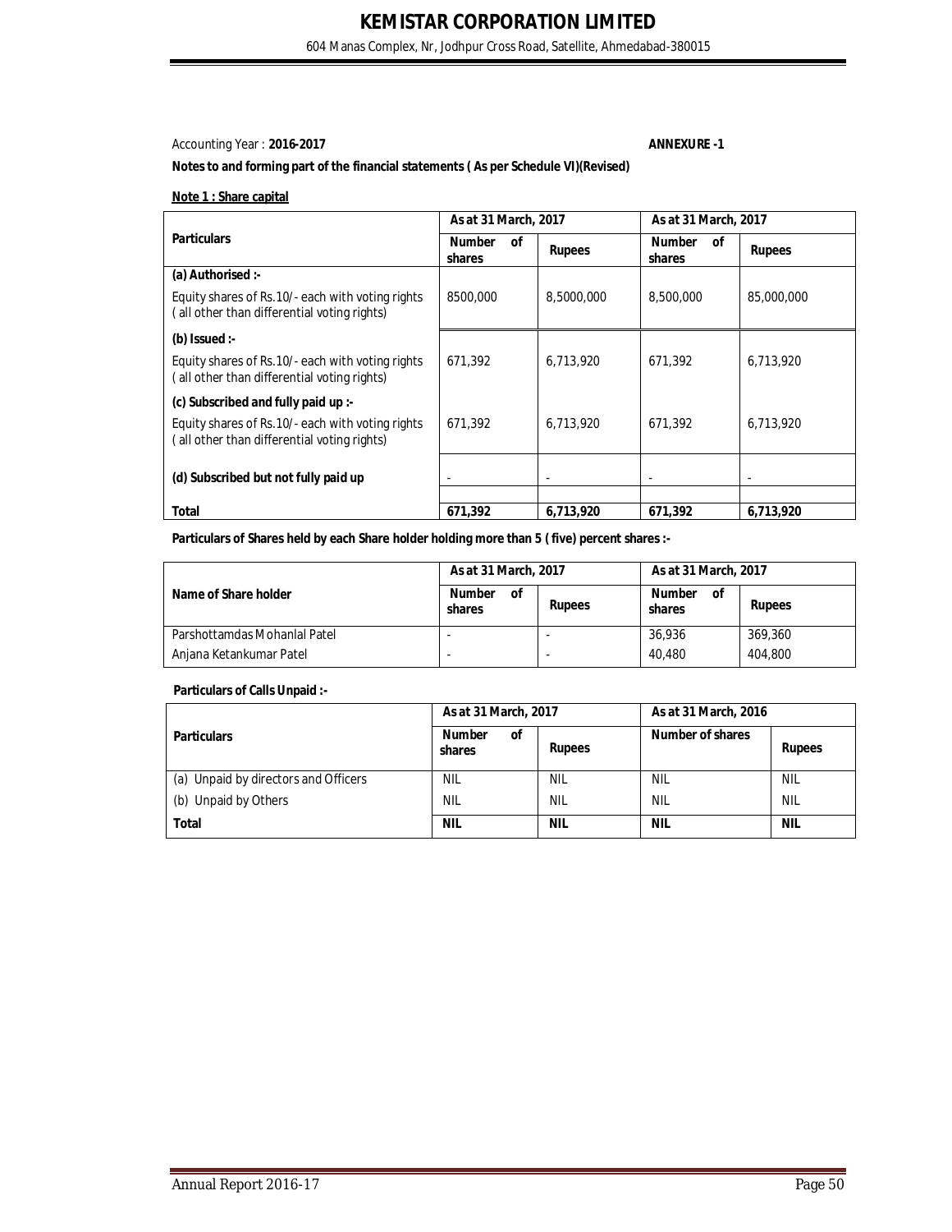# KEMISTAR CORPORATION LIMITED

604 Manas Complex, Nr, Jodhpur Cross Road, Satellite, Ahmedabad-380015

Accounting Year : **2016-2017** **ANNEXURE -1**

**Notes to and forming part of the financial statements ( As per Schedule VI)(Revised)**

**Note 1 : Share capital**

| Particulars | As at 31 March, 2017 | | As at 31 March, 2017 | |
|---|---|---|---|---|
| | Number of shares | Rupees | Number of shares | Rupees |
| **(a) Authorised :-** | | | | |
| Equity shares of Rs.10/- each with voting rights ( all other than differential voting rights) | 8500,000 | 8,5000,000 | 8,500,000 | 85,000,000 |
| **(b) Issued :-** | | | | |
| Equity shares of Rs.10/- each with voting rights ( all other than differential voting rights) | 671,392 | 6,713,920 | 671,392 | 6,713,920 |
| **(c) Subscribed and fully paid up :-** | | | | |
| Equity shares of Rs.10/- each with voting rights ( all other than differential voting rights) | 671,392 | 6,713,920 | 671,392 | 6,713,920 |
| **(d) Subscribed but not fully paid up** | - | - | - | - |
| **Total** | **671,392** | **6,713,920** | **671,392** | **6,713,920** |

**Particulars of Shares held by each Share holder holding more than 5 ( five) percent shares :-**

| Name of Share holder | As at 31 March, 2017 | | As at 31 March, 2017 | |
|---|---|---|---|---|
| | Number of shares | Rupees | Number of shares | Rupees |
| Parshottamdas Mohanlal Patel | - | - | 36,936 | 369,360 |
| Anjana Ketankumar Patel | - | - | 40,480 | 404,800 |

**Particulars of Calls Unpaid :-**

| Particulars | As at 31 March, 2017 | | As at 31 March, 2016 | |
|---|---|---|---|---|
| | Number of shares | Rupees | Number of shares | Rupees |
| (a) Unpaid by directors and Officers | NIL | NIL | NIL | NIL |
| (b) Unpaid by Others | NIL | NIL | NIL | NIL |
| **Total** | **NIL** | **NIL** | **NIL** | **NIL** |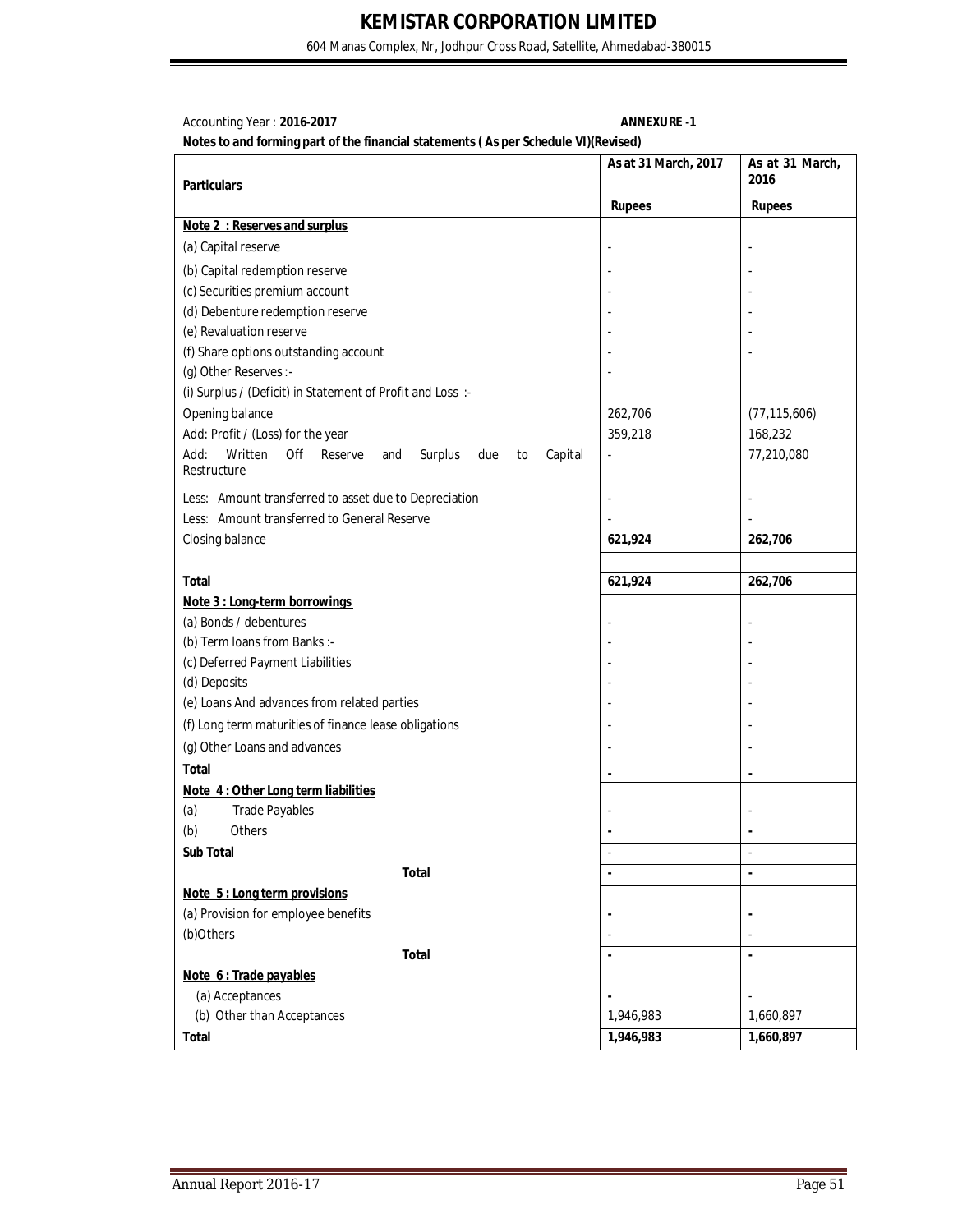# KEMISTAR CORPORATION LIMITED

604 Manas Complex, Nr, Jodhpur Cross Road, Satellite, Ahmedabad-380015

Accounting Year : **2016-2017** **ANNEXURE -1**

**Notes to and forming part of the financial statements ( As per Schedule VI)(Revised)**

| **Particulars** | **As at 31 March, 2017** | **As at 31 March, 2016** |
|---|---|---|
| | **Rupees** | **Rupees** |
| **Note 2 : Reserves and surplus** | | |
| (a) Capital reserve | - | - |
| (b) Capital redemption reserve | - | - |
| (c) Securities premium account | - | - |
| (d) Debenture redemption reserve | - | - |
| (e) Revaluation reserve | - | - |
| (f) Share options outstanding account | - | - |
| (g) Other Reserves :- | - | |
| (i) Surplus / (Deficit) in Statement of Profit and Loss :- | | |
| Opening balance | 262,706 | (77,115,606) |
| Add: Profit / (Loss) for the year | 359,218 | 168,232 |
| Add: Written Off Reserve and Surplus due to Capital Restructure | - | 77,210,080 |
| Less: Amount transferred to asset due to Depreciation | - | - |
| Less: Amount transferred to General Reserve | - | - |
| Closing balance | **621,924** | **262,706** |
| | | |
| **Total** | **621,924** | **262,706** |
| **Note 3 : Long-term borrowings** | | |
| (a) Bonds / debentures | - | - |
| (b) Term loans from Banks :- | - | - |
| (c) Deferred Payment Liabilities | - | - |
| (d) Deposits | - | - |
| (e) Loans And advances from related parties | - | - |
| (f) Long term maturities of finance lease obligations | - | - |
| (g) Other Loans and advances | - | - |
| **Total** | **-** | **-** |
| **Note 4 : Other Long term liabilities** | | |
| (a) Trade Payables | - | - |
| (b) Others | - | - |
| **Sub Total** | - | - |
| **Total** | **-** | **-** |
| **Note 5 : Long term provisions** | | |
| (a) Provision for employee benefits | - | - |
| (b)Others | - | - |
| **Total** | **-** | **-** |
| **Note 6 : Trade payables** | | |
| (a) Acceptances | - | - |
| (b) Other than Acceptances | 1,946,983 | 1,660,897 |
| **Total** | **1,946,983** | **1,660,897** |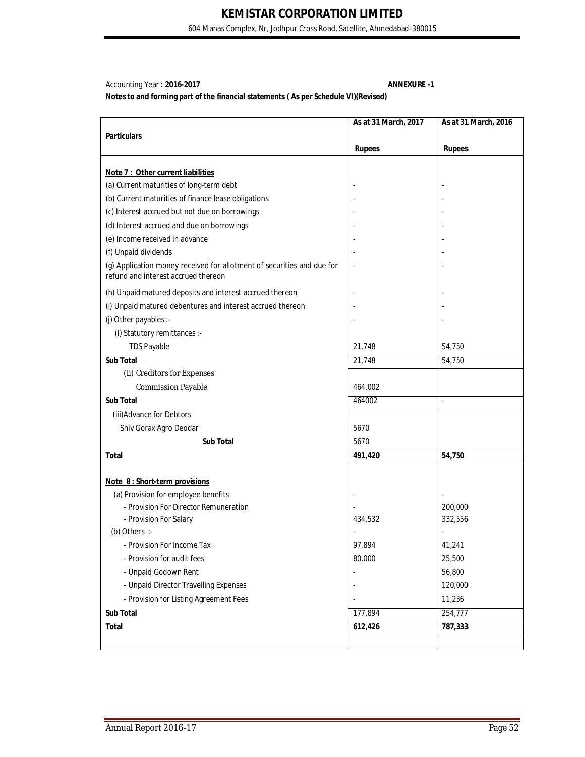Accounting Year : **2016-2017** **ANNEXURE -1**

**Notes to and forming part of the financial statements ( As per Schedule VI)(Revised)**

| Particulars | As at 31 March, 2017 | As at 31 March, 2016 |
|---|---|---|
| | Rupees | Rupees |
| **Note 7 : Other current liabilities** | | |
| (a) Current maturities of long-term debt | - | - |
| (b) Current maturities of finance lease obligations | - | - |
| (c) Interest accrued but not due on borrowings | - | - |
| (d) Interest accrued and due on borrowings | - | - |
| (e) Income received in advance | - | - |
| (f) Unpaid dividends | - | - |
| (g) Application money received for allotment of securities and due for refund and interest accrued thereon | - | - |
| (h) Unpaid matured deposits and interest accrued thereon | - | - |
| (i) Unpaid matured debentures and interest accrued thereon | - | - |
| (j) Other payables :- | - | - |
| (I) Statutory remittances :- | | |
| TDS Payable | 21,748 | 54,750 |
| **Sub Total** | 21,748 | 54,750 |
| (ii) Creditors for Expenses | | |
| Commission Payable | 464,002 | |
| **Sub Total** | 464002 | - |
| (iii)Advance for Debtors | | |
| Shiv Gorax Agro Deodar | 5670 | |
| **Sub Total** | 5670 | |
| **Total** | **491,420** | **54,750** |
| **Note 8 : Short-term provisions** | | |
| (a) Provision for employee benefits | - | - |
| - Provision For Director Remuneration | - | 200,000 |
| - Provision For Salary | 434,532 | 332,556 |
| (b) Others :- | - | - |
| - Provision For Income Tax | 97,894 | 41,241 |
| - Provision for audit fees | 80,000 | 25,500 |
| - Unpaid Godown Rent | - | 56,800 |
| - Unpaid Director Travelling Expenses | - | 120,000 |
| - Provision for Listing Agreement Fees | - | 11,236 |
| **Sub Total** | 177,894 | 254,777 |
| **Total** | **612,426** | **787,333** |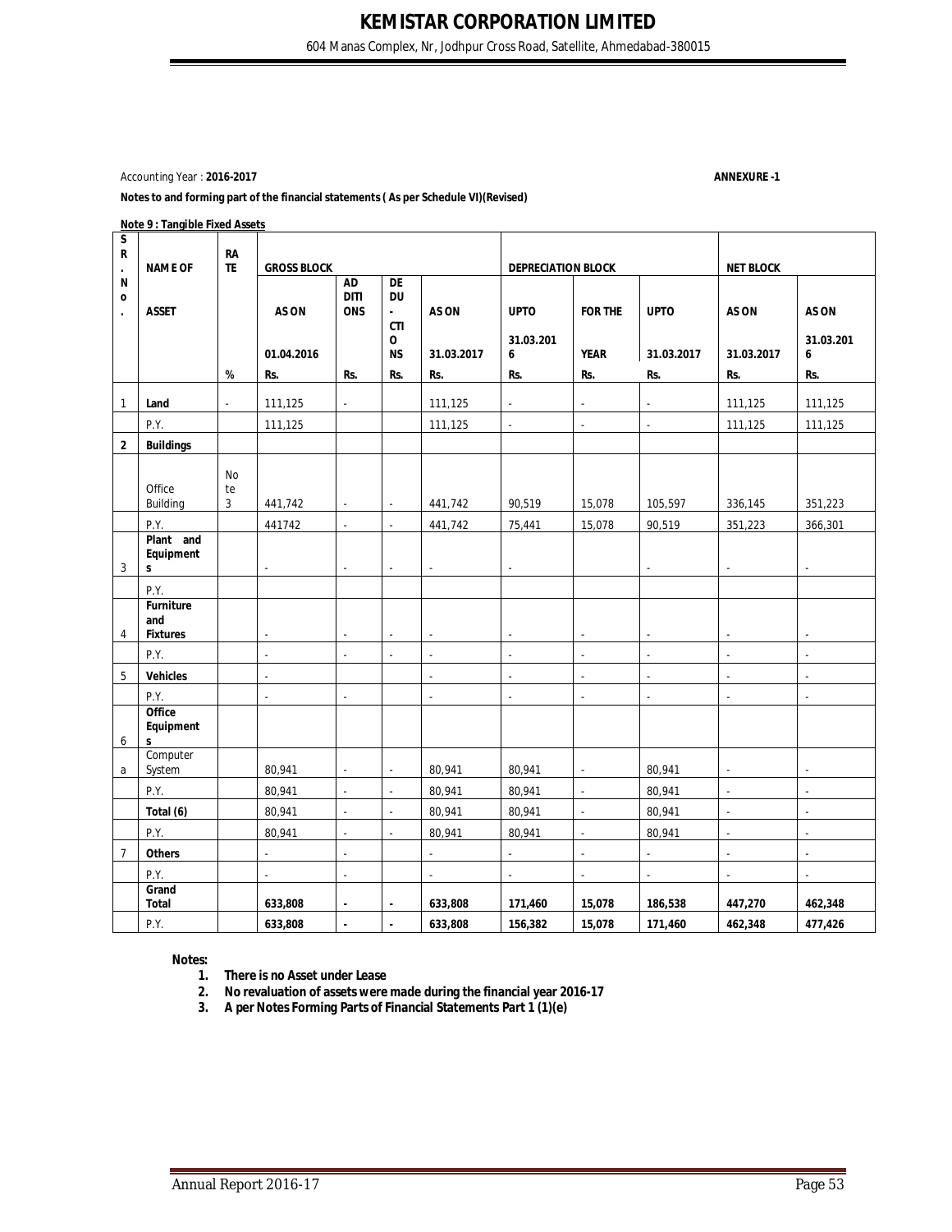Accounting Year : **2016-2017** **ANNEXURE -1**

**Notes to and forming part of the financial statements ( As per Schedule VI)(Revised)**

**Note 9 : Tangible Fixed Assets**

| SR. No. | NAME OF ASSET | RATE | GROSS BLOCK | | | | DEPRECIATION BLOCK | | | NET BLOCK | |
|---|---|---|---|---|---|---|---|---|---|---|---|
| | | | AS ON 01.04.2016 | ADDITIONS | DEDU-CTIONS | AS ON 31.03.2017 | UPTO 31.03.2016 | FOR THE YEAR | UPTO 31.03.2017 | AS ON 31.03.2017 | AS ON 31.03.2016 |
| | | % | Rs. | Rs. | Rs. | Rs. | Rs. | Rs. | Rs. | Rs. | Rs. |
| 1 | **Land** | - | 111,125 | - | | 111,125 | - | - | - | 111,125 | 111,125 |
| | P.Y. | | 111,125 | | | 111,125 | - | - | - | 111,125 | 111,125 |
| 2 | **Buildings** | | | | | | | | | | |
| | Office Building | Note 3 | 441,742 | - | - | 441,742 | 90,519 | 15,078 | 105,597 | 336,145 | 351,223 |
| | P.Y. | | 441742 | - | - | 441,742 | 75,441 | 15,078 | 90,519 | 351,223 | 366,301 |
| 3 | **Plant and Equipments** | | - | - | - | - | - | | - | - | - |
| | P.Y. | | | | | | | | | | |
| 4 | **Furniture and Fixtures** | | - | - | - | - | - | - | - | - | - |
| | P.Y. | | - | - | - | - | - | - | - | - | - |
| 5 | **Vehicles** | | - | | | - | - | - | - | - | - |
| | P.Y. | | - | - | | - | - | - | - | - | - |
| 6 | **Office Equipments** | | | | | | | | | | |
| a | Computer System | | 80,941 | - | - | 80,941 | 80,941 | - | 80,941 | - | - |
| | P.Y. | | 80,941 | - | - | 80,941 | 80,941 | - | 80,941 | - | - |
| | **Total (6)** | | 80,941 | - | - | 80,941 | 80,941 | - | 80,941 | - | - |
| | P.Y. | | 80,941 | - | - | 80,941 | 80,941 | - | 80,941 | - | - |
| 7 | **Others** | | - | - | | - | - | - | - | - | - |
| | P.Y. | | - | - | | - | - | - | - | - | - |
| | **Grand Total** | | **633,808** | **-** | **-** | **633,808** | **171,460** | **15,078** | **186,538** | **447,270** | **462,348** |
| | P.Y. | | **633,808** | **-** | **-** | **633,808** | **156,382** | **15,078** | **171,460** | **462,348** | **477,426** |

**Notes:**

1. **There is no Asset under Lease**
2. **No revaluation of assets were made during the financial year 2016-17**
3. **A per Notes Forming Parts of Financial Statements Part 1 (1)(e)**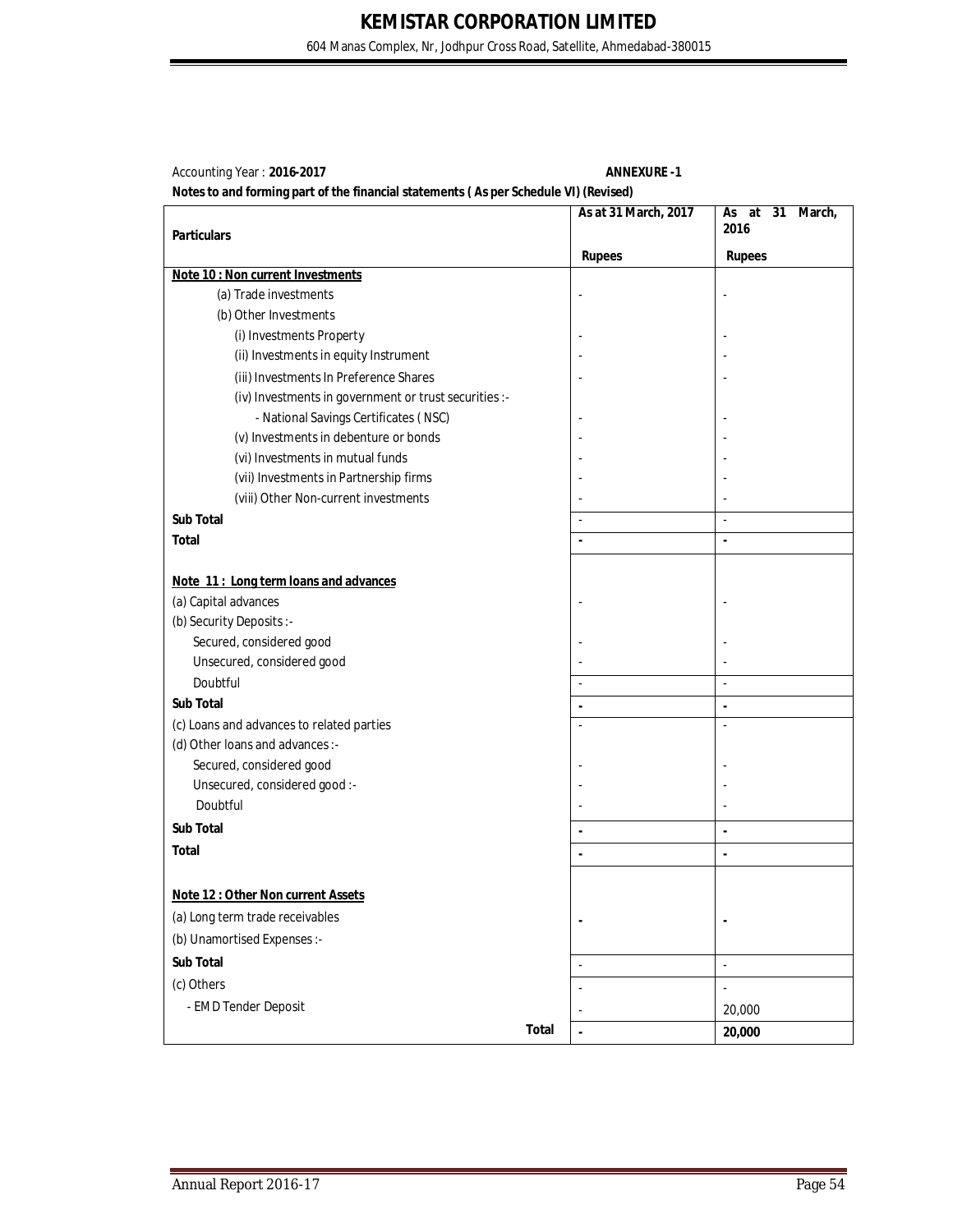# KEMISTAR CORPORATION LIMITED

604 Manas Complex, Nr, Jodhpur Cross Road, Satellite, Ahmedabad-380015

Accounting Year : **2016-2017** **ANNEXURE -1**

**Notes to and forming part of the financial statements ( As per Schedule VI) (Revised)**

| **Particulars** | **As at 31 March, 2017** | **As at 31 March, 2016** |
|---|---|---|
| | **Rupees** | **Rupees** |
| **Note 10 : Non current Investments** | | |
| (a) Trade investments | - | - |
| (b) Other Investments | | |
| (i) Investments Property | - | - |
| (ii) Investments in equity Instrument | - | - |
| (iii) Investments In Preference Shares | - | - |
| (iv) Investments in government or trust securities :- | | |
| - National Savings Certificates ( NSC) | - | - |
| (v) Investments in debenture or bonds | - | - |
| (vi) Investments in mutual funds | - | - |
| (vii) Investments in Partnership firms | - | - |
| (viii) Other Non-current investments | - | - |
| **Sub Total** | - | - |
| **Total** | **-** | **-** |
| | | |
| **Note 11 : Long term loans and advances** | | |
| (a) Capital advances | - | - |
| (b) Security Deposits :- | | |
| Secured, considered good | - | - |
| Unsecured, considered good | - | - |
| Doubtful | - | - |
| **Sub Total** | **-** | **-** |
| (c) Loans and advances to related parties | - | - |
| (d) Other loans and advances :- | | |
| Secured, considered good | - | - |
| Unsecured, considered good :- | - | - |
| Doubtful | - | - |
| **Sub Total** | **-** | **-** |
| **Total** | **-** | **-** |
| | | |
| **Note 12 : Other Non current Assets** | | |
| (a) Long term trade receivables | **-** | **-** |
| (b) Unamortised Expenses :- | | |
| **Sub Total** | - | - |
| (c) Others | - | - |
| - EMD Tender Deposit | - | 20,000 |
| **Total** | **-** | **20,000** |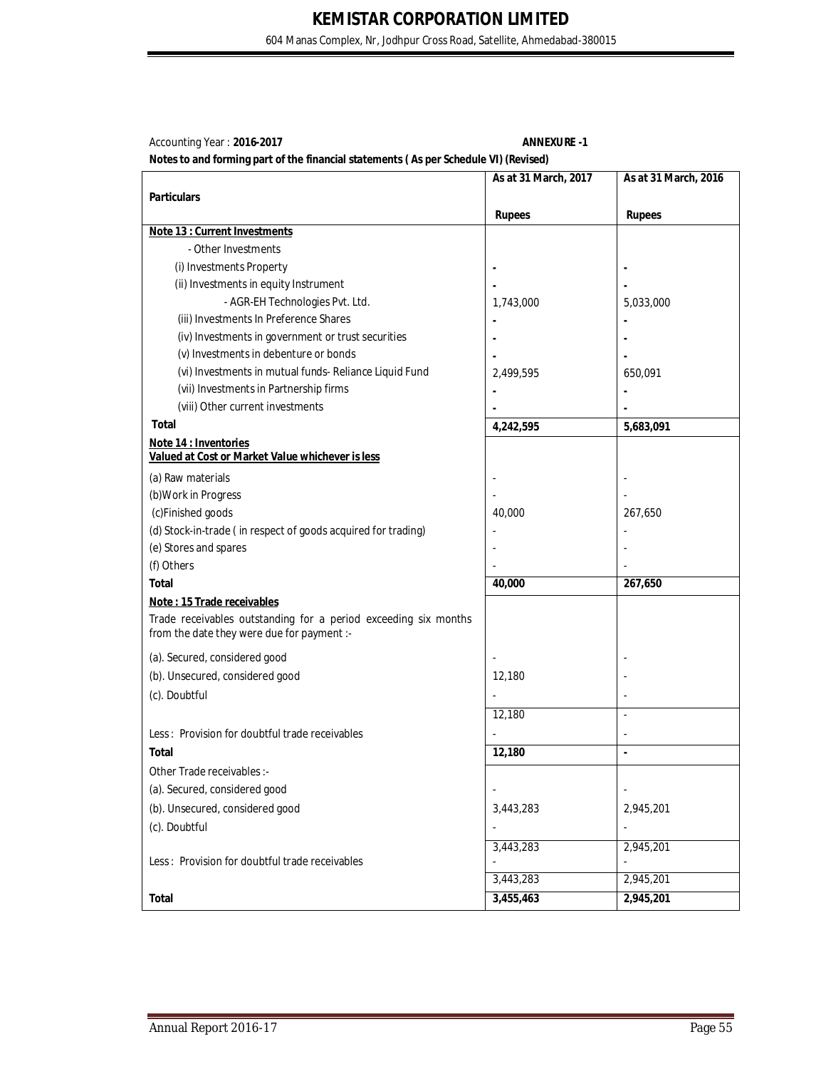# KEMISTAR CORPORATION LIMITED

604 Manas Complex, Nr, Jodhpur Cross Road, Satellite, Ahmedabad-380015

Accounting Year : **2016-2017** **ANNEXURE -1**

**Notes to and forming part of the financial statements ( As per Schedule VI) (Revised)**

| Particulars | As at 31 March, 2017 Rupees | As at 31 March, 2016 Rupees |
|---|---|---|
| **Note 13 : Current Investments** | | |
| - Other Investments | | |
| (i) Investments Property | - | - |
| (ii) Investments in equity Instrument | - | - |
| - AGR-EH Technologies Pvt. Ltd. | 1,743,000 | 5,033,000 |
| (iii) Investments In Preference Shares | - | - |
| (iv) Investments in government or trust securities | - | - |
| (v) Investments in debenture or bonds | - | - |
| (vi) Investments in mutual funds- Reliance Liquid Fund | 2,499,595 | 650,091 |
| (vii) Investments in Partnership firms | - | - |
| (viii) Other current investments | - | - |
| **Total** | **4,242,595** | **5,683,091** |
| **Note 14 : Inventories** | | |
| **Valued at Cost or Market Value whichever is less** | | |
| (a) Raw materials | - | - |
| (b)Work in Progress | - | - |
| (c)Finished goods | 40,000 | 267,650 |
| (d) Stock-in-trade ( in respect of goods acquired for trading) | - | - |
| (e) Stores and spares | - | - |
| (f) Others | - | - |
| **Total** | **40,000** | **267,650** |
| **Note : 15 Trade receivables** | | |
| Trade receivables outstanding for a period exceeding six months from the date they were due for payment :- | | |
| (a). Secured, considered good | - | - |
| (b). Unsecured, considered good | 12,180 | - |
| (c). Doubtful | - | - |
| | 12,180 | - |
| Less : Provision for doubtful trade receivables | - | - |
| **Total** | **12,180** | **-** |
| Other Trade receivables :- | | |
| (a). Secured, considered good | - | - |
| (b). Unsecured, considered good | 3,443,283 | 2,945,201 |
| (c). Doubtful | - | - |
| | 3,443,283 | 2,945,201 |
| Less : Provision for doubtful trade receivables | - | - |
| | 3,443,283 | 2,945,201 |
| **Total** | **3,455,463** | **2,945,201** |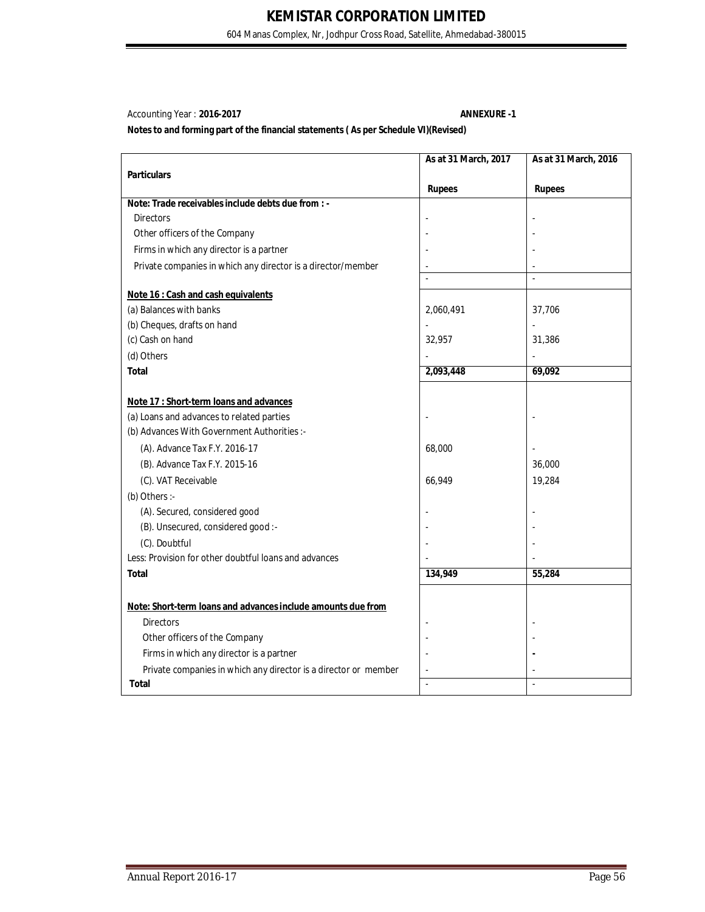Accounting Year : **2016-2017** **ANNEXURE -1**

**Notes to and forming part of the financial statements ( As per Schedule VI)(Revised)**

| Particulars | As at 31 March, 2017 | As at 31 March, 2016 |
|---|---|---|
| | Rupees | Rupees |
| **Note: Trade receivables include debts due from : -** | | |
| Directors | - | - |
| Other officers of the Company | - | - |
| Firms in which any director is a partner | - | - |
| Private companies in which any director is a director/member | - | - |
| | - | - |
| **Note 16 : Cash and cash equivalents** | | |
| (a) Balances with banks | 2,060,491 | 37,706 |
| (b) Cheques, drafts on hand | - | - |
| (c) Cash on hand | 32,957 | 31,386 |
| (d) Others | - | - |
| **Total** | 2,093,448 | 69,092 |
| **Note 17 : Short-term loans and advances** | | |
| (a) Loans and advances to related parties | - | - |
| (b) Advances With Government Authorities :- | | |
| (A). Advance Tax F.Y. 2016-17 | 68,000 | - |
| (B). Advance Tax F.Y. 2015-16 | | 36,000 |
| (C). VAT Receivable | 66,949 | 19,284 |
| (b) Others :- | | |
| (A). Secured, considered good | - | - |
| (B). Unsecured, considered good :- | - | - |
| (C). Doubtful | - | - |
| Less: Provision for other doubtful loans and advances | - | - |
| **Total** | 134,949 | 55,284 |
| **Note: Short-term loans and advances include amounts due from** | | |
| Directors | - | - |
| Other officers of the Company | - | - |
| Firms in which any director is a partner | - | - |
| Private companies in which any director is a director or member | - | - |
| **Total** | - | - |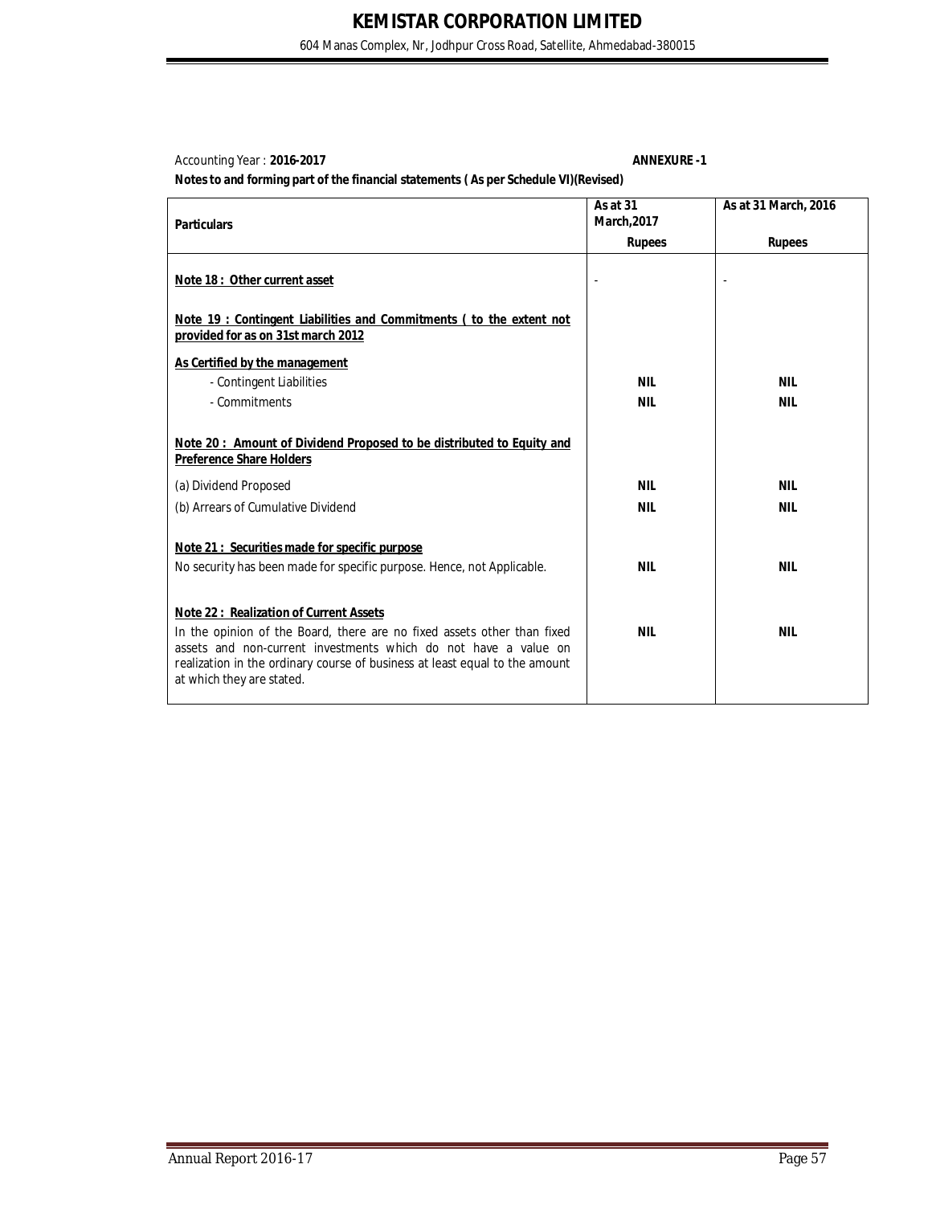Accounting Year : **2016-2017** **ANNEXURE -1**

**Notes to and forming part of the financial statements ( As per Schedule VI)(Revised)**

| **Particulars** | **As at 31 March,2017** | **As at 31 March, 2016** |
|---|---|---|
| | **Rupees** | **Rupees** |
| **Note 18 : Other current asset** | - | - |
| **Note 19 : Contingent Liabilities and Commitments ( to the extent not provided for as on 31st march 2012** | | |
| **As Certified by the management** | | |
| - Contingent Liabilities | **NIL** | **NIL** |
| - Commitments | **NIL** | **NIL** |
| **Note 20 : Amount of Dividend Proposed to be distributed to Equity and Preference Share Holders** | | |
| (a) Dividend Proposed | **NIL** | **NIL** |
| (b) Arrears of Cumulative Dividend | **NIL** | **NIL** |
| **Note 21 : Securities made for specific purpose** | | |
| No security has been made for specific purpose. Hence, not Applicable. | **NIL** | **NIL** |
| **Note 22 : Realization of Current Assets** | | |
| In the opinion of the Board, there are no fixed assets other than fixed assets and non-current investments which do not have a value on realization in the ordinary course of business at least equal to the amount at which they are stated. | **NIL** | **NIL** |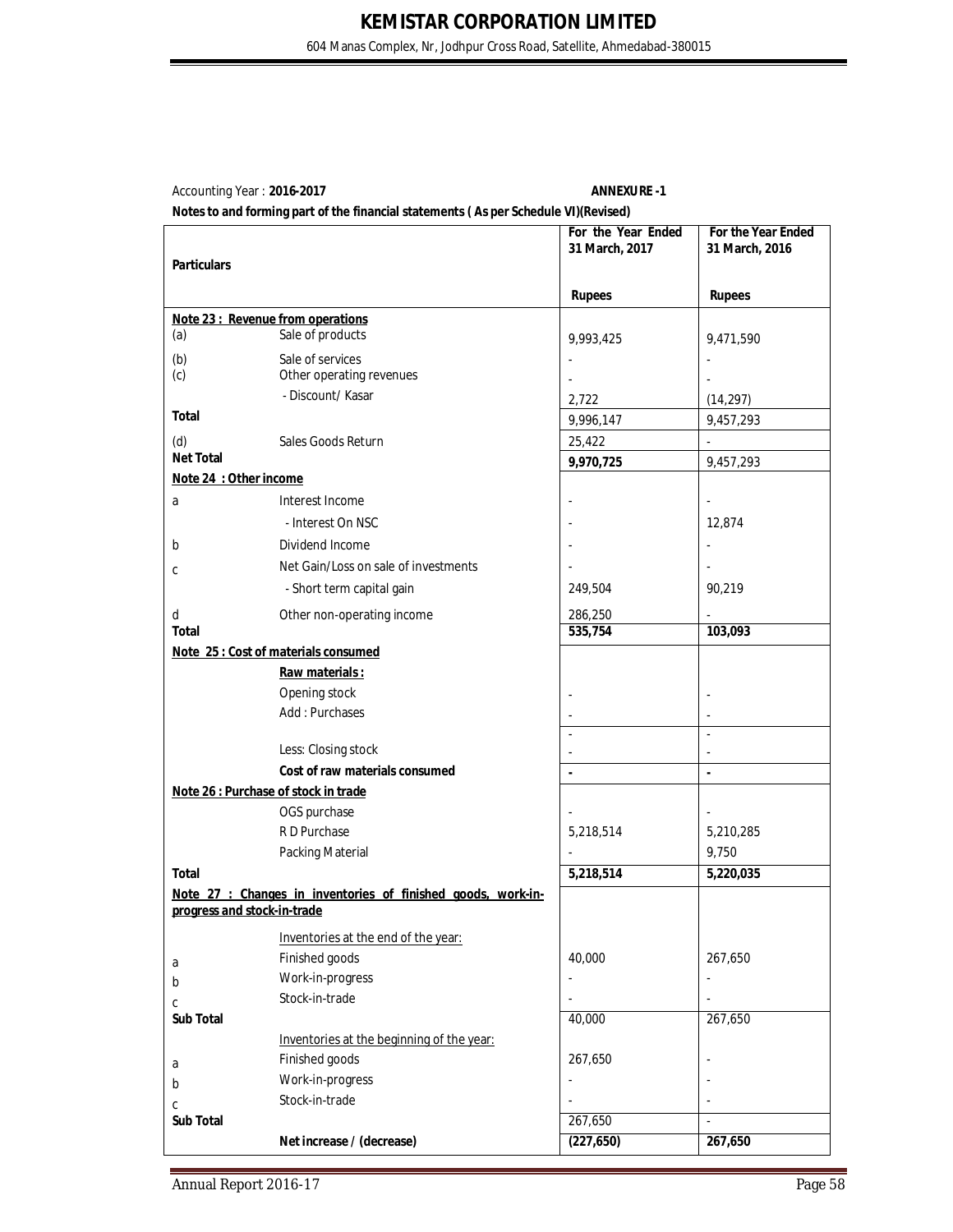Accounting Year : **2016-2017** **ANNEXURE -1**

**Notes to and forming part of the financial statements ( As per Schedule VI)(Revised)**

| Particulars | | For the Year Ended 31 March, 2017 | For the Year Ended 31 March, 2016 |
|---|---|---|---|
| | | **Rupees** | **Rupees** |
| **Note 23 : Revenue from operations** | | | |
| (a) | Sale of products | 9,993,425 | 9,471,590 |
| (b) | Sale of services | - | - |
| (c) | Other operating revenues | - | - |
| | - Discount/ Kasar | 2,722 | (14,297) |
| **Total** | | 9,996,147 | 9,457,293 |
| (d) | Sales Goods Return | 25,422 | - |
| **Net Total** | | **9,970,725** | 9,457,293 |
| **Note 24 : Other income** | | | |
| a | Interest Income | - | - |
| | - Interest On NSC | - | 12,874 |
| b | Dividend Income | - | - |
| c | Net Gain/Loss on sale of investments | - | - |
| | - Short term capital gain | 249,504 | 90,219 |
| d | Other non-operating income | 286,250 | - |
| **Total** | | **535,754** | **103,093** |
| **Note 25 : Cost of materials consumed** | | | |
| | **Raw materials :** | | |
| | Opening stock | - | - |
| | Add : Purchases | - | - |
| | | - | - |
| | Less: Closing stock | - | - |
| | **Cost of raw materials consumed** | **-** | **-** |
| **Note 26 : Purchase of stock in trade** | | | |
| | OGS purchase | - | - |
| | R D Purchase | 5,218,514 | 5,210,285 |
| | Packing Material | - | 9,750 |
| **Total** | | **5,218,514** | **5,220,035** |
| **Note 27 : Changes in inventories of finished goods, work-in-progress and stock-in-trade** | | | |
| | Inventories at the end of the year: | | |
| a | Finished goods | 40,000 | 267,650 |
| b | Work-in-progress | - | - |
| c | Stock-in-trade | - | - |
| **Sub Total** | | 40,000 | 267,650 |
| | Inventories at the beginning of the year: | | |
| a | Finished goods | 267,650 | - |
| b | Work-in-progress | - | - |
| c | Stock-in-trade | - | - |
| **Sub Total** | | 267,650 | - |
| | **Net increase / (decrease)** | **(227,650)** | **267,650** |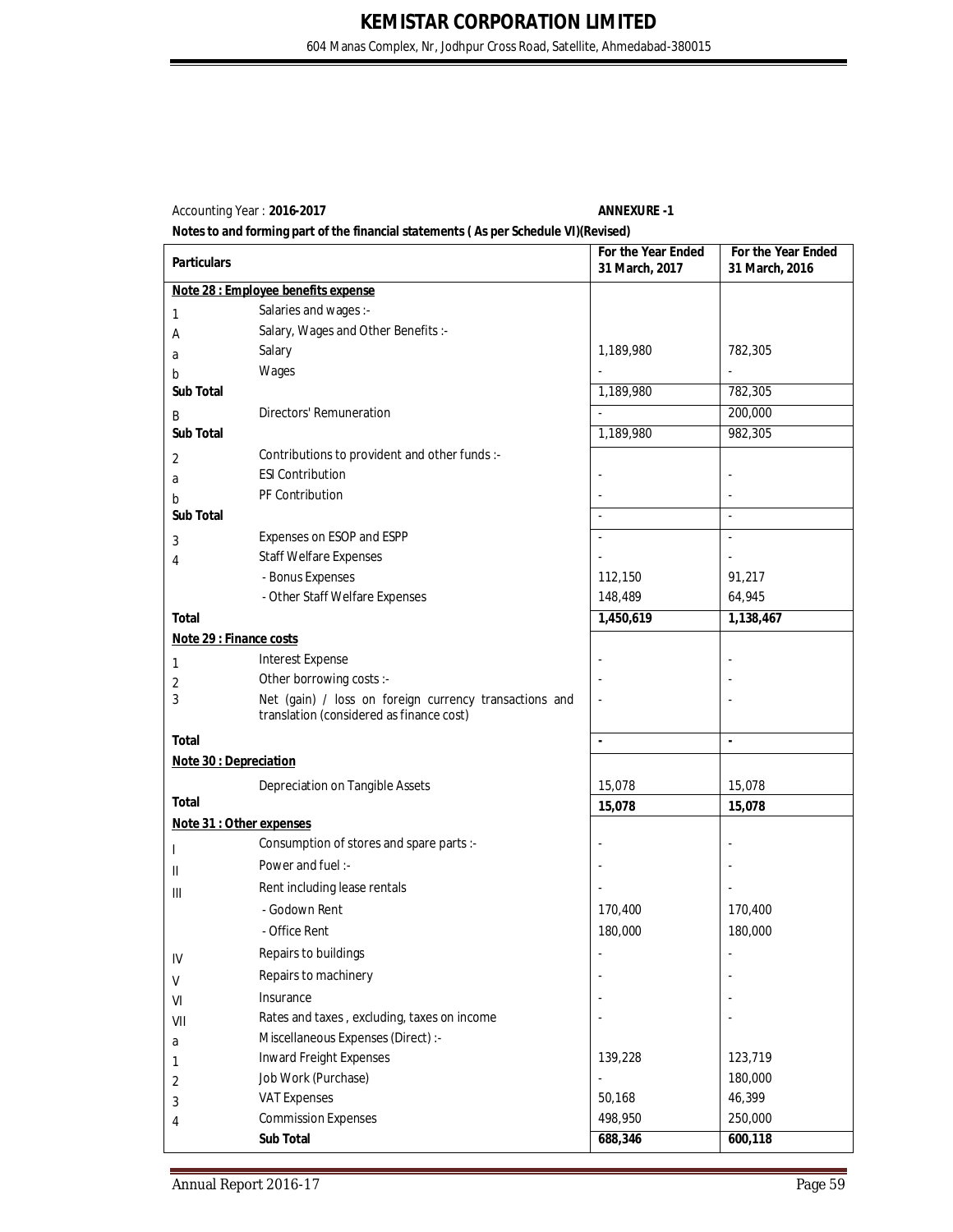# KEMISTAR CORPORATION LIMITED

604 Manas Complex, Nr, Jodhpur Cross Road, Satellite, Ahmedabad-380015

Accounting Year : **2016-2017** **ANNEXURE -1**

**Notes to and forming part of the financial statements ( As per Schedule VI)(Revised)**

| **Particulars** | | **For the Year Ended 31 March, 2017** | **For the Year Ended 31 March, 2016** |
|---|---|---|---|
| **Note 28 : Employee benefits expense** | | | |
| 1 | Salaries and wages :- | | |
| A | Salary, Wages and Other Benefits :- | | |
| a | Salary | 1,189,980 | 782,305 |
| b | Wages | - | - |
| **Sub Total** | | 1,189,980 | 782,305 |
| B | Directors' Remuneration | - | 200,000 |
| **Sub Total** | | 1,189,980 | 982,305 |
| 2 | Contributions to provident and other funds :- | | |
| a | ESI Contribution | - | - |
| b | PF Contribution | - | - |
| **Sub Total** | | - | - |
| 3 | Expenses on ESOP and ESPP | - | - |
| 4 | Staff Welfare Expenses | - | - |
| | - Bonus Expenses | 112,150 | 91,217 |
| | - Other Staff Welfare Expenses | 148,489 | 64,945 |
| **Total** | | **1,450,619** | **1,138,467** |
| **Note 29 : Finance costs** | | | |
| 1 | Interest Expense | - | - |
| 2 | Other borrowing costs :- | - | - |
| 3 | Net (gain) / loss on foreign currency transactions and translation (considered as finance cost) | - | - |
| **Total** | | **-** | **-** |
| **Note 30 : Depreciation** | | | |
| | Depreciation on Tangible Assets | 15,078 | 15,078 |
| **Total** | | **15,078** | **15,078** |
| **Note 31 : Other expenses** | | | |
| I | Consumption of stores and spare parts :- | - | - |
| II | Power and fuel :- | - | - |
| III | Rent including lease rentals | - | - |
| | - Godown Rent | 170,400 | 170,400 |
| | - Office Rent | 180,000 | 180,000 |
| IV | Repairs to buildings | - | - |
| V | Repairs to machinery | - | - |
| VI | Insurance | - | - |
| VII | Rates and taxes , excluding, taxes on income | - | - |
| a | Miscellaneous Expenses (Direct) :- | | |
| 1 | Inward Freight Expenses | 139,228 | 123,719 |
| 2 | Job Work (Purchase) | - | 180,000 |
| 3 | VAT Expenses | 50,168 | 46,399 |
| 4 | Commission Expenses | 498,950 | 250,000 |
| | **Sub Total** | **688,346** | **600,118** |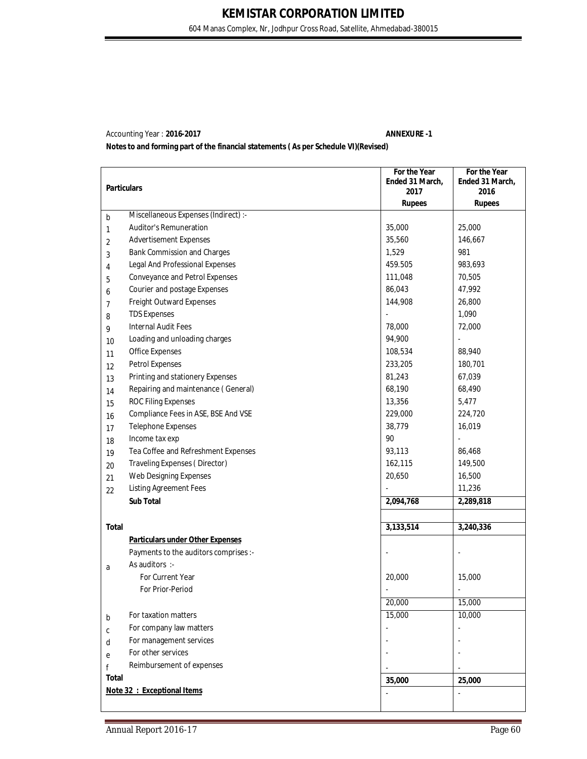Accounting Year : **2016-2017** **ANNEXURE -1**

**Notes to and forming part of the financial statements ( As per Schedule VI)(Revised)**

| | Particulars | For the Year Ended 31 March, 2017 Rupees | For the Year Ended 31 March, 2016 Rupees |
|---|---|---|---|
| b | Miscellaneous Expenses (Indirect) :- | | |
| 1 | Auditor's Remuneration | 35,000 | 25,000 |
| 2 | Advertisement Expenses | 35,560 | 146,667 |
| 3 | Bank Commission and Charges | 1,529 | 981 |
| 4 | Legal And Professional Expenses | 459.505 | 983,693 |
| 5 | Conveyance and Petrol Expenses | 111,048 | 70,505 |
| 6 | Courier and postage Expenses | 86,043 | 47,992 |
| 7 | Freight Outward Expenses | 144,908 | 26,800 |
| 8 | TDS Expenses | - | 1,090 |
| 9 | Internal Audit Fees | 78,000 | 72,000 |
| 10 | Loading and unloading charges | 94,900 | - |
| 11 | Office Expenses | 108,534 | 88,940 |
| 12 | Petrol Expenses | 233,205 | 180,701 |
| 13 | Printing and stationery Expenses | 81,243 | 67,039 |
| 14 | Repairing and maintenance ( General) | 68,190 | 68,490 |
| 15 | ROC Filing Expenses | 13,356 | 5,477 |
| 16 | Compliance Fees in ASE, BSE And VSE | 229,000 | 224,720 |
| 17 | Telephone Expenses | 38,779 | 16,019 |
| 18 | Income tax exp | 90 | - |
| 19 | Tea Coffee and Refreshment Expenses | 93,113 | 86,468 |
| 20 | Traveling Expenses ( Director) | 162,115 | 149,500 |
| 21 | Web Designing Expenses | 20,650 | 16,500 |
| 22 | Listing Agreement Fees | - | 11,236 |
| | **Sub Total** | **2,094,768** | **2,289,818** |
| | | | |
| **Total** | | **3,133,514** | **3,240,336** |
| | **Particulars under Other Expenses** | | |
| | Payments to the auditors comprises :- | - | - |
| a | As auditors :- | | |
| | For Current Year | 20,000 | 15,000 |
| | For Prior-Period | - | - |
| | | 20,000 | 15,000 |
| b | For taxation matters | 15,000 | 10,000 |
| c | For company law matters | - | - |
| d | For management services | - | - |
| e | For other services | - | - |
| f | Reimbursement of expenses | - | - |
| **Total** | | **35,000** | **25,000** |
| | **Note 32 : Exceptional Items** | - | - |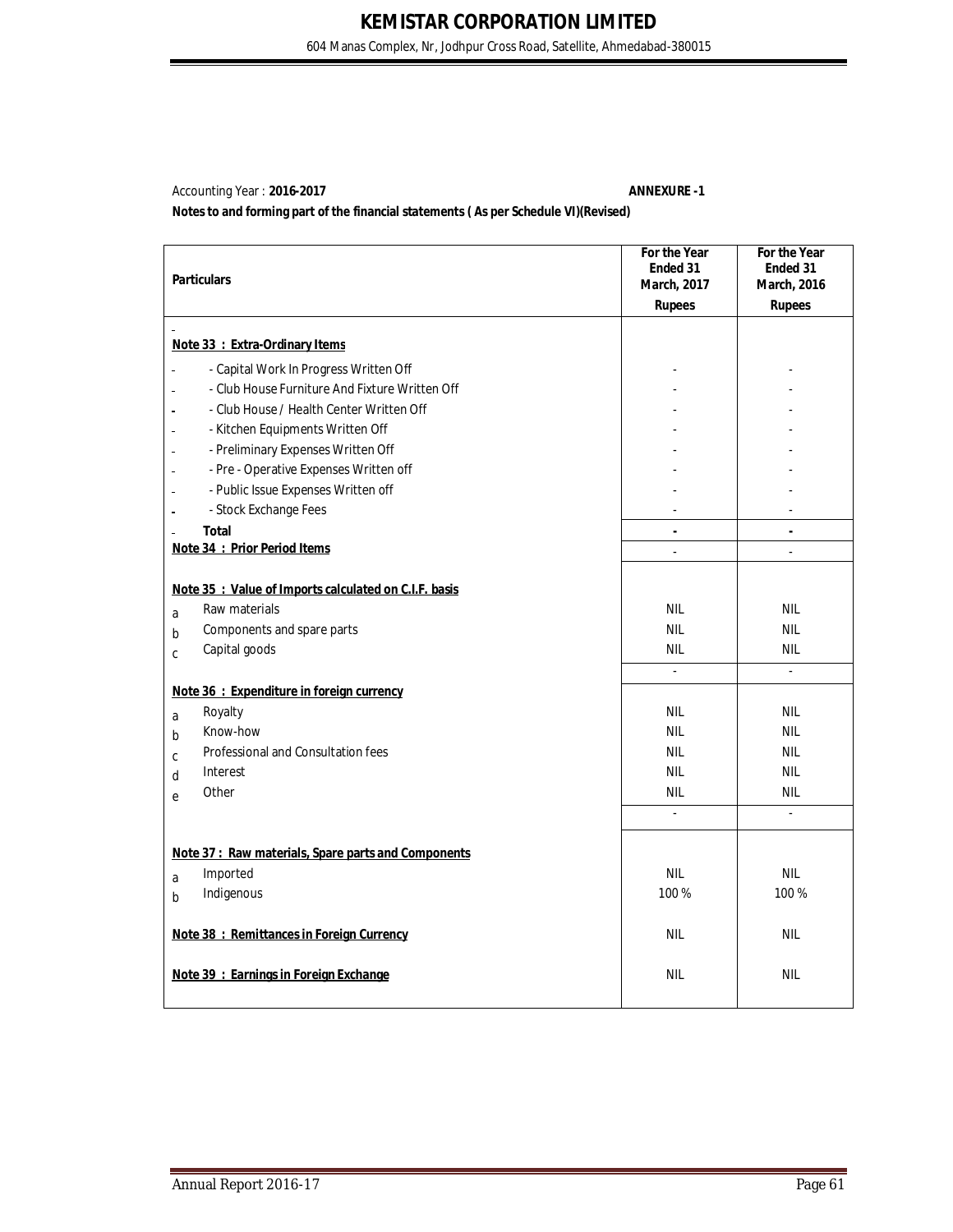# KEMISTAR CORPORATION LIMITED

604 Manas Complex, Nr, Jodhpur Cross Road, Satellite, Ahmedabad-380015

Accounting Year : **2016-2017** **ANNEXURE -1**

**Notes to and forming part of the financial statements ( As per Schedule VI)(Revised)**

| Particulars | | For the Year Ended 31 March, 2017 Rupees | For the Year Ended 31 March, 2016 Rupees |
|---|---|---|---|
| **Note 33 : Extra-Ordinary Items** | | | |
| | - Capital Work In Progress Written Off | - | - |
| | - Club House Furniture And Fixture Written Off | - | - |
| | - Club House / Health Center Written Off | - | - |
| | - Kitchen Equipments Written Off | - | - |
| | - Preliminary Expenses Written Off | - | - |
| | - Pre - Operative Expenses Written off | - | - |
| | - Public Issue Expenses Written off | - | - |
| | - Stock Exchange Fees | - | - |
| | **Total** | **-** | **-** |
| **Note 34 : Prior Period Items** | | - | - |
| **Note 35 : Value of Imports calculated on C.I.F. basis** | | | |
| a | Raw materials | NIL | NIL |
| b | Components and spare parts | NIL | NIL |
| c | Capital goods | NIL | NIL |
| | | - | - |
| **Note 36 : Expenditure in foreign currency** | | | |
| a | Royalty | NIL | NIL |
| b | Know-how | NIL | NIL |
| c | Professional and Consultation fees | NIL | NIL |
| d | Interest | NIL | NIL |
| e | Other | NIL | NIL |
| | | - | - |
| **Note 37 : Raw materials, Spare parts and Components** | | | |
| a | Imported | NIL | NIL |
| b | Indigenous | 100 % | 100 % |
| **Note 38 : Remittances in Foreign Currency** | | NIL | NIL |
| **Note 39 : Earnings in Foreign Exchange** | | NIL | NIL |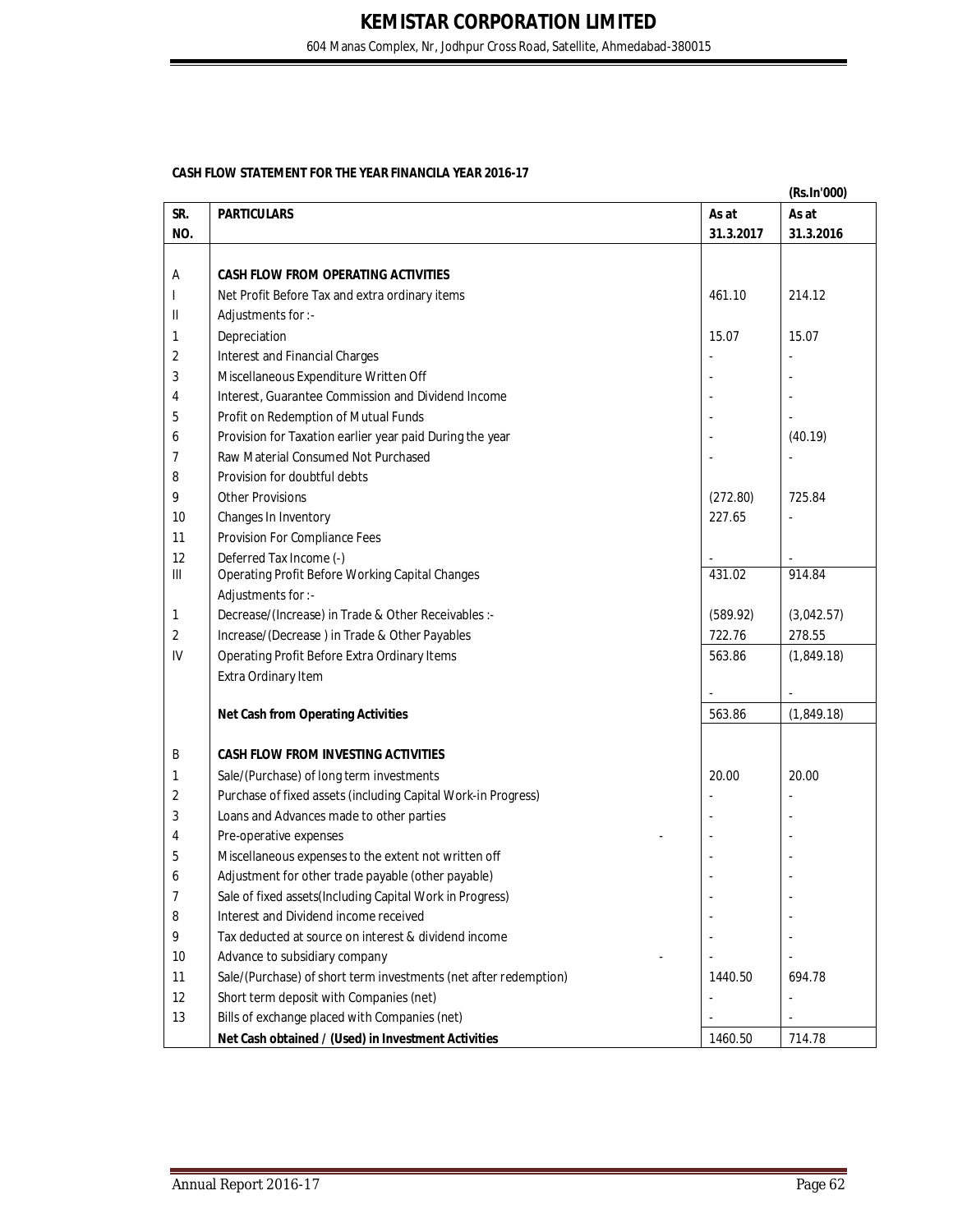# KEMISTAR CORPORATION LIMITED

604 Manas Complex, Nr, Jodhpur Cross Road, Satellite, Ahmedabad-380015

**CASH FLOW STATEMENT FOR THE YEAR FINANCILA YEAR 2016-17**

**(Rs.In'000)**

| SR. NO. | PARTICULARS | As at 31.3.2017 | As at 31.3.2016 |
|---|---|---|---|
| A | **CASH FLOW FROM OPERATING ACTIVITIES** | | |
| I | Net Profit Before Tax and extra ordinary items | 461.10 | 214.12 |
| II | Adjustments for :- | | |
| 1 | Depreciation | 15.07 | 15.07 |
| 2 | Interest and Financial Charges | - | - |
| 3 | Miscellaneous Expenditure Written Off | - | - |
| 4 | Interest, Guarantee Commission and Dividend Income | - | - |
| 5 | Profit on Redemption of Mutual Funds | - | - |
| 6 | Provision for Taxation earlier year paid During the year | - | (40.19) |
| 7 | Raw Material Consumed Not Purchased | - | - |
| 8 | Provision for doubtful debts | | |
| 9 | Other Provisions | (272.80) | 725.84 |
| 10 | Changes In Inventory | 227.65 | - |
| 11 | Provision For Compliance Fees | | |
| 12 | Deferred Tax Income (-) | - | - |
| III | Operating Profit Before Working Capital Changes | 431.02 | 914.84 |
| | Adjustments for :- | | |
| 1 | Decrease/(Increase) in Trade & Other Receivables :- | (589.92) | (3,042.57) |
| 2 | Increase/(Decrease ) in Trade & Other Payables | 722.76 | 278.55 |
| IV | Operating Profit Before Extra Ordinary Items | 563.86 | (1,849.18) |
| | Extra Ordinary Item | - | - |
| | **Net Cash from Operating Activities** | 563.86 | (1,849.18) |
| B | **CASH FLOW FROM INVESTING ACTIVITIES** | | |
| 1 | Sale/(Purchase) of long term investments | 20.00 | 20.00 |
| 2 | Purchase of fixed assets (including Capital Work-in Progress) | - | - |
| 3 | Loans and Advances made to other parties | - | - |
| 4 | Pre-operative expenses - | - | - |
| 5 | Miscellaneous expenses to the extent not written off | - | - |
| 6 | Adjustment for other trade payable (other payable) | - | - |
| 7 | Sale of fixed assets(Including Capital Work in Progress) | - | - |
| 8 | Interest and Dividend income received | - | - |
| 9 | Tax deducted at source on interest & dividend income | - | - |
| 10 | Advance to subsidiary company - | - | - |
| 11 | Sale/(Purchase) of short term investments (net after redemption) | 1440.50 | 694.78 |
| 12 | Short term deposit with Companies (net) | - | - |
| 13 | Bills of exchange placed with Companies (net) | - | - |
| | **Net Cash obtained / (Used) in Investment Activities** | 1460.50 | 714.78 |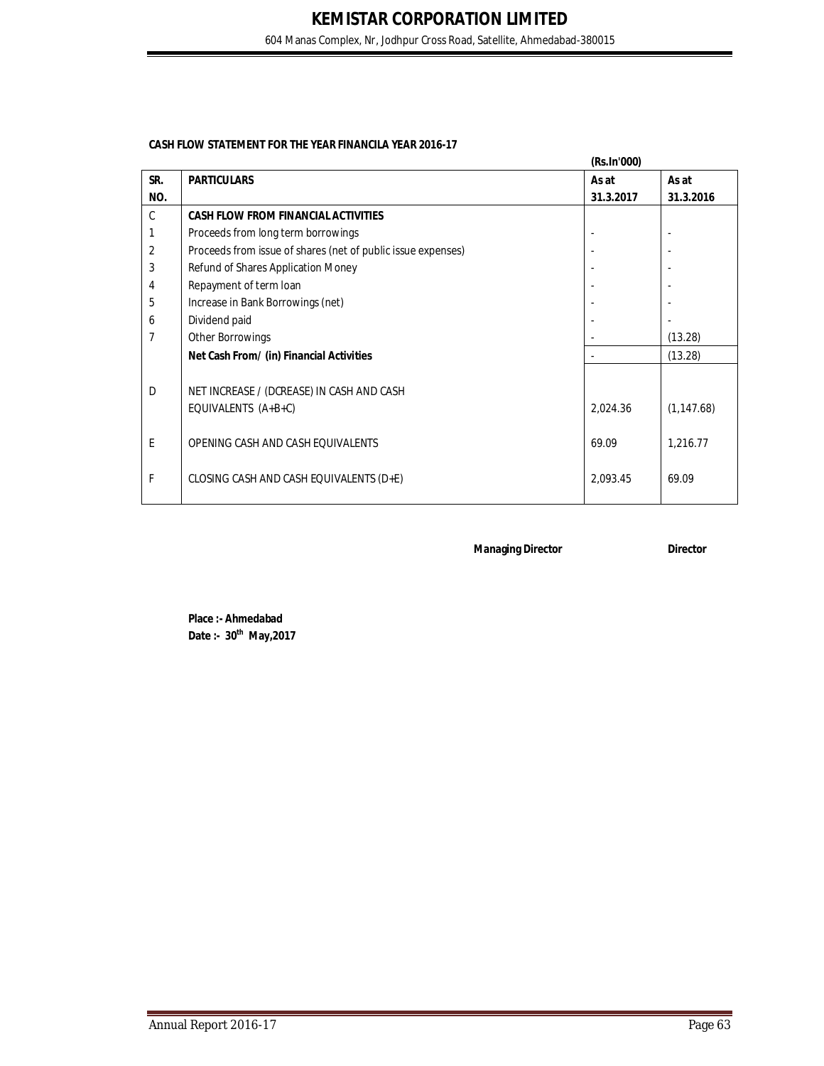# KEMISTAR CORPORATION LIMITED

604 Manas Complex, Nr, Jodhpur Cross Road, Satellite, Ahmedabad-380015

**CASH FLOW STATEMENT FOR THE YEAR FINANCILA YEAR 2016-17**

**(Rs.In'000)**

| SR. NO. | PARTICULARS | As at 31.3.2017 | As at 31.3.2016 |
|---|---|---|---|
| C | **CASH FLOW FROM FINANCIAL ACTIVITIES** | | |
| 1 | Proceeds from long term borrowings | - | - |
| 2 | Proceeds from issue of shares (net of public issue expenses) | - | - |
| 3 | Refund of Shares Application Money | - | - |
| 4 | Repayment of term loan | - | - |
| 5 | Increase in Bank Borrowings (net) | - | - |
| 6 | Dividend paid | - | - |
| 7 | Other Borrowings | - | (13.28) |
| | **Net Cash From/ (in) Financial Activities** | - | (13.28) |
| D | NET INCREASE / (DCREASE) IN CASH AND CASH EQUIVALENTS (A+B+C) | 2,024.36 | (1,147.68) |
| E | OPENING CASH AND CASH EQUIVALENTS | 69.09 | 1,216.77 |
| F | CLOSING CASH AND CASH EQUIVALENTS (D+E) | 2,093.45 | 69.09 |

**Managing Director** **Director**

**Place :- Ahmedabad**
**Date :- 30th May,2017**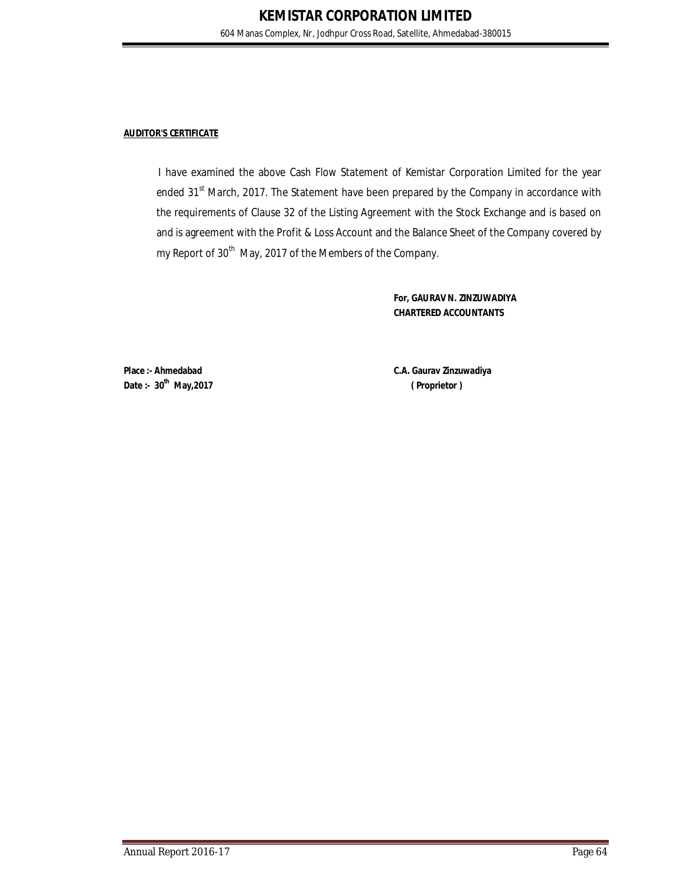**AUDITOR'S CERTIFICATE**

I have examined the above Cash Flow Statement of Kemistar Corporation Limited for the year ended 31st March, 2017. The Statement have been prepared by the Company in accordance with the requirements of Clause 32 of the Listing Agreement with the Stock Exchange and is based on and is agreement with the Profit & Loss Account and the Balance Sheet of the Company covered by my Report of 30th May, 2017 of the Members of the Company.

**For, GAURAV N. ZINZUWADIYA**
**CHARTERED ACCOUNTANTS**

**Place :- Ahmedabad**
**Date :- 30th May,2017**

**C.A. Gaurav Zinzuwadiya**
**( Proprietor )**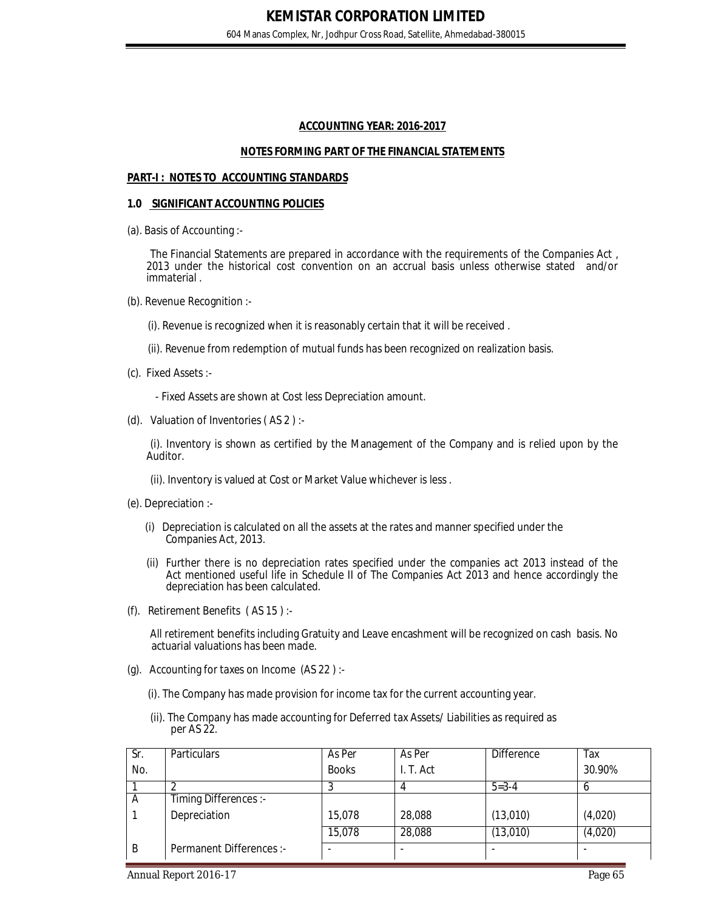# KEMISTAR CORPORATION LIMITED

604 Manas Complex, Nr, Jodhpur Cross Road, Satellite, Ahmedabad-380015

## ACCOUNTING YEAR: 2016-2017

## NOTES FORMING PART OF THE FINANCIAL STATEMENTS

### PART-I : NOTES TO ACCOUNTING STANDARDS

### 1.0 SIGNIFICANT ACCOUNTING POLICIES

(a). Basis of Accounting :-

The Financial Statements are prepared in accordance with the requirements of the Companies Act , 2013 under the historical cost convention on an accrual basis unless otherwise stated and/or immaterial .

(b). Revenue Recognition :-

(i). Revenue is recognized when it is reasonably certain that it will be received .

(ii). Revenue from redemption of mutual funds has been recognized on realization basis.

(c). Fixed Assets :-

- Fixed Assets are shown at Cost less Depreciation amount.

(d). Valuation of Inventories ( AS 2 ) :-

(i). Inventory is shown as certified by the Management of the Company and is relied upon by the Auditor.

(ii). Inventory is valued at Cost or Market Value whichever is less .

(e). Depreciation :-

(i) Depreciation is calculated on all the assets at the rates and manner specified under the Companies Act, 2013.

(ii) Further there is no depreciation rates specified under the companies act 2013 instead of the Act mentioned useful life in Schedule II of The Companies Act 2013 and hence accordingly the depreciation has been calculated.

(f). Retirement Benefits ( AS 15 ) :-

All retirement benefits including Gratuity and Leave encashment will be recognized on cash basis. No actuarial valuations has been made.

(g). Accounting for taxes on Income (AS 22 ) :-

(i). The Company has made provision for income tax for the current accounting year.

(ii). The Company has made accounting for Deferred tax Assets/ Liabilities as required as per AS 22.

| Sr. No. | Particulars | As Per Books | As Per I. T. Act | Difference | Tax 30.90% |
|---|---|---|---|---|---|
| 1 | 2 | 3 | 4 | 5=3-4 | 6 |
| A | Timing Differences :- | | | | |
| 1 | Depreciation | 15,078 | 28,088 | (13,010) | (4,020) |
| | | 15,078 | 28,088 | (13,010) | (4,020) |
| B | Permanent Differences :- | - | - | - | - |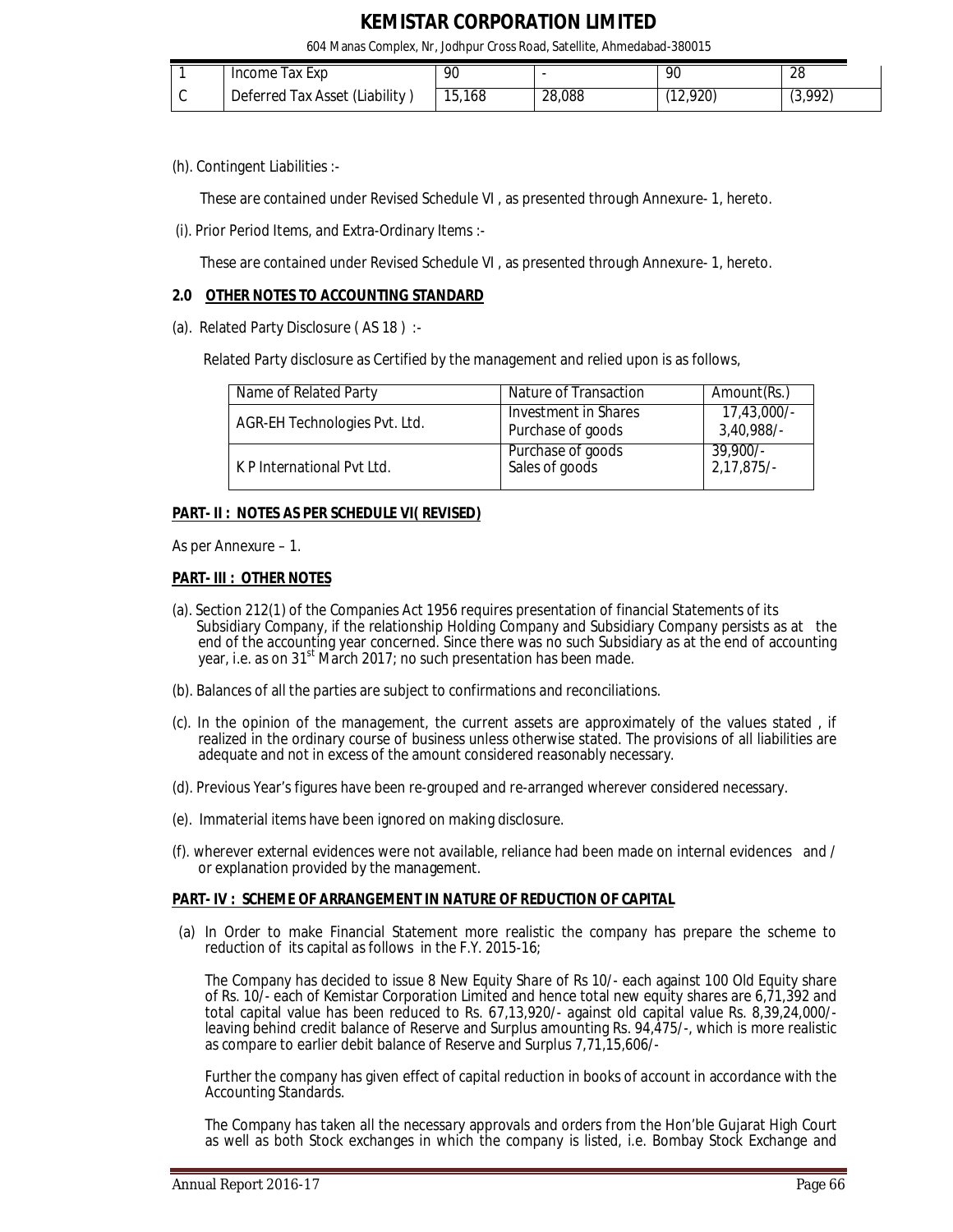| 1 | Income Tax Exp | 90 | - | 90 | 28 |
|---|---|---|---|---|---|
| C | Deferred Tax Asset (Liability ) | 15,168 | 28,088 | (12,920) | (3,992) |

(h). Contingent Liabilities :-

These are contained under Revised Schedule VI , as presented through Annexure- 1, hereto.

(i). Prior Period Items, and Extra-Ordinary Items :-

These are contained under Revised Schedule VI , as presented through Annexure- 1, hereto.

## 2.0 OTHER NOTES TO ACCOUNTING STANDARD

(a). Related Party Disclosure ( AS 18 ) :-

Related Party disclosure as Certified by the management and relied upon is as follows,

| Name of Related Party | Nature of Transaction | Amount(Rs.) |
|---|---|---|
| AGR-EH Technologies Pvt. Ltd. | Investment in Shares<br>Purchase of goods | 17,43,000/-<br>3,40,988/- |
| K P International Pvt Ltd. | Purchase of goods<br>Sales of goods | 39,900/-<br>2,17,875/- |

## PART- II : NOTES AS PER SCHEDULE VI( REVISED)

As per Annexure – 1.

## PART- III : OTHER NOTES

(a). Section 212(1) of the Companies Act 1956 requires presentation of financial Statements of its Subsidiary Company, if the relationship Holding Company and Subsidiary Company persists as at the end of the accounting year concerned. Since there was no such Subsidiary as at the end of accounting year, i.e. as on 31st March 2017; no such presentation has been made.

(b). Balances of all the parties are subject to confirmations and reconciliations.

(c). In the opinion of the management, the current assets are approximately of the values stated , if realized in the ordinary course of business unless otherwise stated. The provisions of all liabilities are adequate and not in excess of the amount considered reasonably necessary.

(d). Previous Year's figures have been re-grouped and re-arranged wherever considered necessary.

(e). Immaterial items have been ignored on making disclosure.

(f). wherever external evidences were not available, reliance had been made on internal evidences and / or explanation provided by the management.

## PART- IV : SCHEME OF ARRANGEMENT IN NATURE OF REDUCTION OF CAPITAL

(a) In Order to make Financial Statement more realistic the company has prepare the scheme to reduction of its capital as follows in the F.Y. 2015-16;

The Company has decided to issue 8 New Equity Share of Rs 10/- each against 100 Old Equity share of Rs. 10/- each of Kemistar Corporation Limited and hence total new equity shares are 6,71,392 and total capital value has been reduced to Rs. 67,13,920/- against old capital value Rs. 8,39,24,000/- leaving behind credit balance of Reserve and Surplus amounting Rs. 94,475/-, which is more realistic as compare to earlier debit balance of Reserve and Surplus 7,71,15,606/-

Further the company has given effect of capital reduction in books of account in accordance with the Accounting Standards.

The Company has taken all the necessary approvals and orders from the Hon'ble Gujarat High Court as well as both Stock exchanges in which the company is listed, i.e. Bombay Stock Exchange and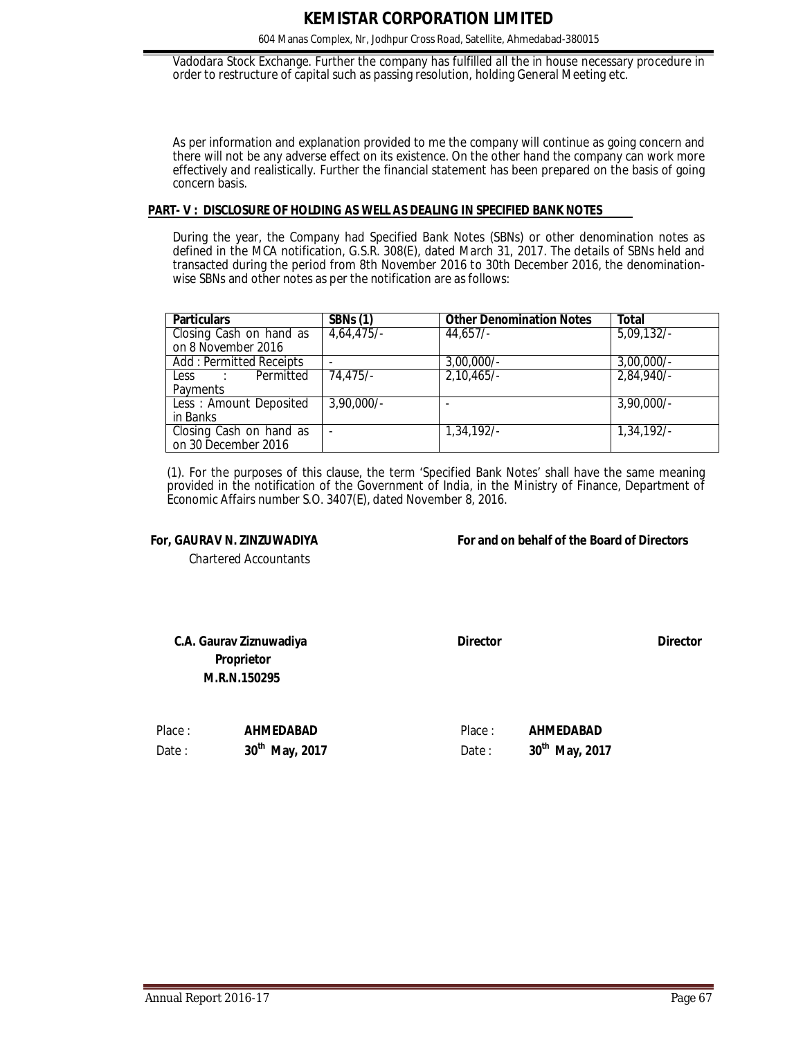Vadodara Stock Exchange. Further the company has fulfilled all the in house necessary procedure in order to restructure of capital such as passing resolution, holding General Meeting etc.

As per information and explanation provided to me the company will continue as going concern and there will not be any adverse effect on its existence. On the other hand the company can work more effectively and realistically. Further the financial statement has been prepared on the basis of going concern basis.

**PART- V : DISCLOSURE OF HOLDING AS WELL AS DEALING IN SPECIFIED BANK NOTES**

During the year, the Company had Specified Bank Notes (SBNs) or other denomination notes as defined in the MCA notification, G.S.R. 308(E), dated March 31, 2017. The details of SBNs held and transacted during the period from 8th November 2016 to 30th December 2016, the denomination-wise SBNs and other notes as per the notification are as follows:

| Particulars | SBNs (1) | Other Denomination Notes | Total |
|---|---|---|---|
| Closing Cash on hand as on 8 November 2016 | 4,64,475/- | 44,657/- | 5,09,132/- |
| Add : Permitted Receipts | - | 3,00,000/- | 3,00,000/- |
| Less : Permitted Payments | 74,475/- | 2,10,465/- | 2,84,940/- |
| Less : Amount Deposited in Banks | 3,90,000/- | - | 3,90,000/- |
| Closing Cash on hand as on 30 December 2016 | - | 1,34,192/- | 1,34,192/- |

(1). For the purposes of this clause, the term 'Specified Bank Notes' shall have the same meaning provided in the notification of the Government of India, in the Ministry of Finance, Department of Economic Affairs number S.O. 3407(E), dated November 8, 2016.

**For, GAURAV N. ZINZUWADIYA**
Chartered Accountants

**For and on behalf of the Board of Directors**

**C.A. Gaurav Ziznuwadiya**
**Proprietor**
**M.R.N.150295**

**Director** **Director**

Place : **AHMEDABAD**
Date : **30th May, 2017**

Place : **AHMEDABAD**
Date : **30th May, 2017**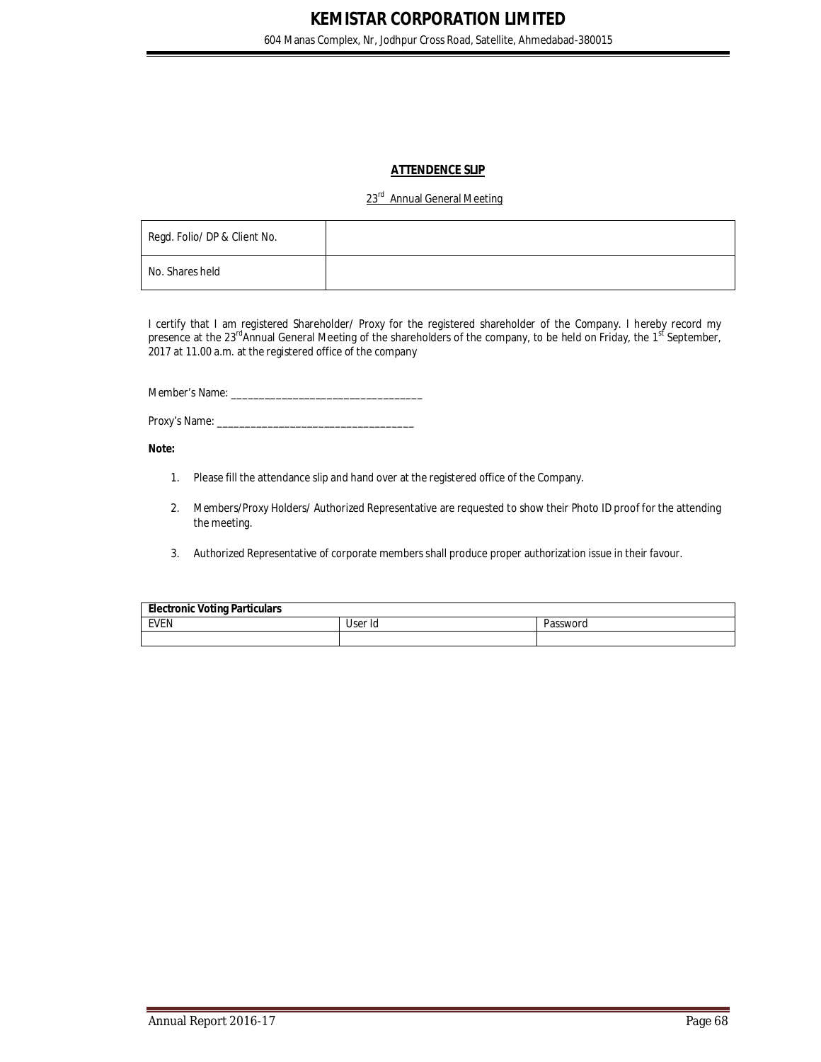**ATTENDENCE SLIP**

23rd Annual General Meeting

| Regd. Folio/ DP & Client No. | |
|---|---|
| No. Shares held | |

I certify that I am registered Shareholder/ Proxy for the registered shareholder of the Company. I hereby record my presence at the 23rd Annual General Meeting of the shareholders of the company, to be held on Friday, the 1st September, 2017 at 11.00 a.m. at the registered office of the company

Member's Name: ___________________________________

Proxy's Name: ____________________________________

**Note:**

1. Please fill the attendance slip and hand over at the registered office of the Company.
2. Members/Proxy Holders/ Authorized Representative are requested to show their Photo ID proof for the attending the meeting.
3. Authorized Representative of corporate members shall produce proper authorization issue in their favour.

| **Electronic Voting Particulars** | | |
|---|---|---|
| EVEN | User Id | Password |
| | | |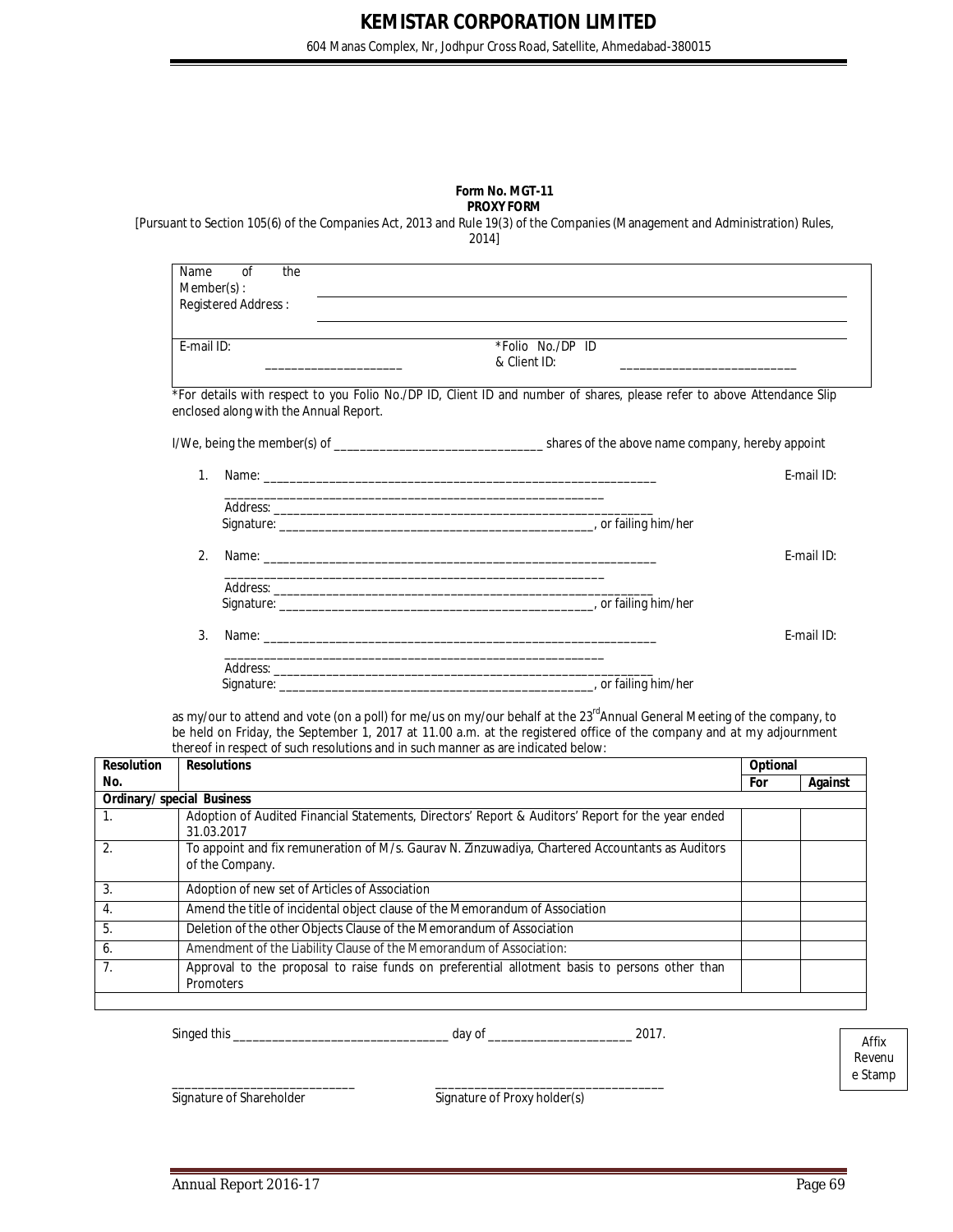# KEMISTAR CORPORATION LIMITED

604 Manas Complex, Nr, Jodhpur Cross Road, Satellite, Ahmedabad-380015

**Form No. MGT-11**
**PROXY FORM**

[Pursuant to Section 105(6) of the Companies Act, 2013 and Rule 19(3) of the Companies (Management and Administration) Rules, 2014]

| | |
|---|---|
| Name of the Member(s) : | |
| Registered Address : | |
| E-mail ID: ____________________ | *Folio No./DP ID & Client ID: __________________________ |

*For details with respect to you Folio No./DP ID, Client ID and number of shares, please refer to above Attendance Slip enclosed along with the Annual Report.

I/We, being the member(s) of ______________________________ shares of the above name company, hereby appoint

1. Name: ______________________________________________________________ E-mail ID: ____________________________________________________________
   Address: ____________________________________________________________
   Signature: ________________________________________________, or failing him/her

2. Name: ______________________________________________________________ E-mail ID: ____________________________________________________________
   Address: ____________________________________________________________
   Signature: ________________________________________________, or failing him/her

3. Name: ______________________________________________________________ E-mail ID: ____________________________________________________________
   Address: ____________________________________________________________
   Signature: ________________________________________________, or failing him/her

as my/our to attend and vote (on a poll) for me/us on my/our behalf at the 23rd Annual General Meeting of the company, to be held on Friday, the September 1, 2017 at 11.00 a.m. at the registered office of the company and at my adjournment thereof in respect of such resolutions and in such manner as are indicated below:

| Resolution No. | Resolutions | Optional | |
|---|---|---|---|
| | | For | Against |
| **Ordinary/ special Business** | | | |
| 1. | Adoption of Audited Financial Statements, Directors' Report & Auditors' Report for the year ended 31.03.2017 | | |
| 2. | To appoint and fix remuneration of M/s. Gaurav N. Zinzuwadiya, Chartered Accountants as Auditors of the Company. | | |
| 3. | Adoption of new set of Articles of Association | | |
| 4. | Amend the title of incidental object clause of the Memorandum of Association | | |
| 5. | Deletion of the other Objects Clause of the Memorandum of Association | | |
| 6. | Amendment of the Liability Clause of the Memorandum of Association: | | |
| 7. | Approval to the proposal to raise funds on preferential allotment basis to persons other than Promoters | | |

Singed this ______________________________ day of ____________________ 2017.

Affix Revenue Stamp

___________________________ Signature of Shareholder

________________________________ Signature of Proxy holder(s)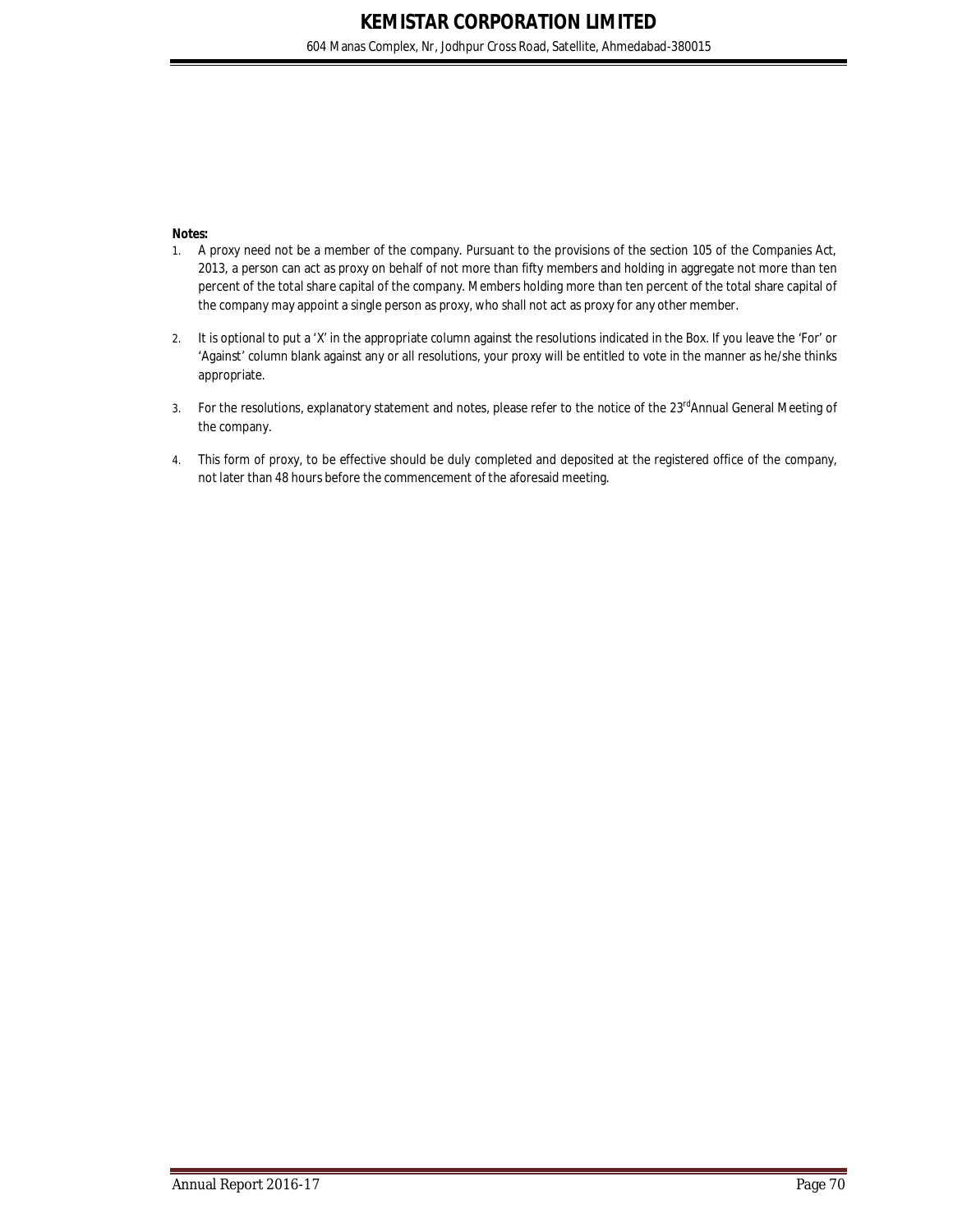**Notes:**

1. A proxy need not be a member of the company. Pursuant to the provisions of the section 105 of the Companies Act, 2013, a person can act as proxy on behalf of not more than fifty members and holding in aggregate not more than ten percent of the total share capital of the company. Members holding more than ten percent of the total share capital of the company may appoint a single person as proxy, who shall not act as proxy for any other member.

2. It is optional to put a 'X' in the appropriate column against the resolutions indicated in the Box. If you leave the 'For' or 'Against' column blank against any or all resolutions, your proxy will be entitled to vote in the manner as he/she thinks appropriate.

3. For the resolutions, explanatory statement and notes, please refer to the notice of the 23rd Annual General Meeting of the company.

4. This form of proxy, to be effective should be duly completed and deposited at the registered office of the company, not later than 48 hours before the commencement of the aforesaid meeting.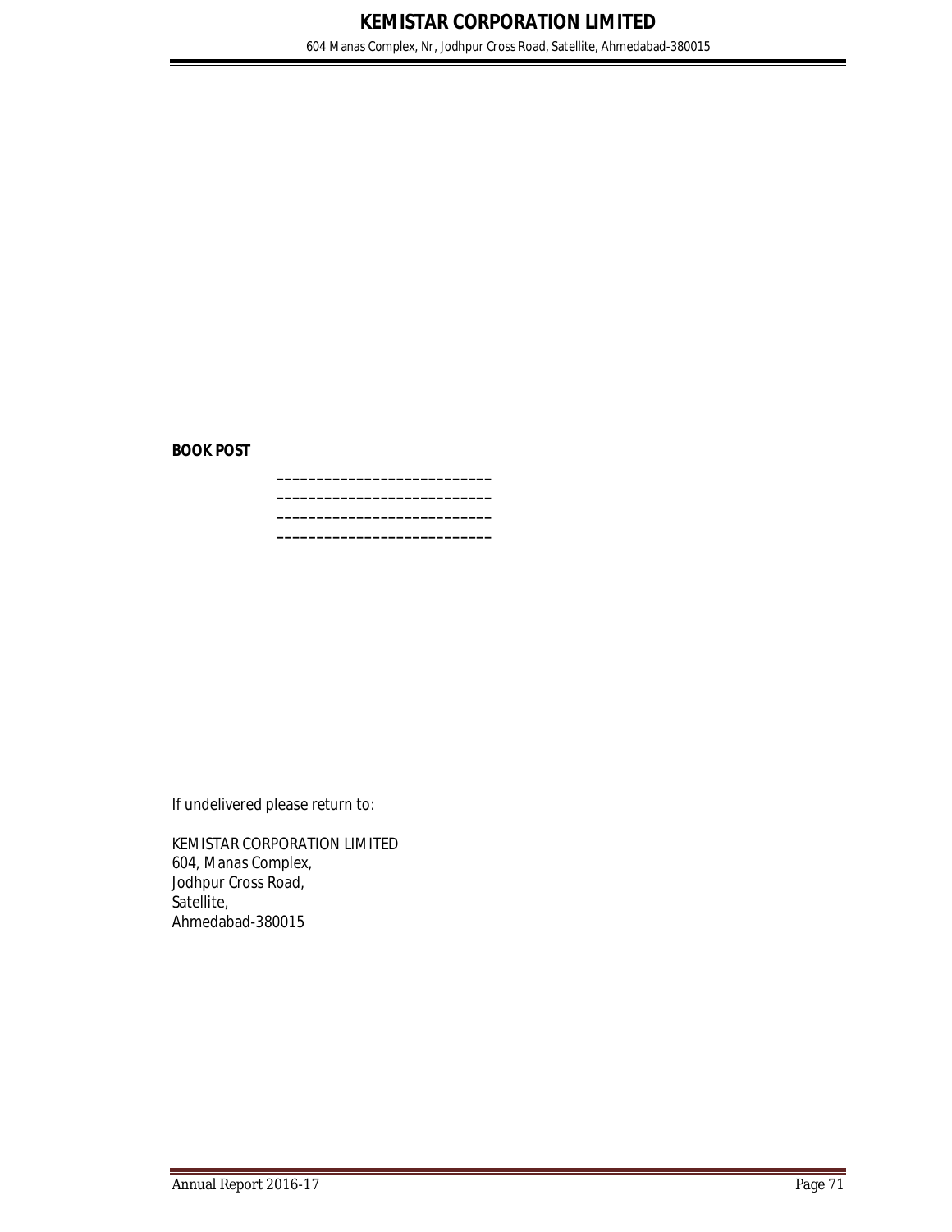**BOOK POST**

\_\_\_\_\_\_\_\_\_\_\_\_\_\_\_\_\_\_\_\_\_\_\_\_\_\_\_\_

\_\_\_\_\_\_\_\_\_\_\_\_\_\_\_\_\_\_\_\_\_\_\_\_\_\_\_\_

\_\_\_\_\_\_\_\_\_\_\_\_\_\_\_\_\_\_\_\_\_\_\_\_\_\_\_\_

\_\_\_\_\_\_\_\_\_\_\_\_\_\_\_\_\_\_\_\_\_\_\_\_\_\_\_\_

If undelivered please return to:

KEMISTAR CORPORATION LIMITED
604, Manas Complex,
Jodhpur Cross Road,
Satellite,
Ahmedabad-380015